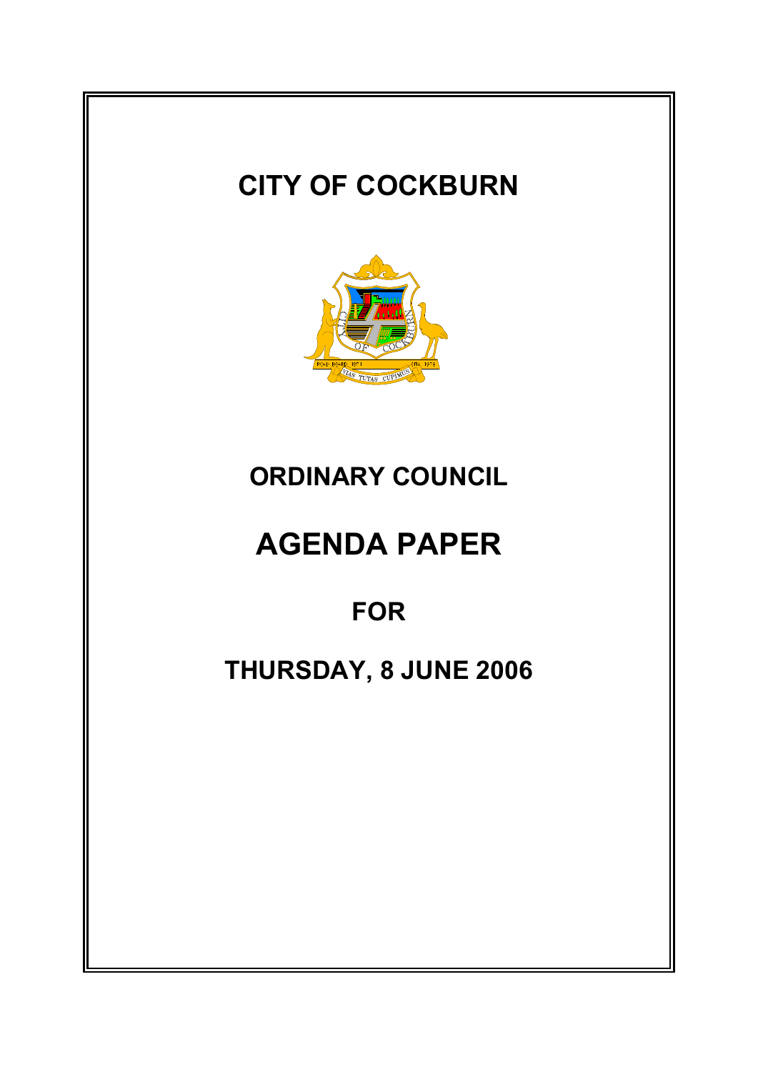# CITY OF COCKBURN

## ORDINARY COUNCIL

# AGENDA PAPER

## FOR

## THURSDAY, 8 JUNE 2006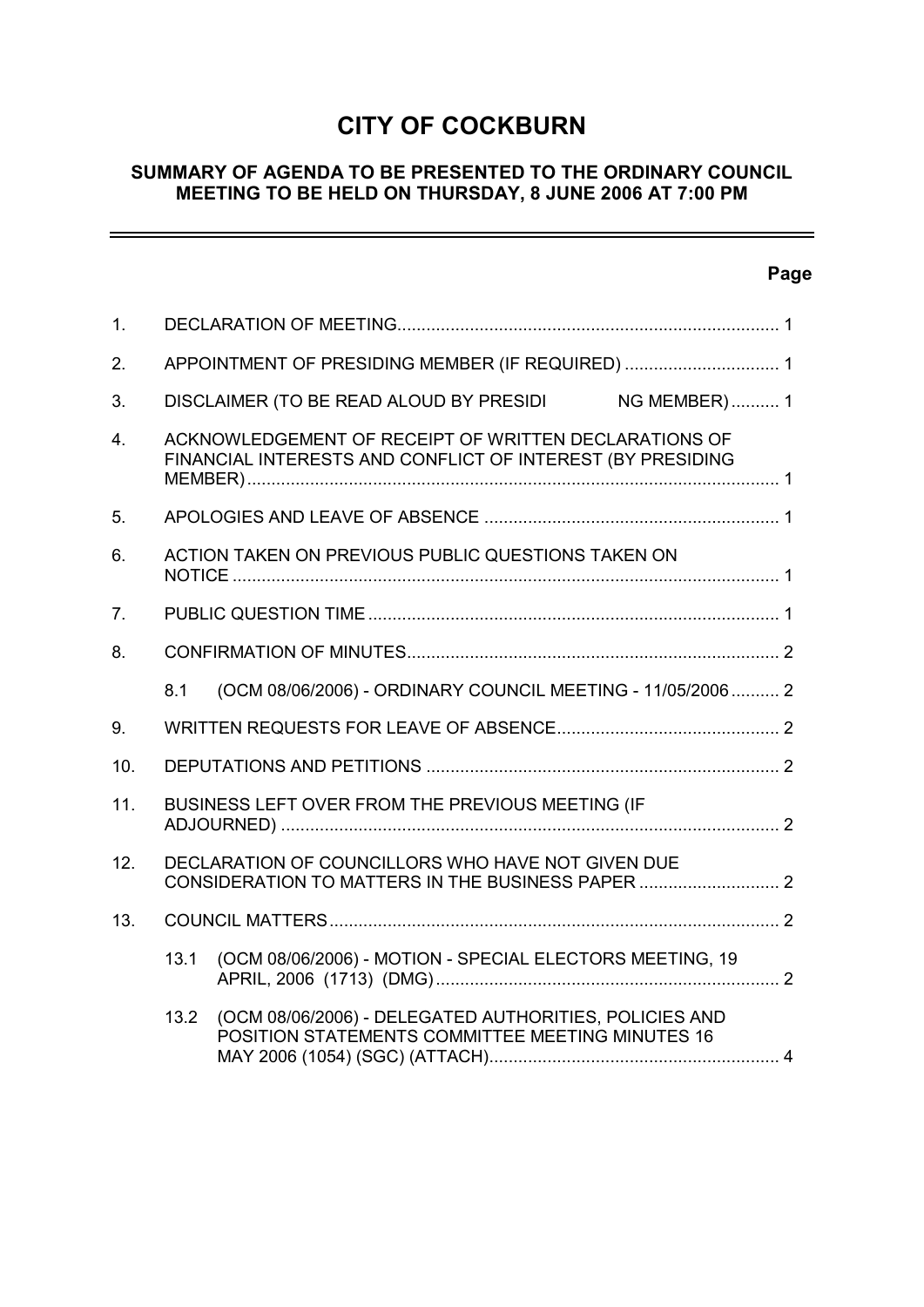# CITY OF COCKBURN

## SUMMARY OF AGENDA TO BE PRESENTED TO THE ORDINARY COUNCIL MEETING TO BE HELD ON THURSDAY, 8 JUNE 2006 AT 7:00 PM

**Page**

| | | Page |
|---|---|---|
| 1. | DECLARATION OF MEETING | 1 |
| 2. | APPOINTMENT OF PRESIDING MEMBER (IF REQUIRED) | 1 |
| 3. | DISCLAIMER (TO BE READ ALOUD BY PRESIDI NG MEMBER) | 1 |
| 4. | ACKNOWLEDGEMENT OF RECEIPT OF WRITTEN DECLARATIONS OF FINANCIAL INTERESTS AND CONFLICT OF INTEREST (BY PRESIDING MEMBER) | 1 |
| 5. | APOLOGIES AND LEAVE OF ABSENCE | 1 |
| 6. | ACTION TAKEN ON PREVIOUS PUBLIC QUESTIONS TAKEN ON NOTICE | 1 |
| 7. | PUBLIC QUESTION TIME | 1 |
| 8. | CONFIRMATION OF MINUTES | 2 |
| | 8.1 (OCM 08/06/2006) - ORDINARY COUNCIL MEETING - 11/05/2006 | 2 |
| 9. | WRITTEN REQUESTS FOR LEAVE OF ABSENCE | 2 |
| 10. | DEPUTATIONS AND PETITIONS | 2 |
| 11. | BUSINESS LEFT OVER FROM THE PREVIOUS MEETING (IF ADJOURNED) | 2 |
| 12. | DECLARATION OF COUNCILLORS WHO HAVE NOT GIVEN DUE CONSIDERATION TO MATTERS IN THE BUSINESS PAPER | 2 |
| 13. | COUNCIL MATTERS | 2 |
| | 13.1 (OCM 08/06/2006) - MOTION - SPECIAL ELECTORS MEETING, 19 APRIL, 2006 (1713) (DMG) | 2 |
| | 13.2 (OCM 08/06/2006) - DELEGATED AUTHORITIES, POLICIES AND POSITION STATEMENTS COMMITTEE MEETING MINUTES 16 MAY 2006 (1054) (SGC) (ATTACH) | 4 |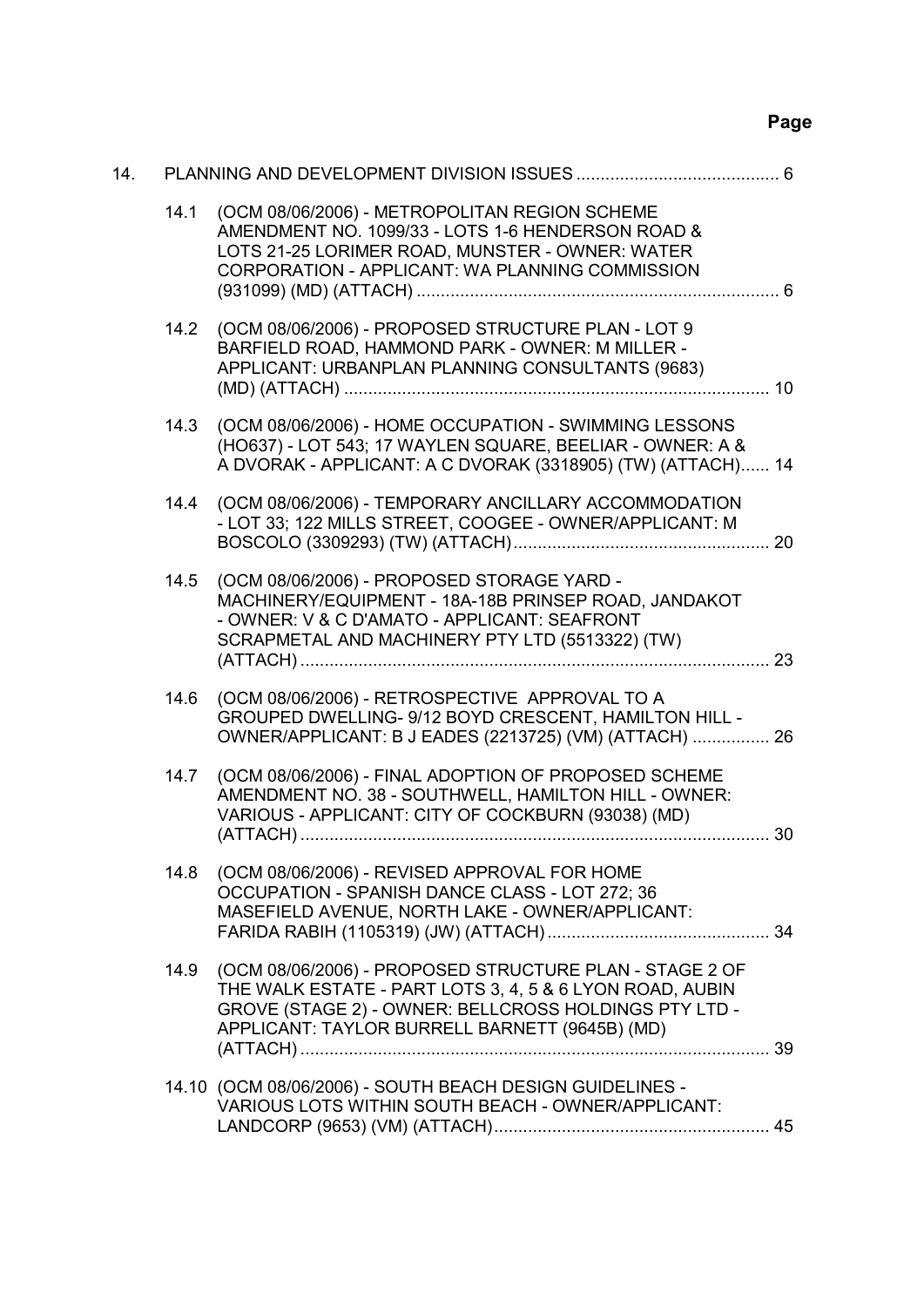**Page**

| | | | |
|---|---|---|---|
| 14. | | PLANNING AND DEVELOPMENT DIVISION ISSUES | 6 |
| | 14.1 | (OCM 08/06/2006) - METROPOLITAN REGION SCHEME AMENDMENT NO. 1099/33 - LOTS 1-6 HENDERSON ROAD & LOTS 21-25 LORIMER ROAD, MUNSTER - OWNER: WATER CORPORATION - APPLICANT: WA PLANNING COMMISSION (931099) (MD) (ATTACH) | 6 |
| | 14.2 | (OCM 08/06/2006) - PROPOSED STRUCTURE PLAN - LOT 9 BARFIELD ROAD, HAMMOND PARK - OWNER: M MILLER - APPLICANT: URBANPLAN PLANNING CONSULTANTS (9683) (MD) (ATTACH) | 10 |
| | 14.3 | (OCM 08/06/2006) - HOME OCCUPATION - SWIMMING LESSONS (HO637) - LOT 543; 17 WAYLEN SQUARE, BEELIAR - OWNER: A & A DVORAK - APPLICANT: A C DVORAK (3318905) (TW) (ATTACH) | 14 |
| | 14.4 | (OCM 08/06/2006) - TEMPORARY ANCILLARY ACCOMMODATION - LOT 33; 122 MILLS STREET, COOGEE - OWNER/APPLICANT: M BOSCOLO (3309293) (TW) (ATTACH) | 20 |
| | 14.5 | (OCM 08/06/2006) - PROPOSED STORAGE YARD - MACHINERY/EQUIPMENT - 18A-18B PRINSEP ROAD, JANDAKOT - OWNER: V & C D'AMATO - APPLICANT: SEAFRONT SCRAPMETAL AND MACHINERY PTY LTD (5513322) (TW) (ATTACH) | 23 |
| | 14.6 | (OCM 08/06/2006) - RETROSPECTIVE APPROVAL TO A GROUPED DWELLING- 9/12 BOYD CRESCENT, HAMILTON HILL - OWNER/APPLICANT: B J EADES (2213725) (VM) (ATTACH) | 26 |
| | 14.7 | (OCM 08/06/2006) - FINAL ADOPTION OF PROPOSED SCHEME AMENDMENT NO. 38 - SOUTHWELL, HAMILTON HILL - OWNER: VARIOUS - APPLICANT: CITY OF COCKBURN (93038) (MD) (ATTACH) | 30 |
| | 14.8 | (OCM 08/06/2006) - REVISED APPROVAL FOR HOME OCCUPATION - SPANISH DANCE CLASS - LOT 272; 36 MASEFIELD AVENUE, NORTH LAKE - OWNER/APPLICANT: FARIDA RABIH (1105319) (JW) (ATTACH) | 34 |
| | 14.9 | (OCM 08/06/2006) - PROPOSED STRUCTURE PLAN - STAGE 2 OF THE WALK ESTATE - PART LOTS 3, 4, 5 & 6 LYON ROAD, AUBIN GROVE (STAGE 2) - OWNER: BELLCROSS HOLDINGS PTY LTD - APPLICANT: TAYLOR BURRELL BARNETT (9645B) (MD) (ATTACH) | 39 |
| | 14.10 | (OCM 08/06/2006) - SOUTH BEACH DESIGN GUIDELINES - VARIOUS LOTS WITHIN SOUTH BEACH - OWNER/APPLICANT: LANDCORP (9653) (VM) (ATTACH) | 45 |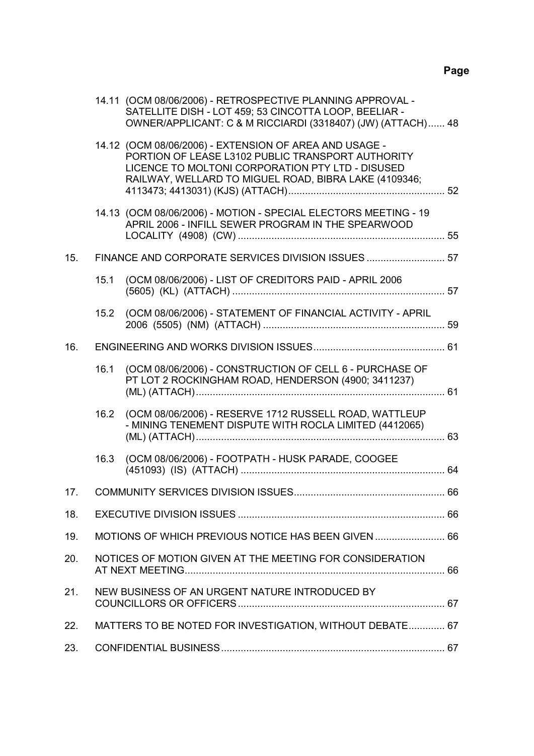**Page**

14.11 (OCM 08/06/2006) - RETROSPECTIVE PLANNING APPROVAL - SATELLITE DISH - LOT 459; 53 CINCOTTA LOOP, BEELIAR - OWNER/APPLICANT: C & M RICCIARDI (3318407) (JW) (ATTACH)...... 48

14.12 (OCM 08/06/2006) - EXTENSION OF AREA AND USAGE - PORTION OF LEASE L3102 PUBLIC TRANSPORT AUTHORITY LICENCE TO MOLTONI CORPORATION PTY LTD - DISUSED RAILWAY, WELLARD TO MIGUEL ROAD, BIBRA LAKE (4109346; 4113473; 4413031) (KJS) (ATTACH)........................................................ 52

14.13 (OCM 08/06/2006) - MOTION - SPECIAL ELECTORS MEETING - 19 APRIL 2006 - INFILL SEWER PROGRAM IN THE SPEARWOOD LOCALITY (4908) (CW) .......................................................................... 55

15. FINANCE AND CORPORATE SERVICES DIVISION ISSUES ............................ 57

15.1 (OCM 08/06/2006) - LIST OF CREDITORS PAID - APRIL 2006 (5605) (KL) (ATTACH) ............................................................................ 57

15.2 (OCM 08/06/2006) - STATEMENT OF FINANCIAL ACTIVITY - APRIL 2006 (5505) (NM) (ATTACH) ................................................................. 59

16. ENGINEERING AND WORKS DIVISION ISSUES............................................... 61

16.1 (OCM 08/06/2006) - CONSTRUCTION OF CELL 6 - PURCHASE OF PT LOT 2 ROCKINGHAM ROAD, HENDERSON (4900; 3411237) (ML) (ATTACH)......................................................................................... 61

16.2 (OCM 08/06/2006) - RESERVE 1712 RUSSELL ROAD, WATTLEUP - MINING TENEMENT DISPUTE WITH ROCLA LIMITED (4412065) (ML) (ATTACH)......................................................................................... 63

16.3 (OCM 08/06/2006) - FOOTPATH - HUSK PARADE, COOGEE (451093) (IS) (ATTACH) ......................................................................... 64

17. COMMUNITY SERVICES DIVISION ISSUES...................................................... 66

18. EXECUTIVE DIVISION ISSUES .......................................................................... 66

19. MOTIONS OF WHICH PREVIOUS NOTICE HAS BEEN GIVEN ......................... 66

20. NOTICES OF MOTION GIVEN AT THE MEETING FOR CONSIDERATION AT NEXT MEETING............................................................................................ 66

21. NEW BUSINESS OF AN URGENT NATURE INTRODUCED BY COUNCILLORS OR OFFICERS.......................................................................... 67

22. MATTERS TO BE NOTED FOR INVESTIGATION, WITHOUT DEBATE............. 67

23. CONFIDENTIAL BUSINESS................................................................................ 67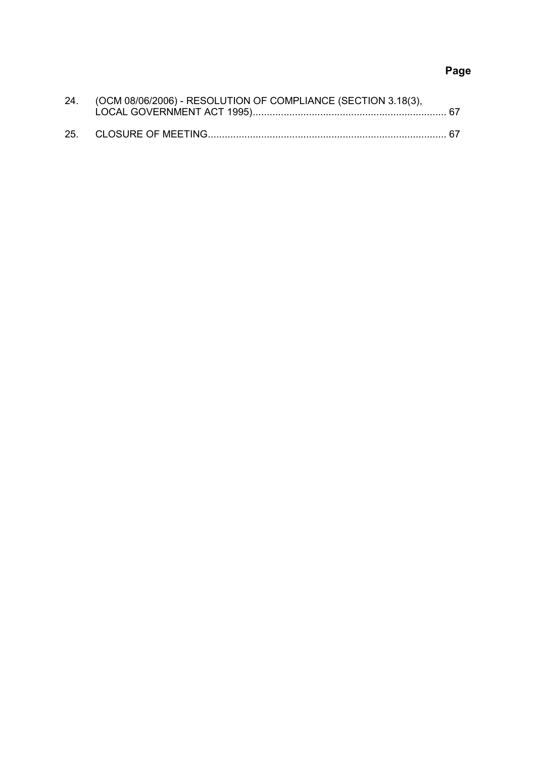**Page**

24. (OCM 08/06/2006) - RESOLUTION OF COMPLIANCE (SECTION 3.18(3), LOCAL GOVERNMENT ACT 1995)....................................................................... 67

25. CLOSURE OF MEETING.................................................................................... 67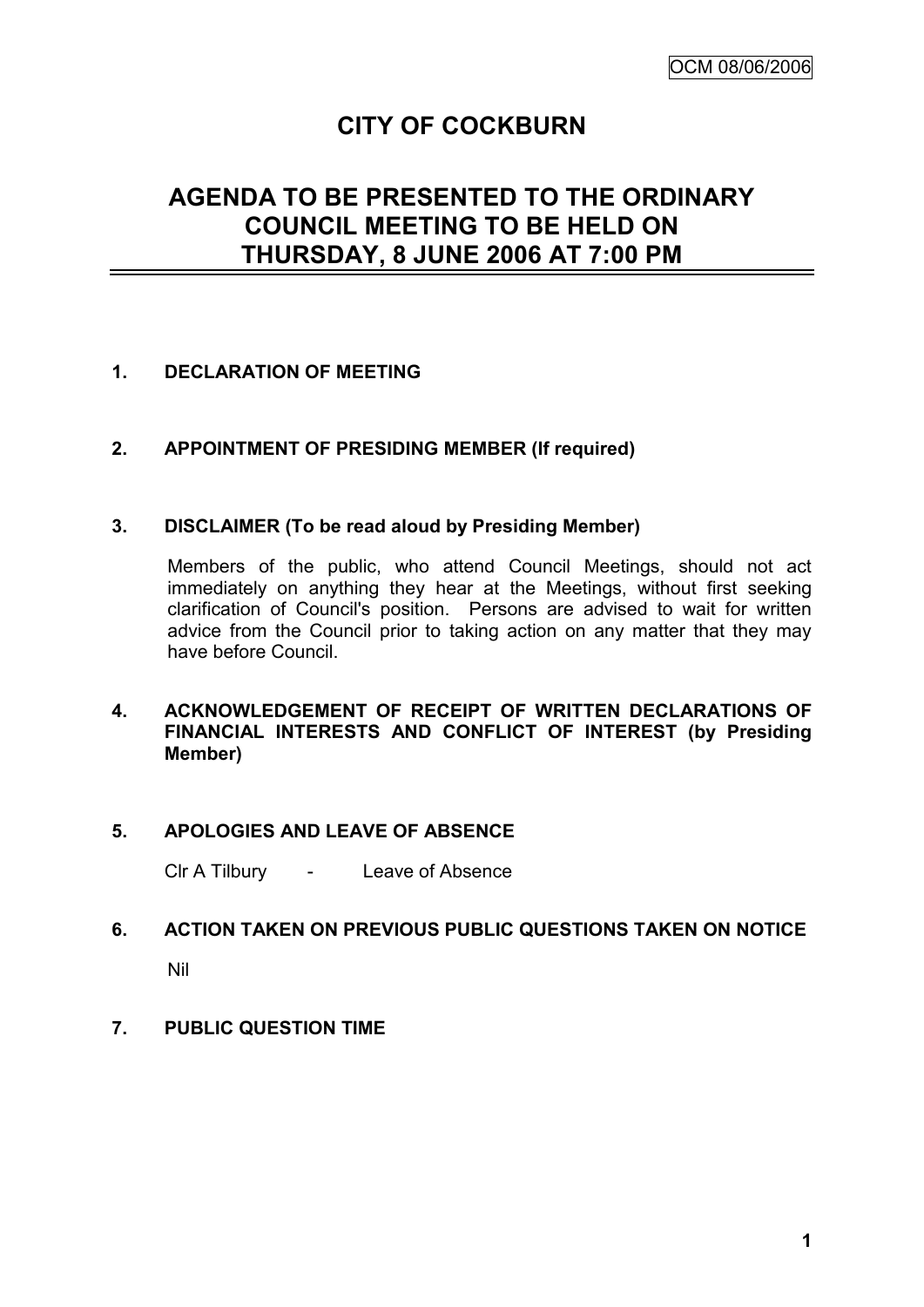# CITY OF COCKBURN

## AGENDA TO BE PRESENTED TO THE ORDINARY COUNCIL MEETING TO BE HELD ON THURSDAY, 8 JUNE 2006 AT 7:00 PM

**1. DECLARATION OF MEETING**

**2. APPOINTMENT OF PRESIDING MEMBER (If required)**

**3. DISCLAIMER (To be read aloud by Presiding Member)**

Members of the public, who attend Council Meetings, should not act immediately on anything they hear at the Meetings, without first seeking clarification of Council's position. Persons are advised to wait for written advice from the Council prior to taking action on any matter that they may have before Council.

**4. ACKNOWLEDGEMENT OF RECEIPT OF WRITTEN DECLARATIONS OF FINANCIAL INTERESTS AND CONFLICT OF INTEREST (by Presiding Member)**

**5. APOLOGIES AND LEAVE OF ABSENCE**

Clr A Tilbury - Leave of Absence

**6. ACTION TAKEN ON PREVIOUS PUBLIC QUESTIONS TAKEN ON NOTICE**

Nil

**7. PUBLIC QUESTION TIME**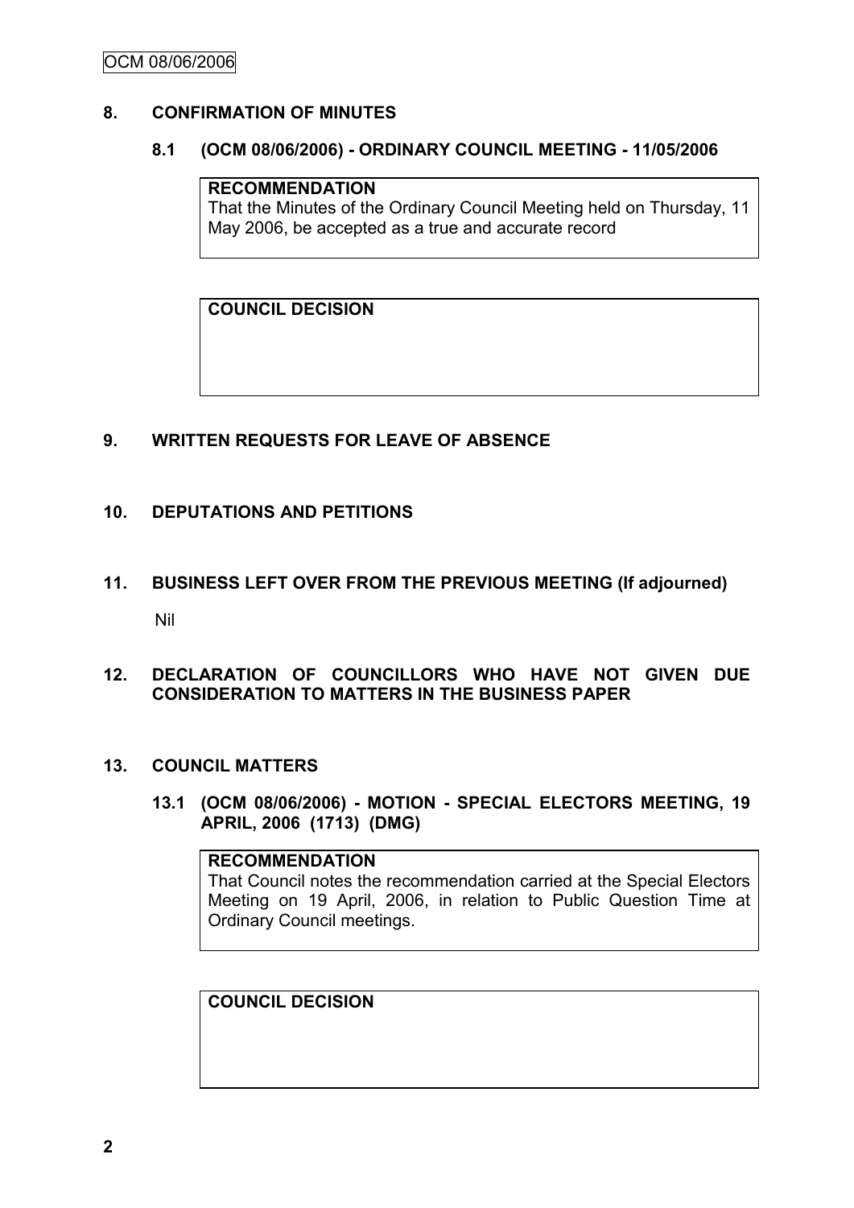## 8. CONFIRMATION OF MINUTES

### 8.1 (OCM 08/06/2006) - ORDINARY COUNCIL MEETING - 11/05/2006

> **RECOMMENDATION**
> That the Minutes of the Ordinary Council Meeting held on Thursday, 11 May 2006, be accepted as a true and accurate record

> **COUNCIL DECISION**

## 9. WRITTEN REQUESTS FOR LEAVE OF ABSENCE

## 10. DEPUTATIONS AND PETITIONS

## 11. BUSINESS LEFT OVER FROM THE PREVIOUS MEETING (If adjourned)

Nil

## 12. DECLARATION OF COUNCILLORS WHO HAVE NOT GIVEN DUE CONSIDERATION TO MATTERS IN THE BUSINESS PAPER

## 13. COUNCIL MATTERS

### 13.1 (OCM 08/06/2006) - MOTION - SPECIAL ELECTORS MEETING, 19 APRIL, 2006 (1713) (DMG)

> **RECOMMENDATION**
> That Council notes the recommendation carried at the Special Electors Meeting on 19 April, 2006, in relation to Public Question Time at Ordinary Council meetings.

> **COUNCIL DECISION**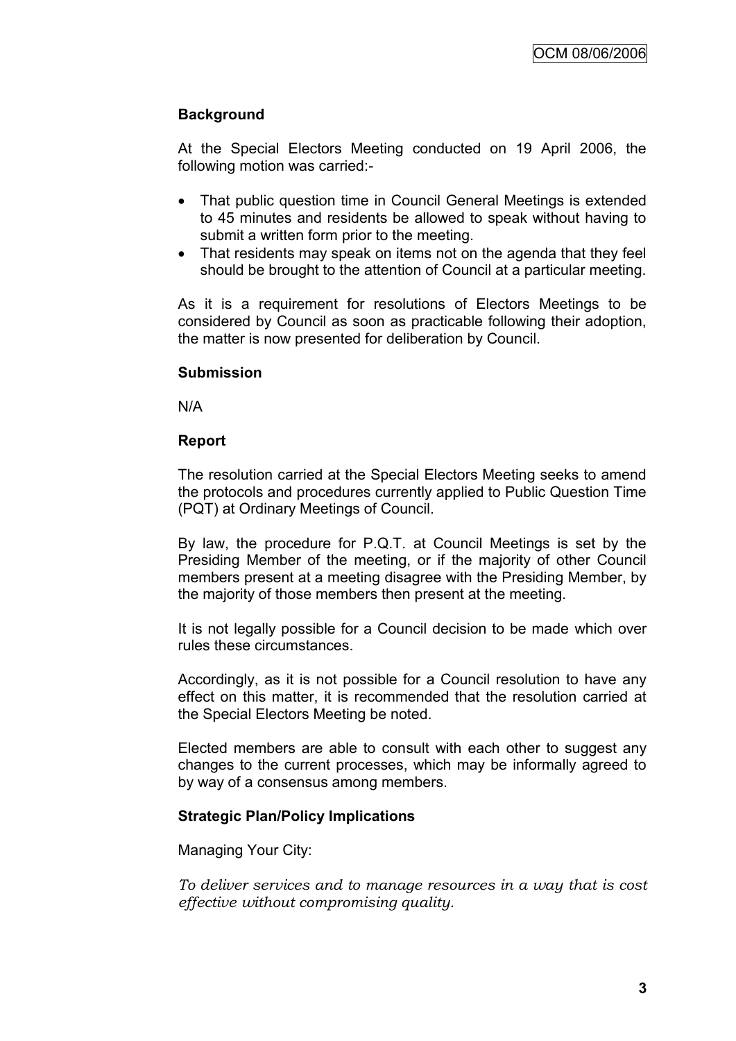**Background**

At the Special Electors Meeting conducted on 19 April 2006, the following motion was carried:-

- That public question time in Council General Meetings is extended to 45 minutes and residents be allowed to speak without having to submit a written form prior to the meeting.
- That residents may speak on items not on the agenda that they feel should be brought to the attention of Council at a particular meeting.

As it is a requirement for resolutions of Electors Meetings to be considered by Council as soon as practicable following their adoption, the matter is now presented for deliberation by Council.

**Submission**

N/A

**Report**

The resolution carried at the Special Electors Meeting seeks to amend the protocols and procedures currently applied to Public Question Time (PQT) at Ordinary Meetings of Council.

By law, the procedure for P.Q.T. at Council Meetings is set by the Presiding Member of the meeting, or if the majority of other Council members present at a meeting disagree with the Presiding Member, by the majority of those members then present at the meeting.

It is not legally possible for a Council decision to be made which over rules these circumstances.

Accordingly, as it is not possible for a Council resolution to have any effect on this matter, it is recommended that the resolution carried at the Special Electors Meeting be noted.

Elected members are able to consult with each other to suggest any changes to the current processes, which may be informally agreed to by way of a consensus among members.

**Strategic Plan/Policy Implications**

Managing Your City:

*To deliver services and to manage resources in a way that is cost effective without compromising quality.*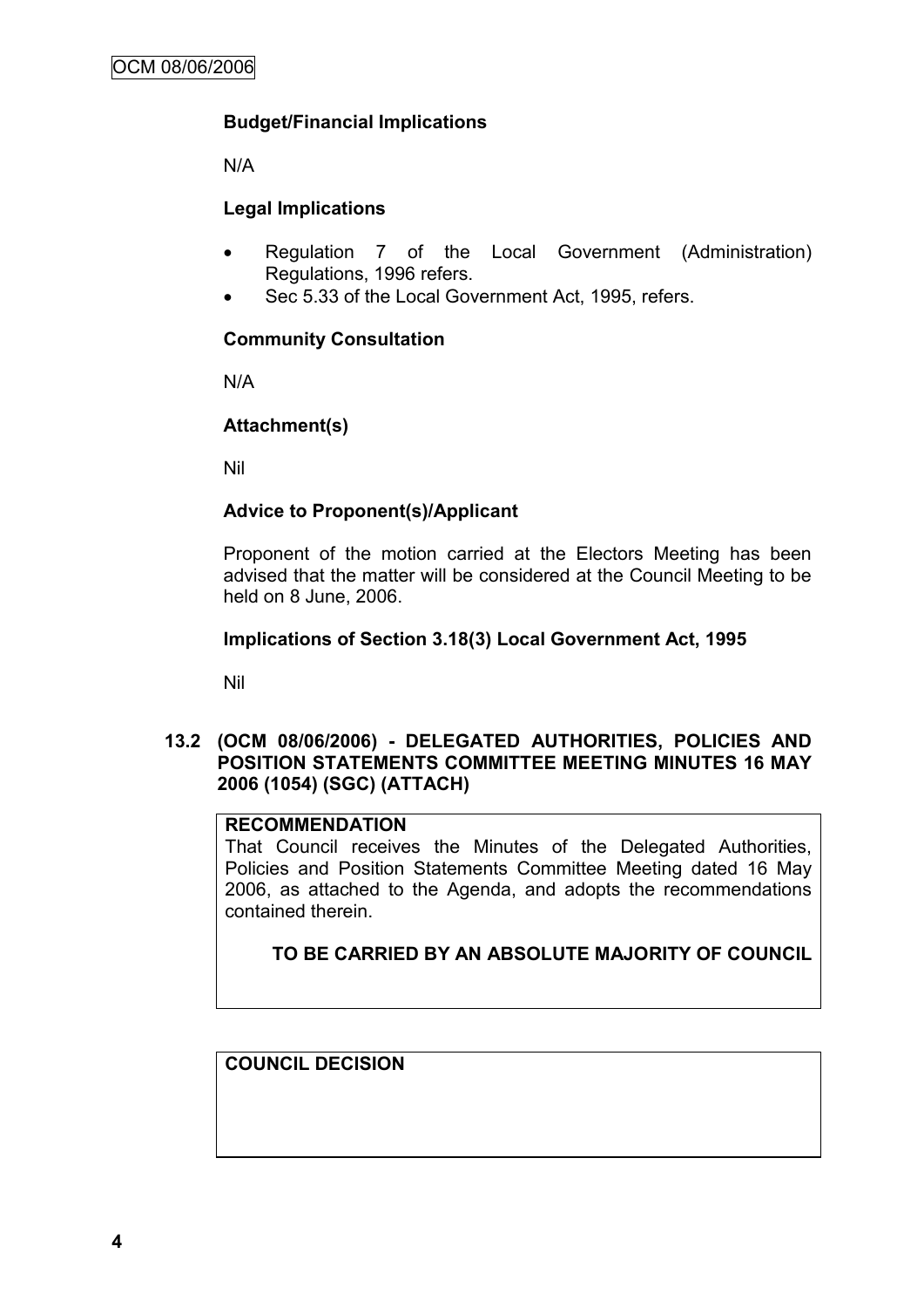**Budget/Financial Implications**

N/A

**Legal Implications**

- Regulation 7 of the Local Government (Administration) Regulations, 1996 refers.
- Sec 5.33 of the Local Government Act, 1995, refers.

**Community Consultation**

N/A

**Attachment(s)**

Nil

**Advice to Proponent(s)/Applicant**

Proponent of the motion carried at the Electors Meeting has been advised that the matter will be considered at the Council Meeting to be held on 8 June, 2006.

**Implications of Section 3.18(3) Local Government Act, 1995**

Nil

### 13.2 (OCM 08/06/2006) - DELEGATED AUTHORITIES, POLICIES AND POSITION STATEMENTS COMMITTEE MEETING MINUTES 16 MAY 2006 (1054) (SGC) (ATTACH)

**RECOMMENDATION**

That Council receives the Minutes of the Delegated Authorities, Policies and Position Statements Committee Meeting dated 16 May 2006, as attached to the Agenda, and adopts the recommendations contained therein.

**TO BE CARRIED BY AN ABSOLUTE MAJORITY OF COUNCIL**

**COUNCIL DECISION**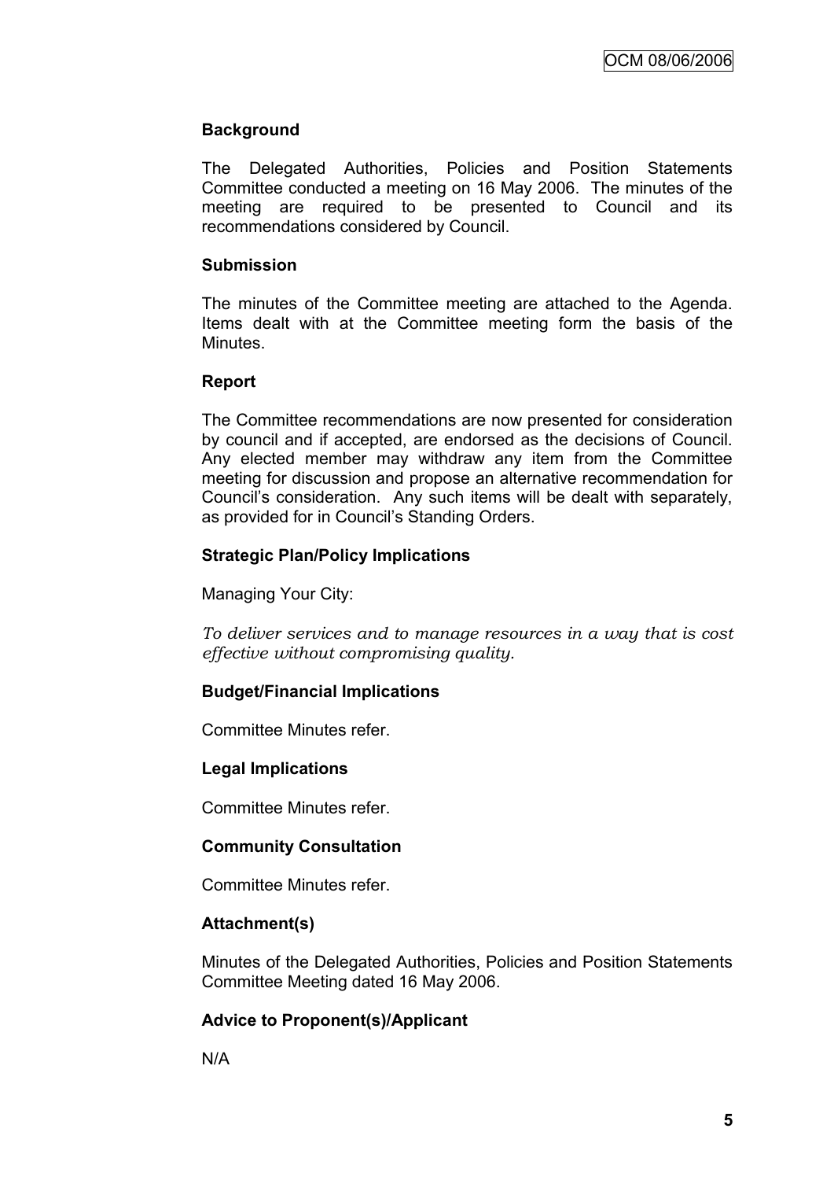**Background**

The Delegated Authorities, Policies and Position Statements Committee conducted a meeting on 16 May 2006. The minutes of the meeting are required to be presented to Council and its recommendations considered by Council.

**Submission**

The minutes of the Committee meeting are attached to the Agenda. Items dealt with at the Committee meeting form the basis of the Minutes.

**Report**

The Committee recommendations are now presented for consideration by council and if accepted, are endorsed as the decisions of Council. Any elected member may withdraw any item from the Committee meeting for discussion and propose an alternative recommendation for Council's consideration. Any such items will be dealt with separately, as provided for in Council's Standing Orders.

**Strategic Plan/Policy Implications**

Managing Your City:

*To deliver services and to manage resources in a way that is cost effective without compromising quality.*

**Budget/Financial Implications**

Committee Minutes refer.

**Legal Implications**

Committee Minutes refer.

**Community Consultation**

Committee Minutes refer.

**Attachment(s)**

Minutes of the Delegated Authorities, Policies and Position Statements Committee Meeting dated 16 May 2006.

**Advice to Proponent(s)/Applicant**

N/A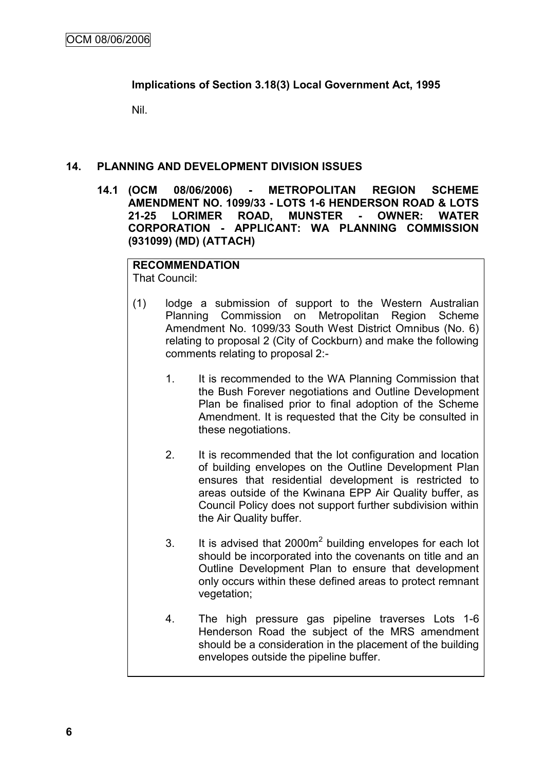**Implications of Section 3.18(3) Local Government Act, 1995**

Nil.

## 14. PLANNING AND DEVELOPMENT DIVISION ISSUES

### 14.1 (OCM 08/06/2006) - METROPOLITAN REGION SCHEME AMENDMENT NO. 1099/33 - LOTS 1-6 HENDERSON ROAD & LOTS 21-25 LORIMER ROAD, MUNSTER - OWNER: WATER CORPORATION - APPLICANT: WA PLANNING COMMISSION (931099) (MD) (ATTACH)

**RECOMMENDATION**

That Council:

(1) lodge a submission of support to the Western Australian Planning Commission on Metropolitan Region Scheme Amendment No. 1099/33 South West District Omnibus (No. 6) relating to proposal 2 (City of Cockburn) and make the following comments relating to proposal 2:-

1. It is recommended to the WA Planning Commission that the Bush Forever negotiations and Outline Development Plan be finalised prior to final adoption of the Scheme Amendment. It is requested that the City be consulted in these negotiations.

2. It is recommended that the lot configuration and location of building envelopes on the Outline Development Plan ensures that residential development is restricted to areas outside of the Kwinana EPP Air Quality buffer, as Council Policy does not support further subdivision within the Air Quality buffer.

3. It is advised that 2000m$^2$ building envelopes for each lot should be incorporated into the covenants on title and an Outline Development Plan to ensure that development only occurs within these defined areas to protect remnant vegetation;

4. The high pressure gas pipeline traverses Lots 1-6 Henderson Road the subject of the MRS amendment should be a consideration in the placement of the building envelopes outside the pipeline buffer.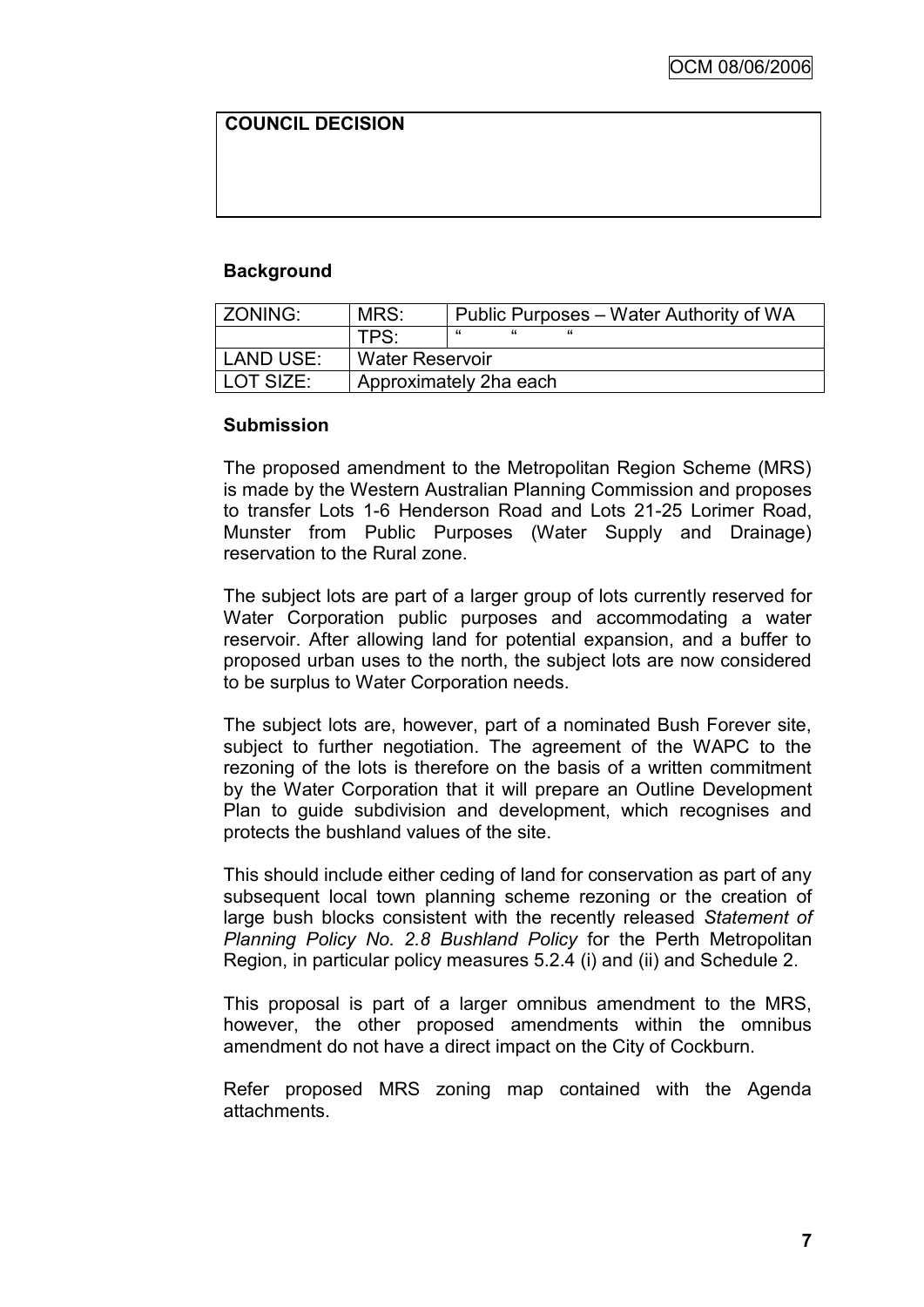| COUNCIL DECISION |
| --- |
| |

**Background**

| ZONING: | MRS: | Public Purposes – Water Authority of WA |
| --- | --- | --- |
| | TPS: | " " " |
| LAND USE: | Water Reservoir | |
| LOT SIZE: | Approximately 2ha each | |

**Submission**

The proposed amendment to the Metropolitan Region Scheme (MRS) is made by the Western Australian Planning Commission and proposes to transfer Lots 1-6 Henderson Road and Lots 21-25 Lorimer Road, Munster from Public Purposes (Water Supply and Drainage) reservation to the Rural zone.

The subject lots are part of a larger group of lots currently reserved for Water Corporation public purposes and accommodating a water reservoir. After allowing land for potential expansion, and a buffer to proposed urban uses to the north, the subject lots are now considered to be surplus to Water Corporation needs.

The subject lots are, however, part of a nominated Bush Forever site, subject to further negotiation. The agreement of the WAPC to the rezoning of the lots is therefore on the basis of a written commitment by the Water Corporation that it will prepare an Outline Development Plan to guide subdivision and development, which recognises and protects the bushland values of the site.

This should include either ceding of land for conservation as part of any subsequent local town planning scheme rezoning or the creation of large bush blocks consistent with the recently released *Statement of Planning Policy No. 2.8 Bushland Policy* for the Perth Metropolitan Region, in particular policy measures 5.2.4 (i) and (ii) and Schedule 2.

This proposal is part of a larger omnibus amendment to the MRS, however, the other proposed amendments within the omnibus amendment do not have a direct impact on the City of Cockburn.

Refer proposed MRS zoning map contained with the Agenda attachments.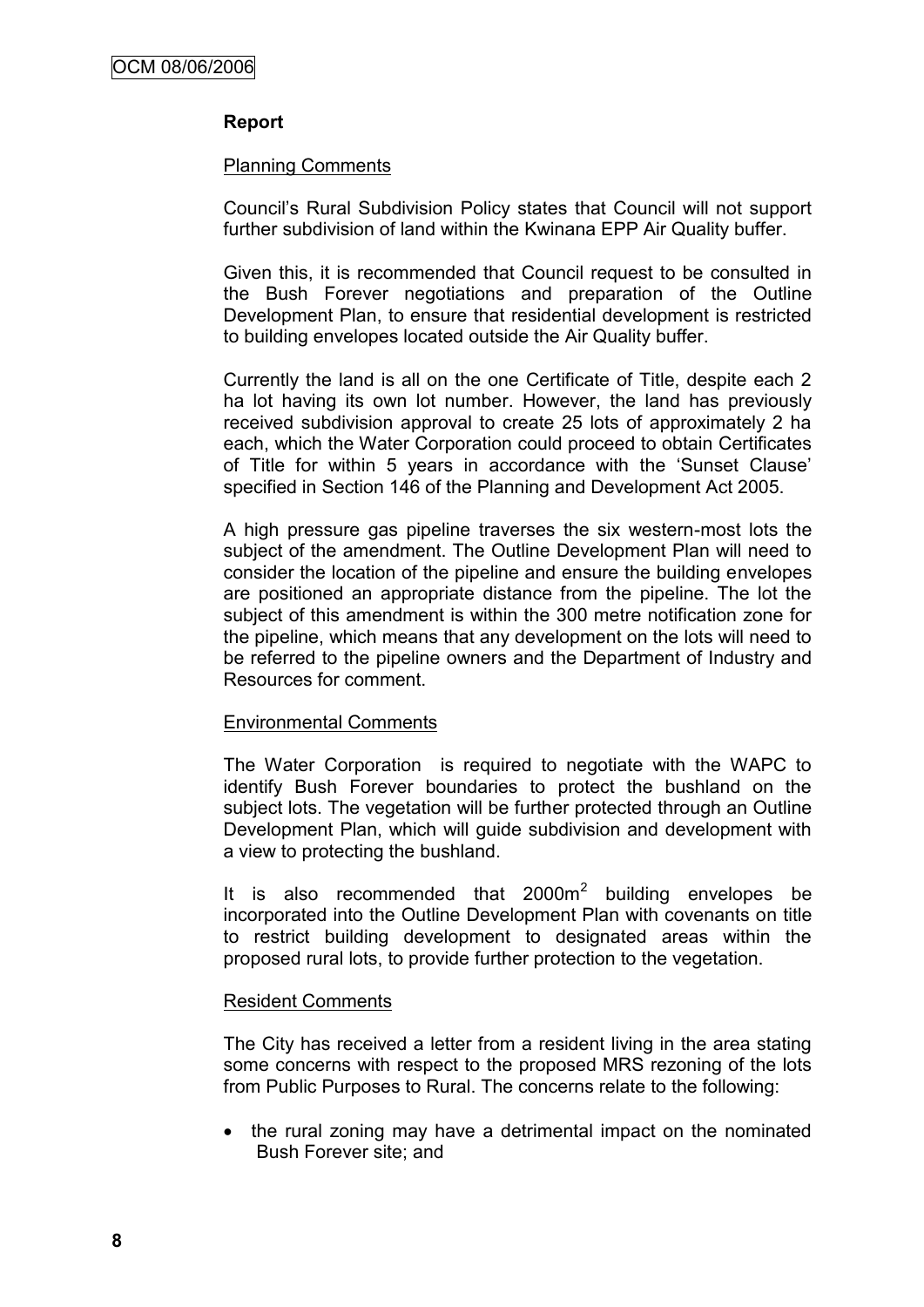**Report**

Planning Comments

Council's Rural Subdivision Policy states that Council will not support further subdivision of land within the Kwinana EPP Air Quality buffer.

Given this, it is recommended that Council request to be consulted in the Bush Forever negotiations and preparation of the Outline Development Plan, to ensure that residential development is restricted to building envelopes located outside the Air Quality buffer.

Currently the land is all on the one Certificate of Title, despite each 2 ha lot having its own lot number. However, the land has previously received subdivision approval to create 25 lots of approximately 2 ha each, which the Water Corporation could proceed to obtain Certificates of Title for within 5 years in accordance with the 'Sunset Clause' specified in Section 146 of the Planning and Development Act 2005.

A high pressure gas pipeline traverses the six western-most lots the subject of the amendment. The Outline Development Plan will need to consider the location of the pipeline and ensure the building envelopes are positioned an appropriate distance from the pipeline. The lot the subject of this amendment is within the 300 metre notification zone for the pipeline, which means that any development on the lots will need to be referred to the pipeline owners and the Department of Industry and Resources for comment.

Environmental Comments

The Water Corporation is required to negotiate with the WAPC to identify Bush Forever boundaries to protect the bushland on the subject lots. The vegetation will be further protected through an Outline Development Plan, which will guide subdivision and development with a view to protecting the bushland.

It is also recommended that 2000m$^2$ building envelopes be incorporated into the Outline Development Plan with covenants on title to restrict building development to designated areas within the proposed rural lots, to provide further protection to the vegetation.

Resident Comments

The City has received a letter from a resident living in the area stating some concerns with respect to the proposed MRS rezoning of the lots from Public Purposes to Rural. The concerns relate to the following:

- the rural zoning may have a detrimental impact on the nominated Bush Forever site; and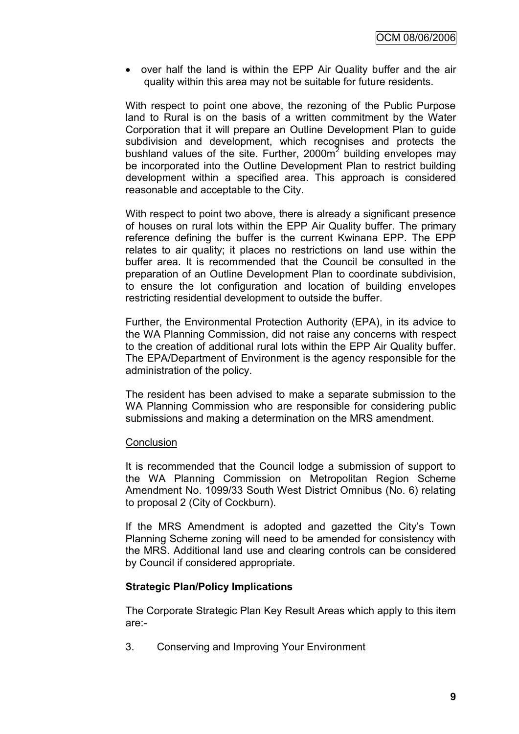- over half the land is within the EPP Air Quality buffer and the air quality within this area may not be suitable for future residents.

With respect to point one above, the rezoning of the Public Purpose land to Rural is on the basis of a written commitment by the Water Corporation that it will prepare an Outline Development Plan to guide subdivision and development, which recognises and protects the bushland values of the site. Further, $2000m^2$ building envelopes may be incorporated into the Outline Development Plan to restrict building development within a specified area. This approach is considered reasonable and acceptable to the City.

With respect to point two above, there is already a significant presence of houses on rural lots within the EPP Air Quality buffer. The primary reference defining the buffer is the current Kwinana EPP. The EPP relates to air quality; it places no restrictions on land use within the buffer area. It is recommended that the Council be consulted in the preparation of an Outline Development Plan to coordinate subdivision, to ensure the lot configuration and location of building envelopes restricting residential development to outside the buffer.

Further, the Environmental Protection Authority (EPA), in its advice to the WA Planning Commission, did not raise any concerns with respect to the creation of additional rural lots within the EPP Air Quality buffer. The EPA/Department of Environment is the agency responsible for the administration of the policy.

The resident has been advised to make a separate submission to the WA Planning Commission who are responsible for considering public submissions and making a determination on the MRS amendment.

Conclusion

It is recommended that the Council lodge a submission of support to the WA Planning Commission on Metropolitan Region Scheme Amendment No. 1099/33 South West District Omnibus (No. 6) relating to proposal 2 (City of Cockburn).

If the MRS Amendment is adopted and gazetted the City's Town Planning Scheme zoning will need to be amended for consistency with the MRS. Additional land use and clearing controls can be considered by Council if considered appropriate.

**Strategic Plan/Policy Implications**

The Corporate Strategic Plan Key Result Areas which apply to this item are:-

3. Conserving and Improving Your Environment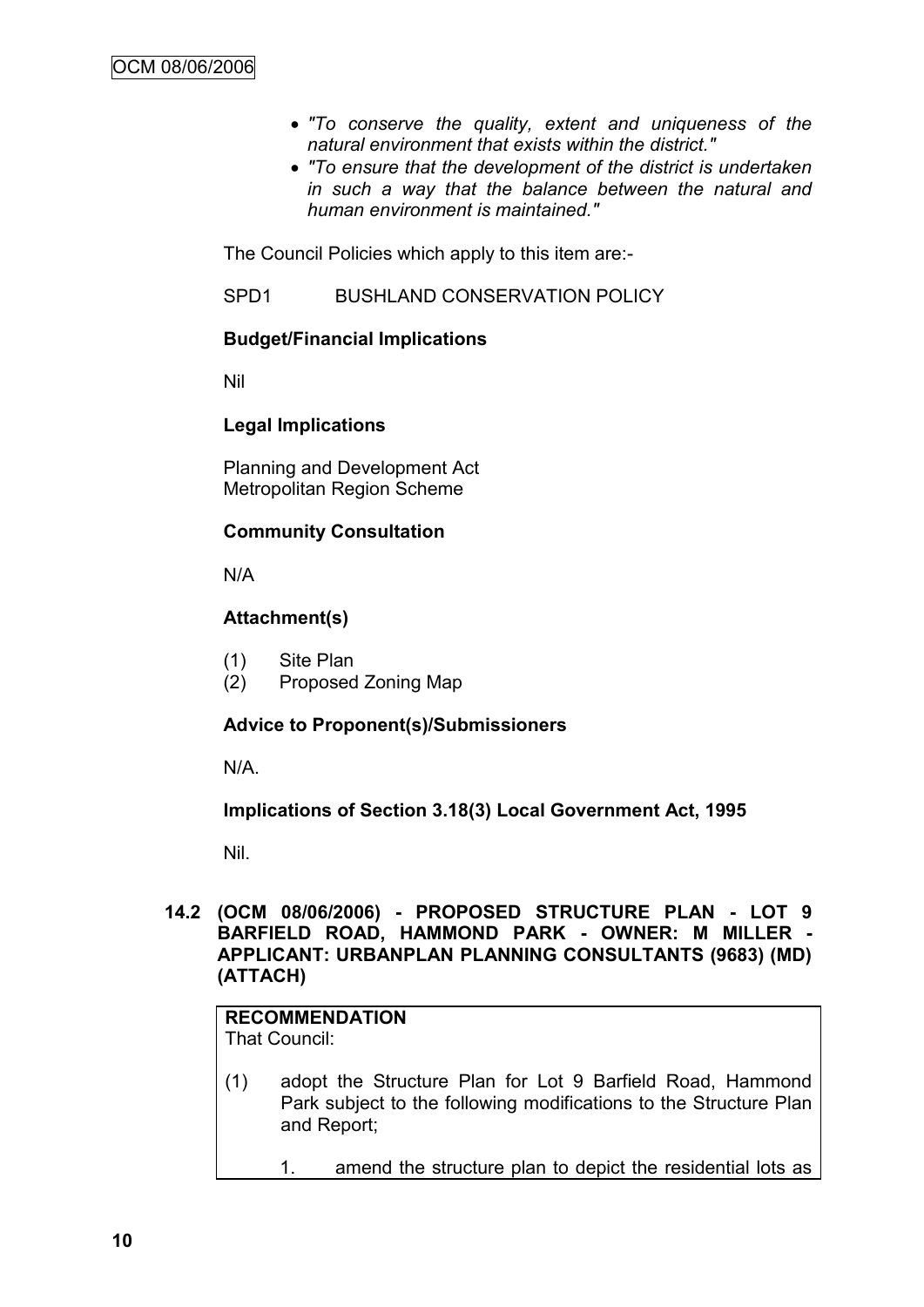- *"To conserve the quality, extent and uniqueness of the natural environment that exists within the district."*
- *"To ensure that the development of the district is undertaken in such a way that the balance between the natural and human environment is maintained."*

The Council Policies which apply to this item are:-

SPD1 BUSHLAND CONSERVATION POLICY

**Budget/Financial Implications**

Nil

**Legal Implications**

Planning and Development Act
Metropolitan Region Scheme

**Community Consultation**

N/A

**Attachment(s)**

(1) Site Plan
(2) Proposed Zoning Map

**Advice to Proponent(s)/Submissioners**

N/A.

**Implications of Section 3.18(3) Local Government Act, 1995**

Nil.

**14.2 (OCM 08/06/2006) - PROPOSED STRUCTURE PLAN - LOT 9 BARFIELD ROAD, HAMMOND PARK - OWNER: M MILLER - APPLICANT: URBANPLAN PLANNING CONSULTANTS (9683) (MD) (ATTACH)**

**RECOMMENDATION**
That Council:

(1) adopt the Structure Plan for Lot 9 Barfield Road, Hammond Park subject to the following modifications to the Structure Plan and Report;

1. amend the structure plan to depict the residential lots as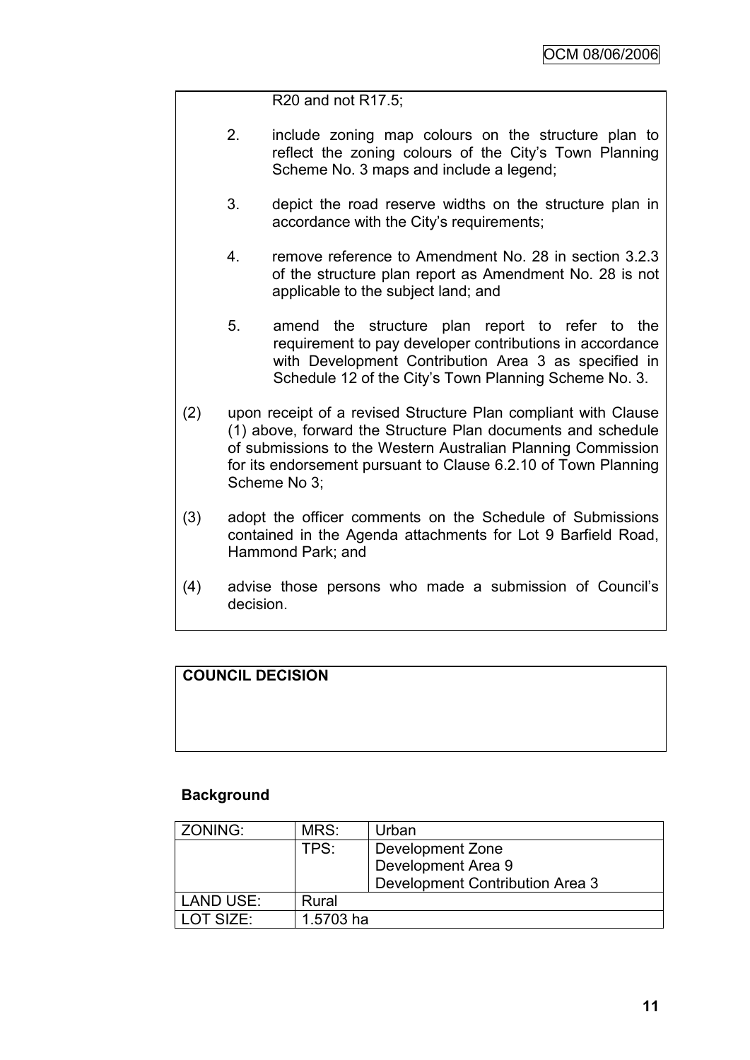R20 and not R17.5;

2. include zoning map colours on the structure plan to reflect the zoning colours of the City's Town Planning Scheme No. 3 maps and include a legend;

3. depict the road reserve widths on the structure plan in accordance with the City's requirements;

4. remove reference to Amendment No. 28 in section 3.2.3 of the structure plan report as Amendment No. 28 is not applicable to the subject land; and

5. amend the structure plan report to refer to the requirement to pay developer contributions in accordance with Development Contribution Area 3 as specified in Schedule 12 of the City's Town Planning Scheme No. 3.

(2) upon receipt of a revised Structure Plan compliant with Clause (1) above, forward the Structure Plan documents and schedule of submissions to the Western Australian Planning Commission for its endorsement pursuant to Clause 6.2.10 of Town Planning Scheme No 3;

(3) adopt the officer comments on the Schedule of Submissions contained in the Agenda attachments for Lot 9 Barfield Road, Hammond Park; and

(4) advise those persons who made a submission of Council's decision.

**COUNCIL DECISION**

**Background**

| ZONING: | MRS: | Urban |
|---|---|---|
| | TPS: | Development Zone<br>Development Area 9<br>Development Contribution Area 3 |
| LAND USE: | Rural | |
| LOT SIZE: | 1.5703 ha | |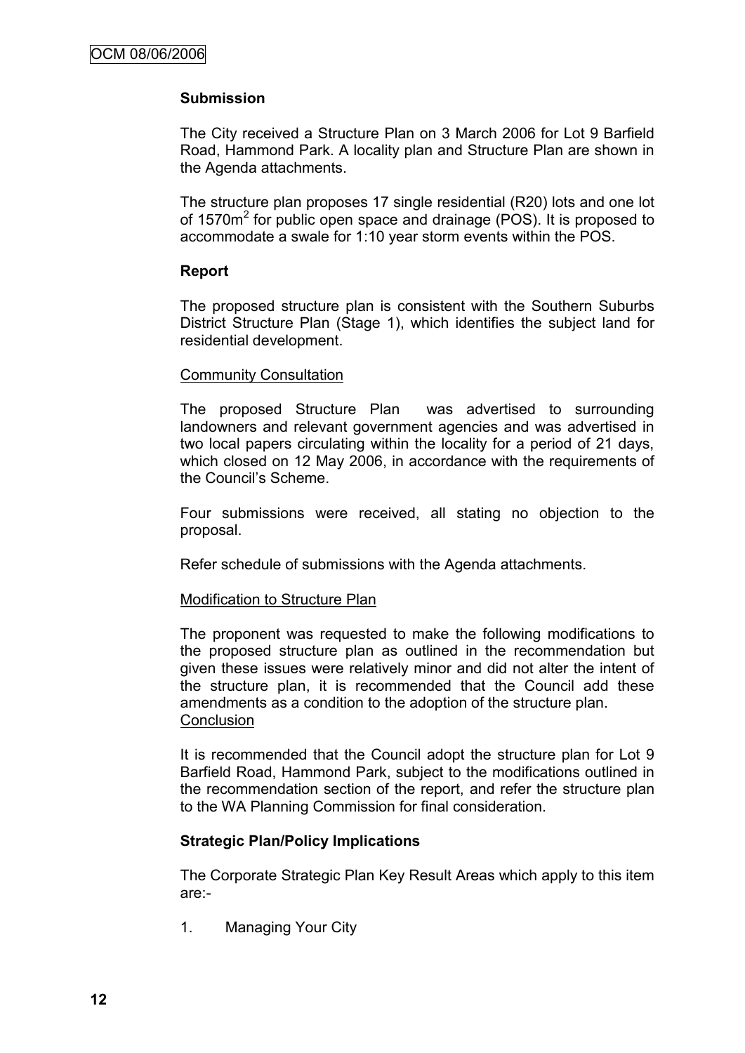**Submission**

The City received a Structure Plan on 3 March 2006 for Lot 9 Barfield Road, Hammond Park. A locality plan and Structure Plan are shown in the Agenda attachments.

The structure plan proposes 17 single residential (R20) lots and one lot of 1570m$^2$ for public open space and drainage (POS). It is proposed to accommodate a swale for 1:10 year storm events within the POS.

**Report**

The proposed structure plan is consistent with the Southern Suburbs District Structure Plan (Stage 1), which identifies the subject land for residential development.

Community Consultation

The proposed Structure Plan was advertised to surrounding landowners and relevant government agencies and was advertised in two local papers circulating within the locality for a period of 21 days, which closed on 12 May 2006, in accordance with the requirements of the Council's Scheme.

Four submissions were received, all stating no objection to the proposal.

Refer schedule of submissions with the Agenda attachments.

Modification to Structure Plan

The proponent was requested to make the following modifications to the proposed structure plan as outlined in the recommendation but given these issues were relatively minor and did not alter the intent of the structure plan, it is recommended that the Council add these amendments as a condition to the adoption of the structure plan.

Conclusion

It is recommended that the Council adopt the structure plan for Lot 9 Barfield Road, Hammond Park, subject to the modifications outlined in the recommendation section of the report, and refer the structure plan to the WA Planning Commission for final consideration.

**Strategic Plan/Policy Implications**

The Corporate Strategic Plan Key Result Areas which apply to this item are:-

1. Managing Your City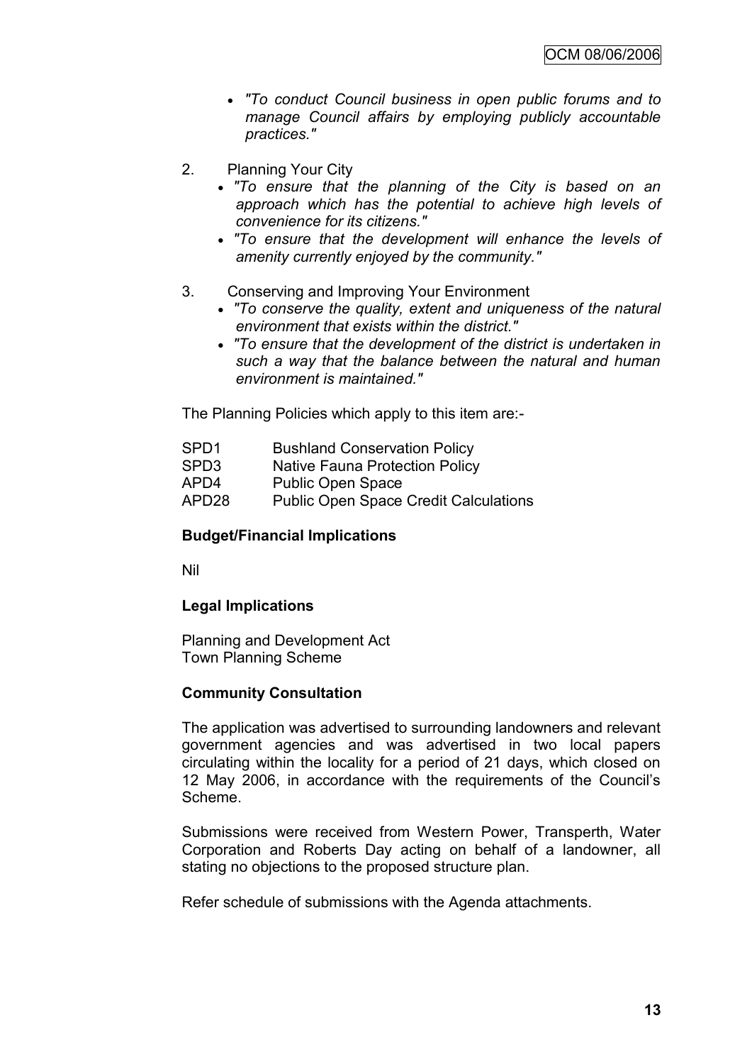- *"To conduct Council business in open public forums and to manage Council affairs by employing publicly accountable practices."*

2. Planning Your City
   - *"To ensure that the planning of the City is based on an approach which has the potential to achieve high levels of convenience for its citizens."*
   - *"To ensure that the development will enhance the levels of amenity currently enjoyed by the community."*

3. Conserving and Improving Your Environment
   - *"To conserve the quality, extent and uniqueness of the natural environment that exists within the district."*
   - *"To ensure that the development of the district is undertaken in such a way that the balance between the natural and human environment is maintained."*

The Planning Policies which apply to this item are:-

| | |
|---|---|
| SPD1 | Bushland Conservation Policy |
| SPD3 | Native Fauna Protection Policy |
| APD4 | Public Open Space |
| APD28 | Public Open Space Credit Calculations |

**Budget/Financial Implications**

Nil

**Legal Implications**

Planning and Development Act
Town Planning Scheme

**Community Consultation**

The application was advertised to surrounding landowners and relevant government agencies and was advertised in two local papers circulating within the locality for a period of 21 days, which closed on 12 May 2006, in accordance with the requirements of the Council's Scheme.

Submissions were received from Western Power, Transperth, Water Corporation and Roberts Day acting on behalf of a landowner, all stating no objections to the proposed structure plan.

Refer schedule of submissions with the Agenda attachments.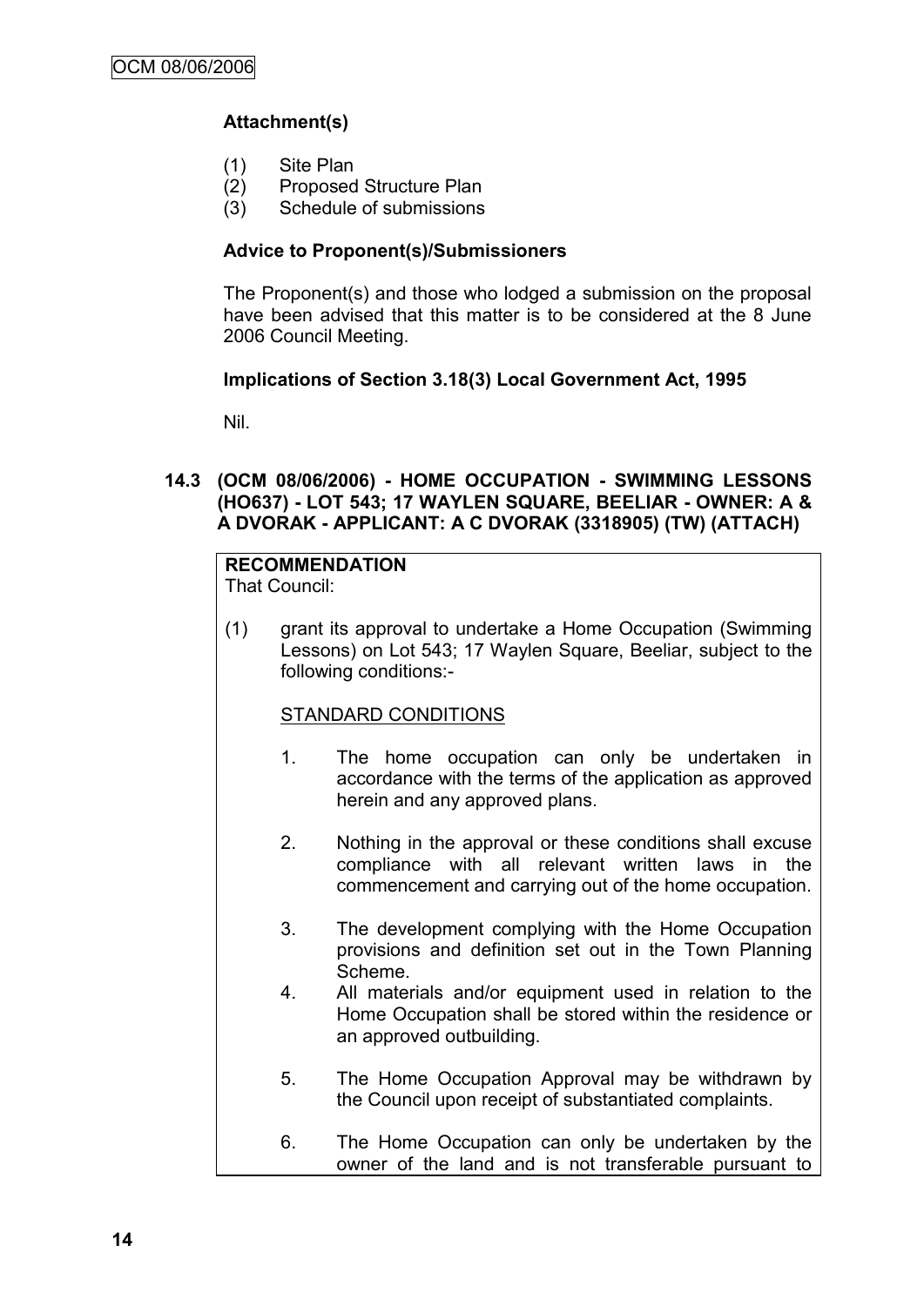### Attachment(s)

(1) Site Plan
(2) Proposed Structure Plan
(3) Schedule of submissions

### Advice to Proponent(s)/Submissioners

The Proponent(s) and those who lodged a submission on the proposal have been advised that this matter is to be considered at the 8 June 2006 Council Meeting.

### Implications of Section 3.18(3) Local Government Act, 1995

Nil.

## 14.3 (OCM 08/06/2006) - HOME OCCUPATION - SWIMMING LESSONS (HO637) - LOT 543; 17 WAYLEN SQUARE, BEELIAR - OWNER: A & A DVORAK - APPLICANT: A C DVORAK (3318905) (TW) (ATTACH)

**RECOMMENDATION**
That Council:

(1) grant its approval to undertake a Home Occupation (Swimming Lessons) on Lot 543; 17 Waylen Square, Beeliar, subject to the following conditions:-

STANDARD CONDITIONS

1. The home occupation can only be undertaken in accordance with the terms of the application as approved herein and any approved plans.

2. Nothing in the approval or these conditions shall excuse compliance with all relevant written laws in the commencement and carrying out of the home occupation.

3. The development complying with the Home Occupation provisions and definition set out in the Town Planning Scheme.

4. All materials and/or equipment used in relation to the Home Occupation shall be stored within the residence or an approved outbuilding.

5. The Home Occupation Approval may be withdrawn by the Council upon receipt of substantiated complaints.

6. The Home Occupation can only be undertaken by the owner of the land and is not transferable pursuant to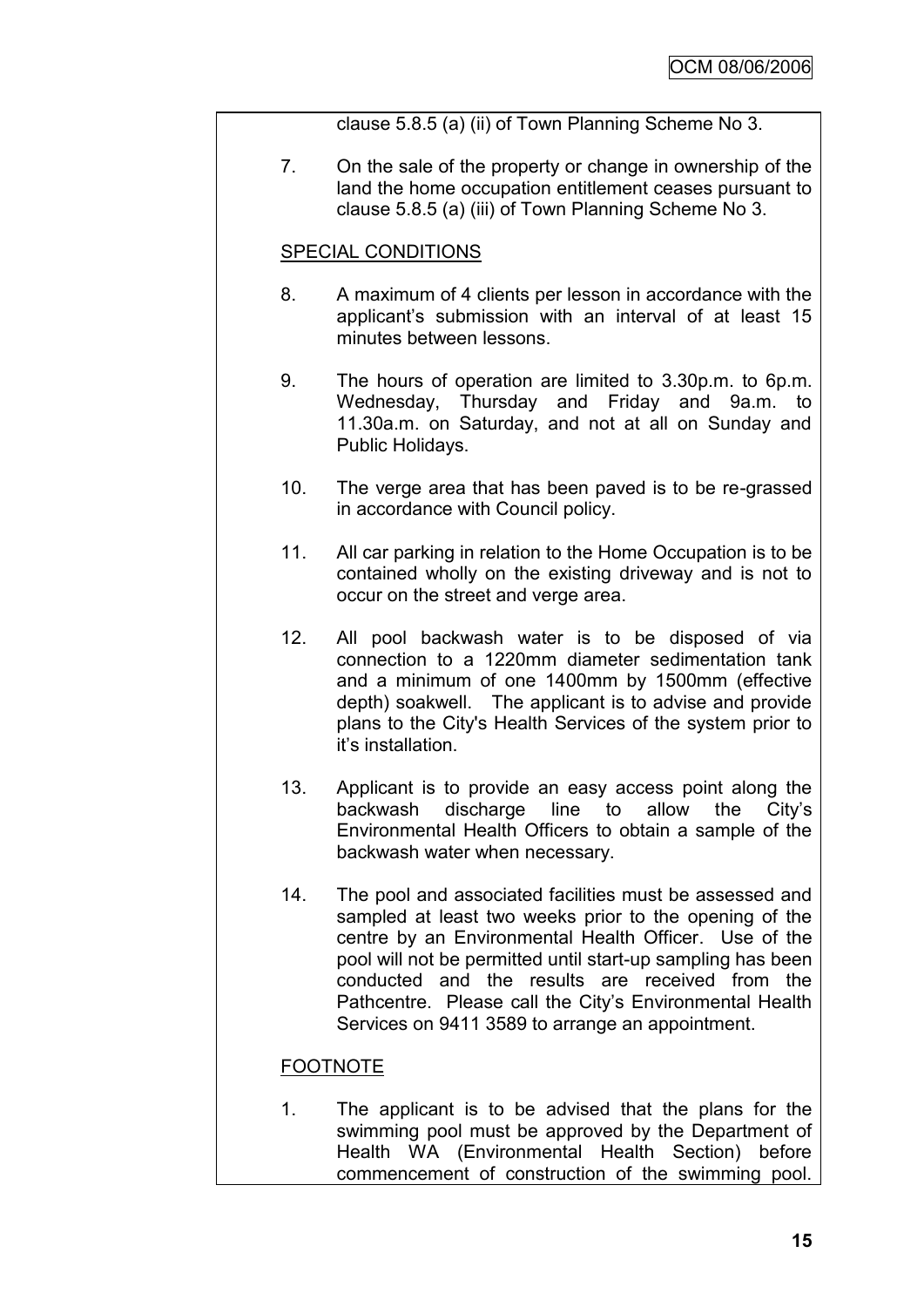clause 5.8.5 (a) (ii) of Town Planning Scheme No 3.

7. On the sale of the property or change in ownership of the land the home occupation entitlement ceases pursuant to clause 5.8.5 (a) (iii) of Town Planning Scheme No 3.

SPECIAL CONDITIONS

8. A maximum of 4 clients per lesson in accordance with the applicant's submission with an interval of at least 15 minutes between lessons.

9. The hours of operation are limited to 3.30p.m. to 6p.m. Wednesday, Thursday and Friday and 9a.m. to 11.30a.m. on Saturday, and not at all on Sunday and Public Holidays.

10. The verge area that has been paved is to be re-grassed in accordance with Council policy.

11. All car parking in relation to the Home Occupation is to be contained wholly on the existing driveway and is not to occur on the street and verge area.

12. All pool backwash water is to be disposed of via connection to a 1220mm diameter sedimentation tank and a minimum of one 1400mm by 1500mm (effective depth) soakwell. The applicant is to advise and provide plans to the City's Health Services of the system prior to it's installation.

13. Applicant is to provide an easy access point along the backwash discharge line to allow the City's Environmental Health Officers to obtain a sample of the backwash water when necessary.

14. The pool and associated facilities must be assessed and sampled at least two weeks prior to the opening of the centre by an Environmental Health Officer. Use of the pool will not be permitted until start-up sampling has been conducted and the results are received from the Pathcentre. Please call the City's Environmental Health Services on 9411 3589 to arrange an appointment.

FOOTNOTE

1. The applicant is to be advised that the plans for the swimming pool must be approved by the Department of Health WA (Environmental Health Section) before commencement of construction of the swimming pool.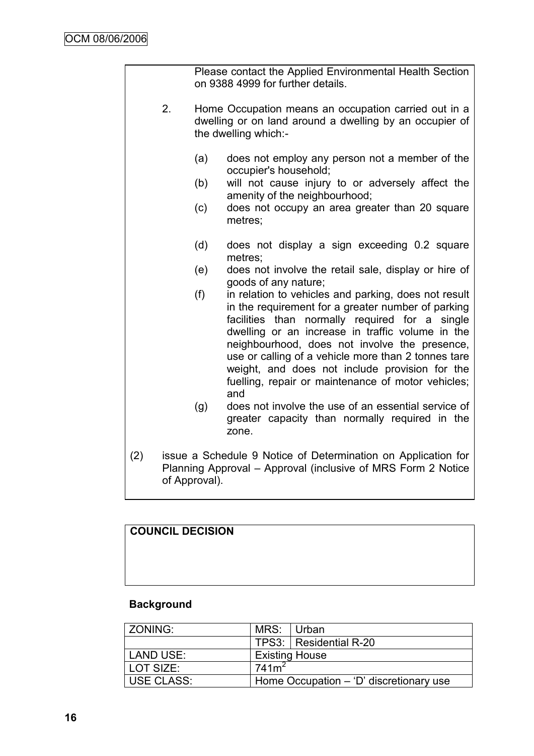Please contact the Applied Environmental Health Section on 9388 4999 for further details.

2. Home Occupation means an occupation carried out in a dwelling or on land around a dwelling by an occupier of the dwelling which:-

   (a) does not employ any person not a member of the occupier's household;
   (b) will not cause injury to or adversely affect the amenity of the neighbourhood;
   (c) does not occupy an area greater than 20 square metres;
   (d) does not display a sign exceeding 0.2 square metres;
   (e) does not involve the retail sale, display or hire of goods of any nature;
   (f) in relation to vehicles and parking, does not result in the requirement for a greater number of parking facilities than normally required for a single dwelling or an increase in traffic volume in the neighbourhood, does not involve the presence, use or calling of a vehicle more than 2 tonnes tare weight, and does not include provision for the fuelling, repair or maintenance of motor vehicles; and
   (g) does not involve the use of an essential service of greater capacity than normally required in the zone.

(2) issue a Schedule 9 Notice of Determination on Application for Planning Approval – Approval (inclusive of MRS Form 2 Notice of Approval).

**COUNCIL DECISION**

**Background**

| ZONING: | MRS: | Urban |
|---|---|---|
| | TPS3: | Residential R-20 |
| LAND USE: | Existing House | |
| LOT SIZE: | $741m^2$ | |
| USE CLASS: | Home Occupation – 'D' discretionary use | |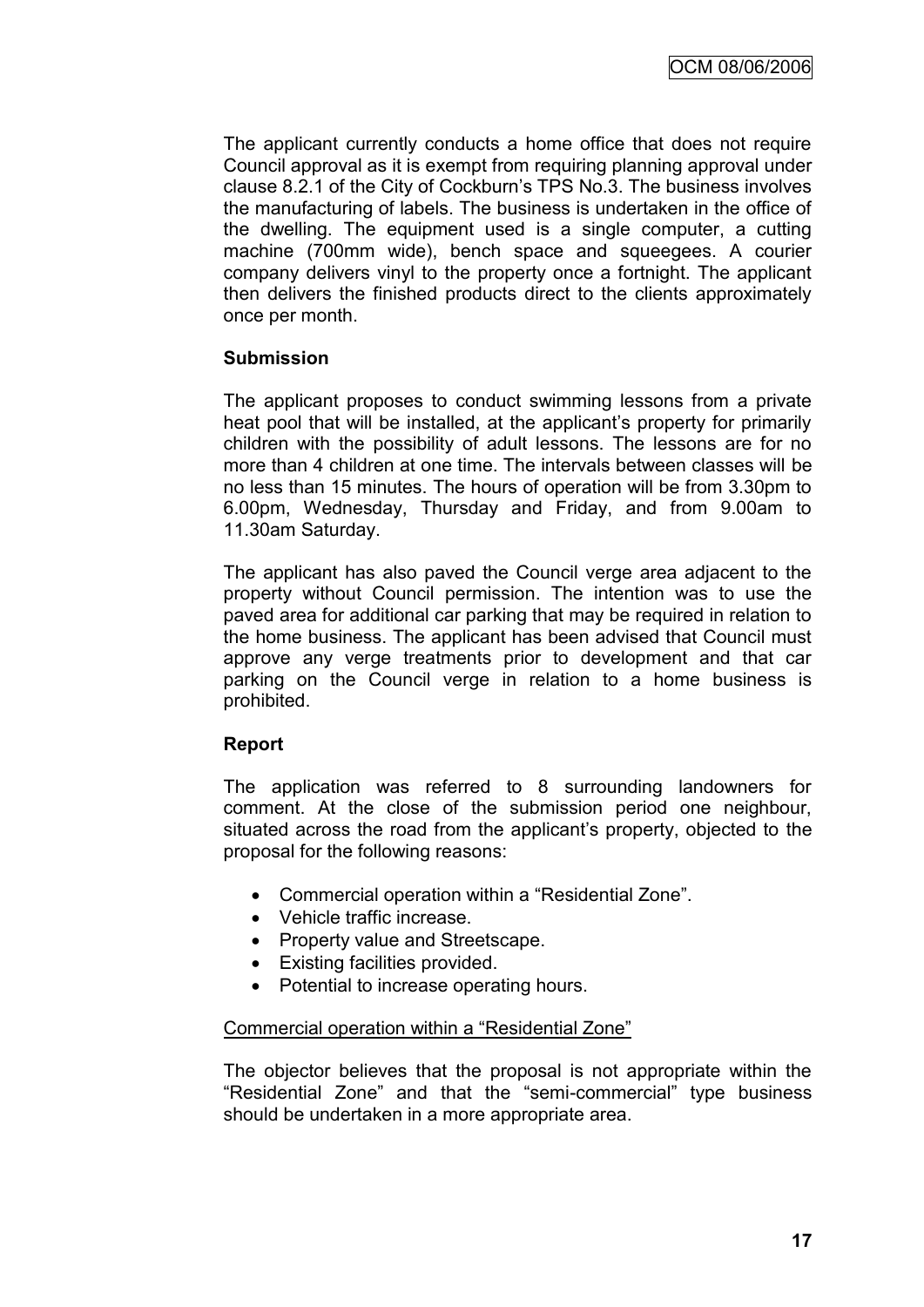The applicant currently conducts a home office that does not require Council approval as it is exempt from requiring planning approval under clause 8.2.1 of the City of Cockburn's TPS No.3. The business involves the manufacturing of labels. The business is undertaken in the office of the dwelling. The equipment used is a single computer, a cutting machine (700mm wide), bench space and squeegees. A courier company delivers vinyl to the property once a fortnight. The applicant then delivers the finished products direct to the clients approximately once per month.

**Submission**

The applicant proposes to conduct swimming lessons from a private heat pool that will be installed, at the applicant's property for primarily children with the possibility of adult lessons. The lessons are for no more than 4 children at one time. The intervals between classes will be no less than 15 minutes. The hours of operation will be from 3.30pm to 6.00pm, Wednesday, Thursday and Friday, and from 9.00am to 11.30am Saturday.

The applicant has also paved the Council verge area adjacent to the property without Council permission. The intention was to use the paved area for additional car parking that may be required in relation to the home business. The applicant has been advised that Council must approve any verge treatments prior to development and that car parking on the Council verge in relation to a home business is prohibited.

**Report**

The application was referred to 8 surrounding landowners for comment. At the close of the submission period one neighbour, situated across the road from the applicant's property, objected to the proposal for the following reasons:

- Commercial operation within a "Residential Zone".
- Vehicle traffic increase.
- Property value and Streetscape.
- Existing facilities provided.
- Potential to increase operating hours.

Commercial operation within a "Residential Zone"

The objector believes that the proposal is not appropriate within the "Residential Zone" and that the "semi-commercial" type business should be undertaken in a more appropriate area.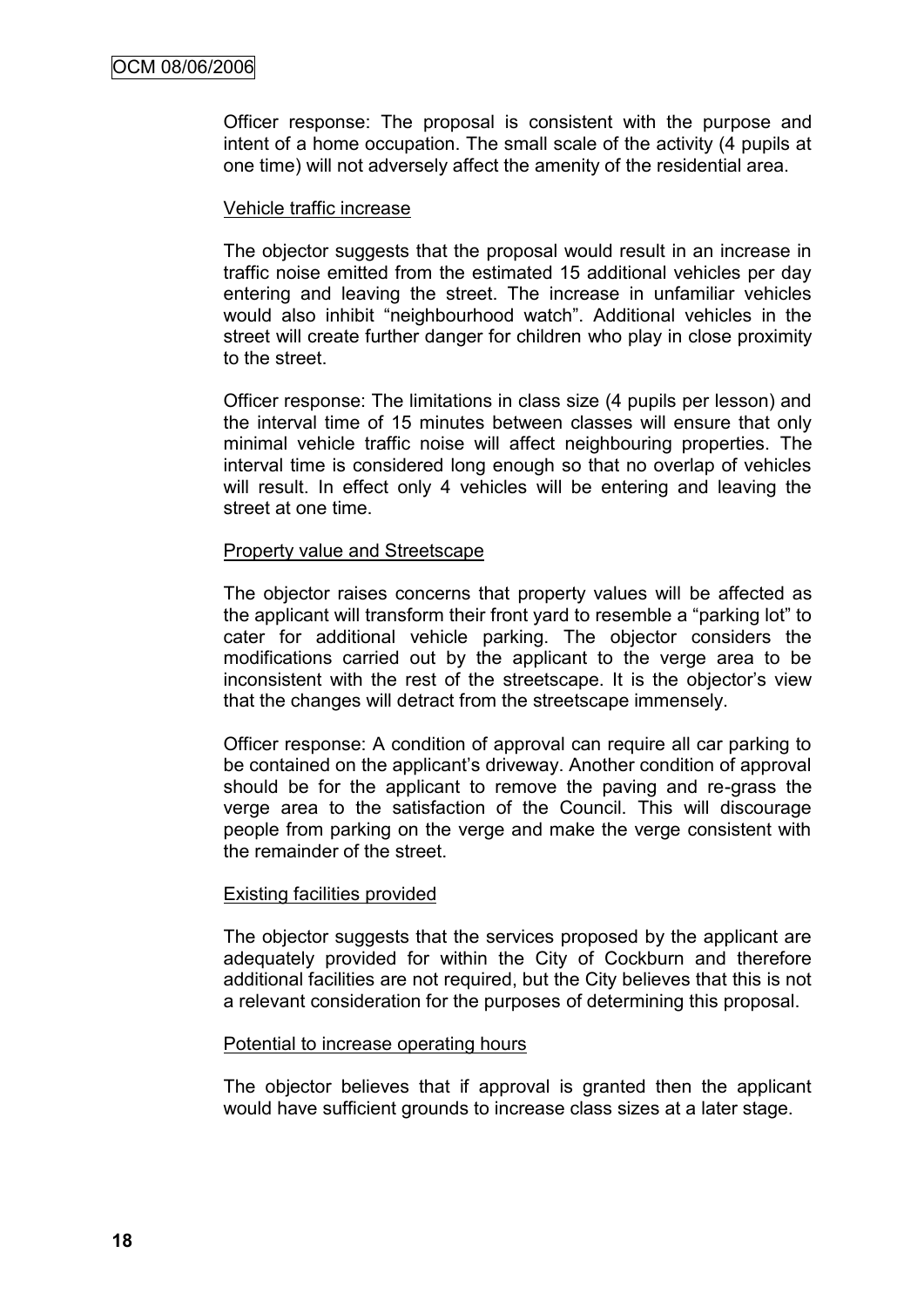Officer response: The proposal is consistent with the purpose and intent of a home occupation. The small scale of the activity (4 pupils at one time) will not adversely affect the amenity of the residential area.

<u>Vehicle traffic increase</u>

The objector suggests that the proposal would result in an increase in traffic noise emitted from the estimated 15 additional vehicles per day entering and leaving the street. The increase in unfamiliar vehicles would also inhibit "neighbourhood watch". Additional vehicles in the street will create further danger for children who play in close proximity to the street.

Officer response: The limitations in class size (4 pupils per lesson) and the interval time of 15 minutes between classes will ensure that only minimal vehicle traffic noise will affect neighbouring properties. The interval time is considered long enough so that no overlap of vehicles will result. In effect only 4 vehicles will be entering and leaving the street at one time.

<u>Property value and Streetscape</u>

The objector raises concerns that property values will be affected as the applicant will transform their front yard to resemble a "parking lot" to cater for additional vehicle parking. The objector considers the modifications carried out by the applicant to the verge area to be inconsistent with the rest of the streetscape. It is the objector's view that the changes will detract from the streetscape immensely.

Officer response: A condition of approval can require all car parking to be contained on the applicant's driveway. Another condition of approval should be for the applicant to remove the paving and re-grass the verge area to the satisfaction of the Council. This will discourage people from parking on the verge and make the verge consistent with the remainder of the street.

<u>Existing facilities provided</u>

The objector suggests that the services proposed by the applicant are adequately provided for within the City of Cockburn and therefore additional facilities are not required, but the City believes that this is not a relevant consideration for the purposes of determining this proposal.

<u>Potential to increase operating hours</u>

The objector believes that if approval is granted then the applicant would have sufficient grounds to increase class sizes at a later stage.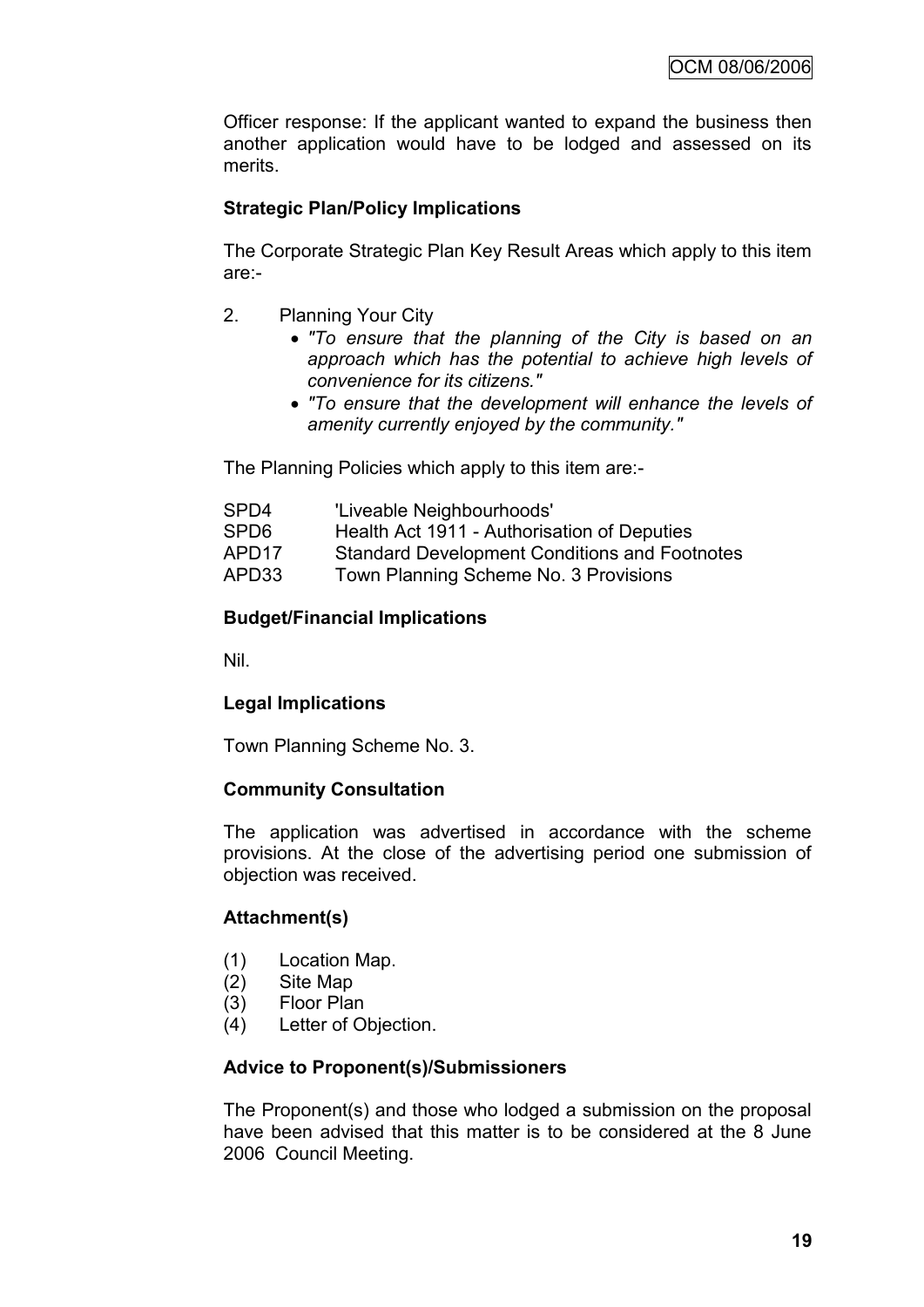Officer response: If the applicant wanted to expand the business then another application would have to be lodged and assessed on its merits.

**Strategic Plan/Policy Implications**

The Corporate Strategic Plan Key Result Areas which apply to this item are:-

2. Planning Your City
   - *"To ensure that the planning of the City is based on an approach which has the potential to achieve high levels of convenience for its citizens."*
   - *"To ensure that the development will enhance the levels of amenity currently enjoyed by the community."*

The Planning Policies which apply to this item are:-

| | |
|---|---|
| SPD4 | 'Liveable Neighbourhoods' |
| SPD6 | Health Act 1911 - Authorisation of Deputies |
| APD17 | Standard Development Conditions and Footnotes |
| APD33 | Town Planning Scheme No. 3 Provisions |

**Budget/Financial Implications**

Nil.

**Legal Implications**

Town Planning Scheme No. 3.

**Community Consultation**

The application was advertised in accordance with the scheme provisions. At the close of the advertising period one submission of objection was received.

**Attachment(s)**

(1) Location Map.
(2) Site Map
(3) Floor Plan
(4) Letter of Objection.

**Advice to Proponent(s)/Submissioners**

The Proponent(s) and those who lodged a submission on the proposal have been advised that this matter is to be considered at the 8 June 2006 Council Meeting.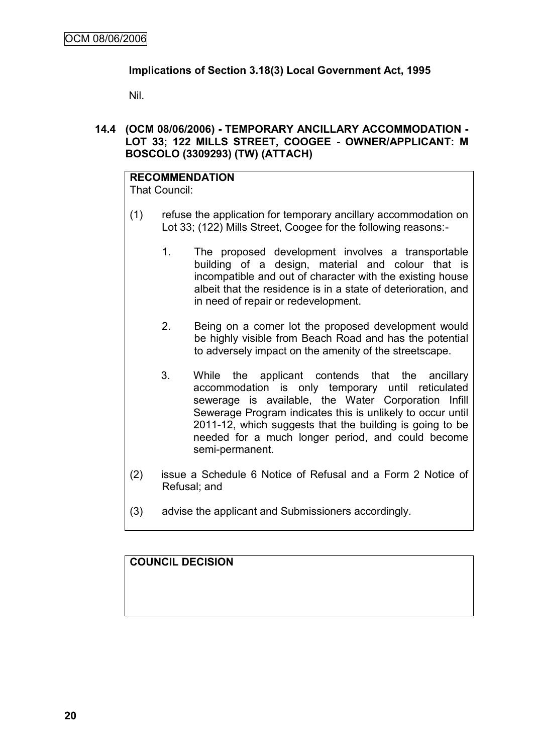**Implications of Section 3.18(3) Local Government Act, 1995**

Nil.

## 14.4 (OCM 08/06/2006) - TEMPORARY ANCILLARY ACCOMMODATION - LOT 33; 122 MILLS STREET, COOGEE - OWNER/APPLICANT: M BOSCOLO (3309293) (TW) (ATTACH)

**RECOMMENDATION**

That Council:

(1) refuse the application for temporary ancillary accommodation on Lot 33; (122) Mills Street, Coogee for the following reasons:-

1. The proposed development involves a transportable building of a design, material and colour that is incompatible and out of character with the existing house albeit that the residence is in a state of deterioration, and in need of repair or redevelopment.

2. Being on a corner lot the proposed development would be highly visible from Beach Road and has the potential to adversely impact on the amenity of the streetscape.

3. While the applicant contends that the ancillary accommodation is only temporary until reticulated sewerage is available, the Water Corporation Infill Sewerage Program indicates this is unlikely to occur until 2011-12, which suggests that the building is going to be needed for a much longer period, and could become semi-permanent.

(2) issue a Schedule 6 Notice of Refusal and a Form 2 Notice of Refusal; and

(3) advise the applicant and Submissioners accordingly.

**COUNCIL DECISION**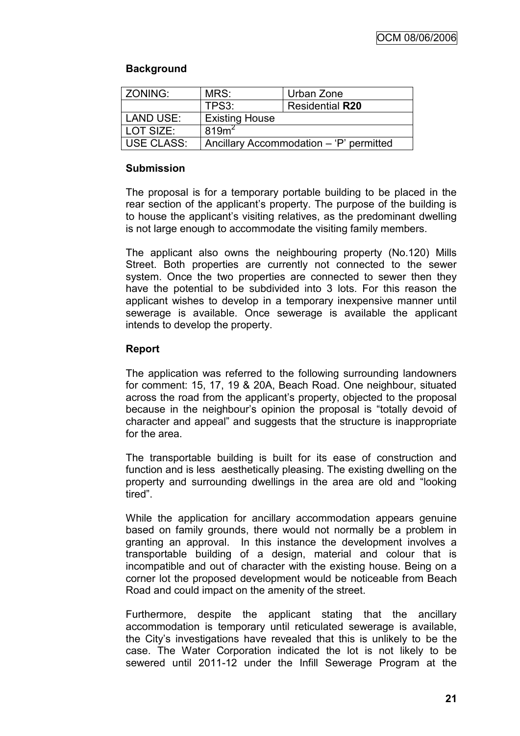### Background

| ZONING: | MRS: | Urban Zone |
|---|---|---|
| | TPS3: | Residential **R20** |
| LAND USE: | Existing House | |
| LOT SIZE: | 819m$^2$ | |
| USE CLASS: | Ancillary Accommodation – 'P' permitted | |

### Submission

The proposal is for a temporary portable building to be placed in the rear section of the applicant's property. The purpose of the building is to house the applicant's visiting relatives, as the predominant dwelling is not large enough to accommodate the visiting family members.

The applicant also owns the neighbouring property (No.120) Mills Street. Both properties are currently not connected to the sewer system. Once the two properties are connected to sewer then they have the potential to be subdivided into 3 lots. For this reason the applicant wishes to develop in a temporary inexpensive manner until sewerage is available. Once sewerage is available the applicant intends to develop the property.

### Report

The application was referred to the following surrounding landowners for comment: 15, 17, 19 & 20A, Beach Road. One neighbour, situated across the road from the applicant's property, objected to the proposal because in the neighbour's opinion the proposal is "totally devoid of character and appeal" and suggests that the structure is inappropriate for the area.

The transportable building is built for its ease of construction and function and is less aesthetically pleasing. The existing dwelling on the property and surrounding dwellings in the area are old and "looking tired".

While the application for ancillary accommodation appears genuine based on family grounds, there would not normally be a problem in granting an approval. In this instance the development involves a transportable building of a design, material and colour that is incompatible and out of character with the existing house. Being on a corner lot the proposed development would be noticeable from Beach Road and could impact on the amenity of the street.

Furthermore, despite the applicant stating that the ancillary accommodation is temporary until reticulated sewerage is available, the City's investigations have revealed that this is unlikely to be the case. The Water Corporation indicated the lot is not likely to be sewered until 2011-12 under the Infill Sewerage Program at the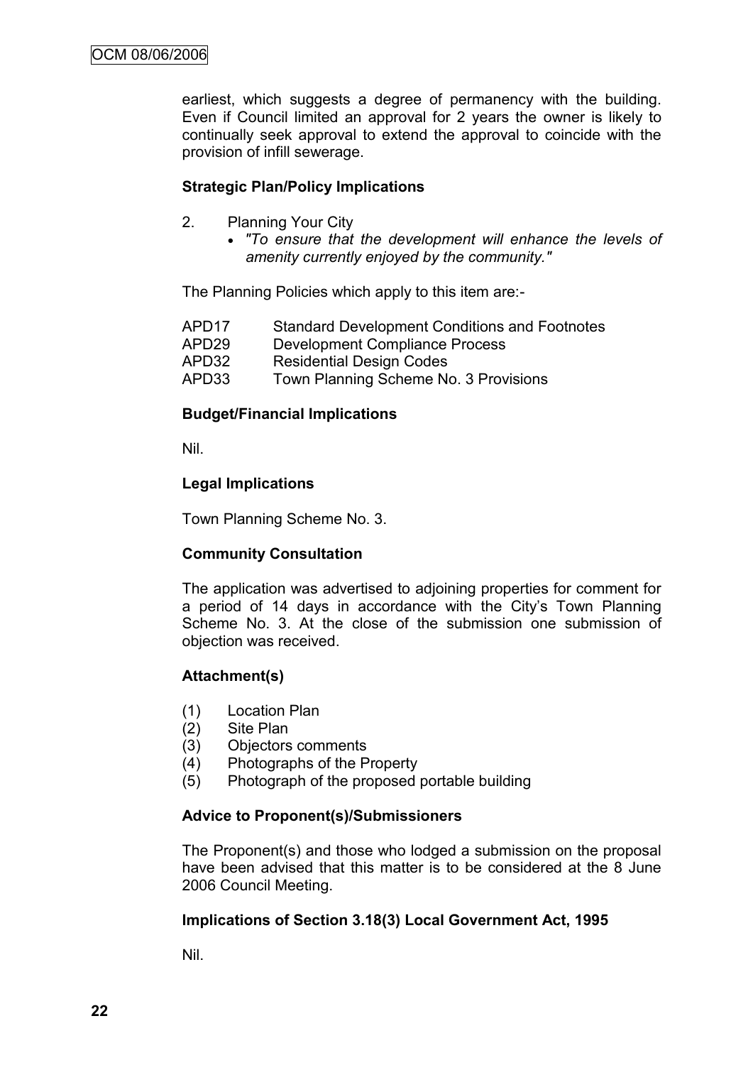earliest, which suggests a degree of permanency with the building. Even if Council limited an approval for 2 years the owner is likely to continually seek approval to extend the approval to coincide with the provision of infill sewerage.

**Strategic Plan/Policy Implications**

2. Planning Your City
   - *"To ensure that the development will enhance the levels of amenity currently enjoyed by the community."*

The Planning Policies which apply to this item are:-

| | |
|---|---|
| APD17 | Standard Development Conditions and Footnotes |
| APD29 | Development Compliance Process |
| APD32 | Residential Design Codes |
| APD33 | Town Planning Scheme No. 3 Provisions |

**Budget/Financial Implications**

Nil.

**Legal Implications**

Town Planning Scheme No. 3.

**Community Consultation**

The application was advertised to adjoining properties for comment for a period of 14 days in accordance with the City's Town Planning Scheme No. 3. At the close of the submission one submission of objection was received.

**Attachment(s)**

(1) Location Plan
(2) Site Plan
(3) Objectors comments
(4) Photographs of the Property
(5) Photograph of the proposed portable building

**Advice to Proponent(s)/Submissioners**

The Proponent(s) and those who lodged a submission on the proposal have been advised that this matter is to be considered at the 8 June 2006 Council Meeting.

**Implications of Section 3.18(3) Local Government Act, 1995**

Nil.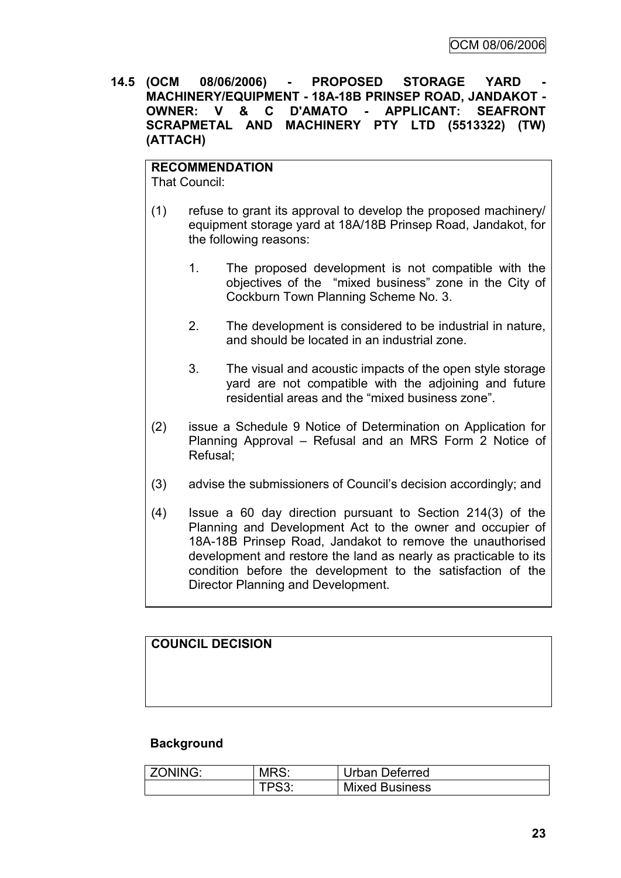**14.5 (OCM 08/06/2006) - PROPOSED STORAGE YARD - MACHINERY/EQUIPMENT - 18A-18B PRINSEP ROAD, JANDAKOT - OWNER: V & C D'AMATO - APPLICANT: SEAFRONT SCRAPMETAL AND MACHINERY PTY LTD (5513322) (TW) (ATTACH)**

**RECOMMENDATION**
That Council:

(1) refuse to grant its approval to develop the proposed machinery/ equipment storage yard at 18A/18B Prinsep Road, Jandakot, for the following reasons:

1. The proposed development is not compatible with the objectives of the "mixed business" zone in the City of Cockburn Town Planning Scheme No. 3.

2. The development is considered to be industrial in nature, and should be located in an industrial zone.

3. The visual and acoustic impacts of the open style storage yard are not compatible with the adjoining and future residential areas and the "mixed business zone".

(2) issue a Schedule 9 Notice of Determination on Application for Planning Approval – Refusal and an MRS Form 2 Notice of Refusal;

(3) advise the submissioners of Council's decision accordingly; and

(4) Issue a 60 day direction pursuant to Section 214(3) of the Planning and Development Act to the owner and occupier of 18A-18B Prinsep Road, Jandakot to remove the unauthorised development and restore the land as nearly as practicable to its condition before the development to the satisfaction of the Director Planning and Development.

**COUNCIL DECISION**

**Background**

| ZONING: | MRS: | Urban Deferred |
|---|---|---|
| | TPS3: | Mixed Business |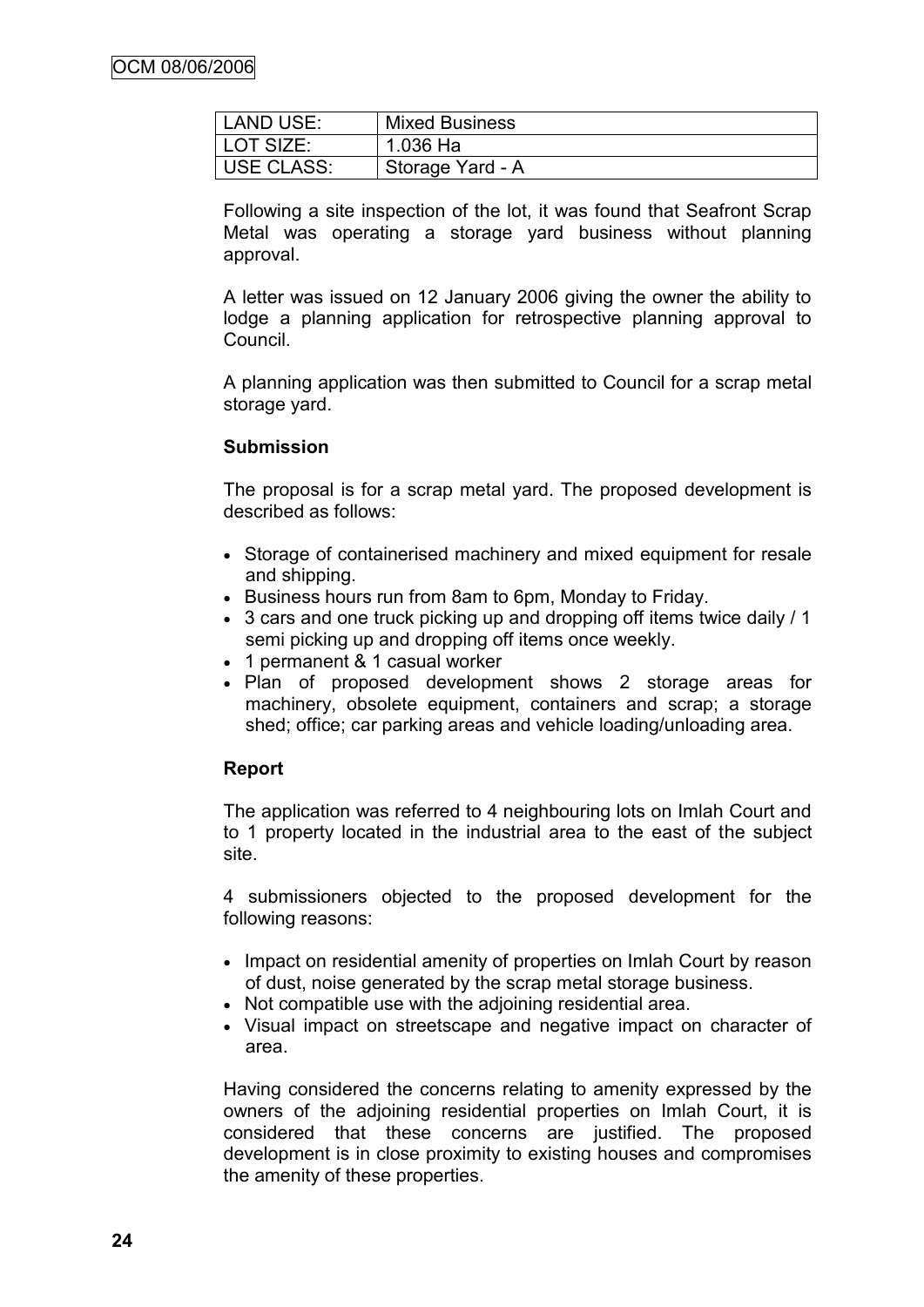| LAND USE: | Mixed Business |
| --- | --- |
| LOT SIZE: | 1.036 Ha |
| USE CLASS: | Storage Yard - A |

Following a site inspection of the lot, it was found that Seafront Scrap Metal was operating a storage yard business without planning approval.

A letter was issued on 12 January 2006 giving the owner the ability to lodge a planning application for retrospective planning approval to Council.

A planning application was then submitted to Council for a scrap metal storage yard.

**Submission**

The proposal is for a scrap metal yard. The proposed development is described as follows:

- Storage of containerised machinery and mixed equipment for resale and shipping.
- Business hours run from 8am to 6pm, Monday to Friday.
- 3 cars and one truck picking up and dropping off items twice daily / 1 semi picking up and dropping off items once weekly.
- 1 permanent & 1 casual worker
- Plan of proposed development shows 2 storage areas for machinery, obsolete equipment, containers and scrap; a storage shed; office; car parking areas and vehicle loading/unloading area.

**Report**

The application was referred to 4 neighbouring lots on Imlah Court and to 1 property located in the industrial area to the east of the subject site.

4 submissioners objected to the proposed development for the following reasons:

- Impact on residential amenity of properties on Imlah Court by reason of dust, noise generated by the scrap metal storage business.
- Not compatible use with the adjoining residential area.
- Visual impact on streetscape and negative impact on character of area.

Having considered the concerns relating to amenity expressed by the owners of the adjoining residential properties on Imlah Court, it is considered that these concerns are justified. The proposed development is in close proximity to existing houses and compromises the amenity of these properties.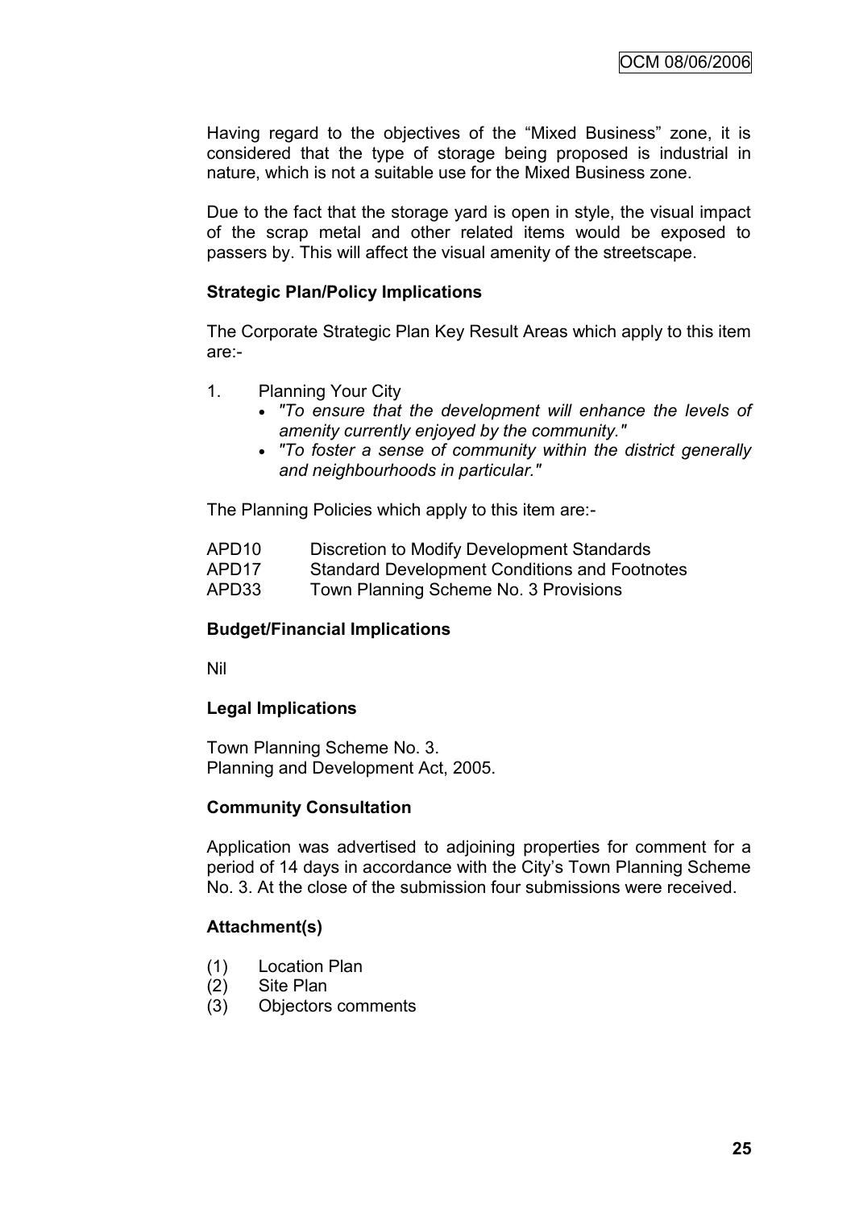Having regard to the objectives of the "Mixed Business" zone, it is considered that the type of storage being proposed is industrial in nature, which is not a suitable use for the Mixed Business zone.

Due to the fact that the storage yard is open in style, the visual impact of the scrap metal and other related items would be exposed to passers by. This will affect the visual amenity of the streetscape.

**Strategic Plan/Policy Implications**

The Corporate Strategic Plan Key Result Areas which apply to this item are:-

1. Planning Your City
   - *"To ensure that the development will enhance the levels of amenity currently enjoyed by the community."*
   - *"To foster a sense of community within the district generally and neighbourhoods in particular."*

The Planning Policies which apply to this item are:-

| | |
|---|---|
| APD10 | Discretion to Modify Development Standards |
| APD17 | Standard Development Conditions and Footnotes |
| APD33 | Town Planning Scheme No. 3 Provisions |

**Budget/Financial Implications**

Nil

**Legal Implications**

Town Planning Scheme No. 3.
Planning and Development Act, 2005.

**Community Consultation**

Application was advertised to adjoining properties for comment for a period of 14 days in accordance with the City's Town Planning Scheme No. 3. At the close of the submission four submissions were received.

**Attachment(s)**

(1) Location Plan
(2) Site Plan
(3) Objectors comments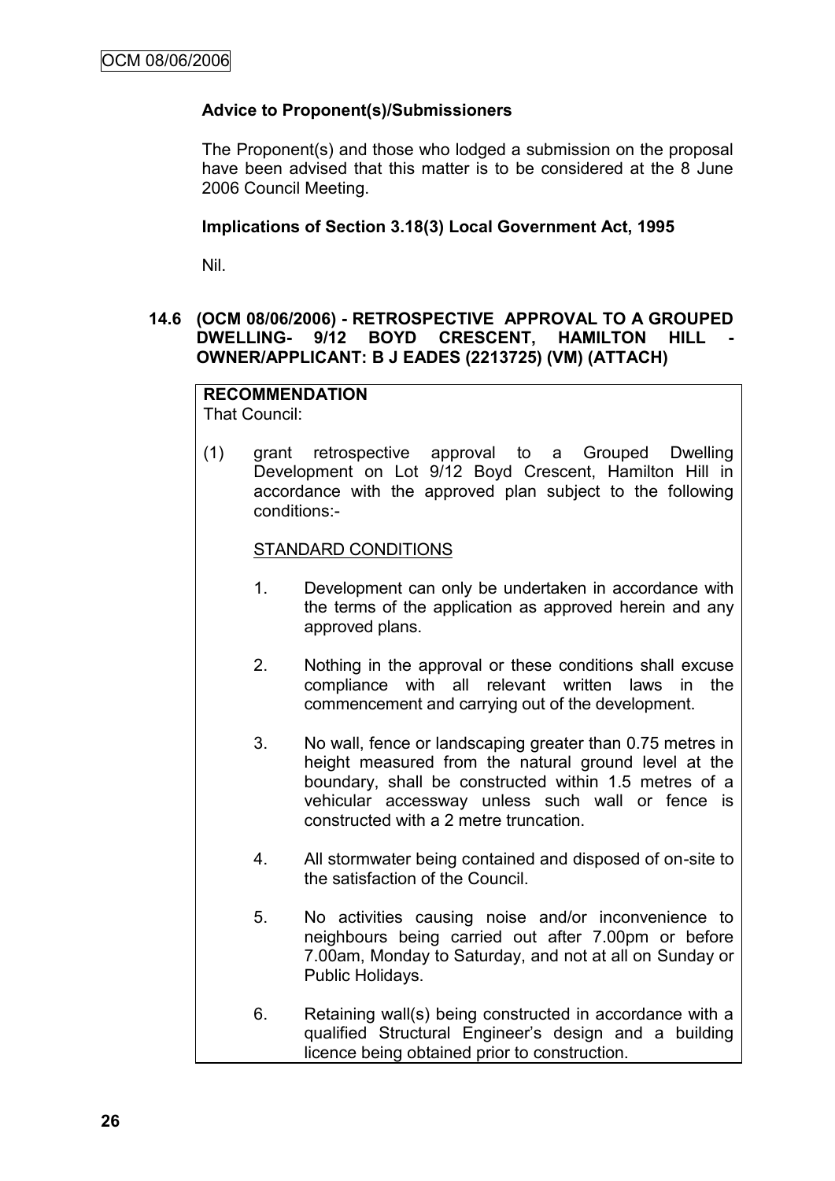### Advice to Proponent(s)/Submissioners

The Proponent(s) and those who lodged a submission on the proposal have been advised that this matter is to be considered at the 8 June 2006 Council Meeting.

### Implications of Section 3.18(3) Local Government Act, 1995

Nil.

## 14.6 (OCM 08/06/2006) - RETROSPECTIVE APPROVAL TO A GROUPED DWELLING- 9/12 BOYD CRESCENT, HAMILTON HILL - OWNER/APPLICANT: B J EADES (2213725) (VM) (ATTACH)

**RECOMMENDATION**

That Council:

(1) grant retrospective approval to a Grouped Dwelling Development on Lot 9/12 Boyd Crescent, Hamilton Hill in accordance with the approved plan subject to the following conditions:-

STANDARD CONDITIONS

1. Development can only be undertaken in accordance with the terms of the application as approved herein and any approved plans.

2. Nothing in the approval or these conditions shall excuse compliance with all relevant written laws in the commencement and carrying out of the development.

3. No wall, fence or landscaping greater than 0.75 metres in height measured from the natural ground level at the boundary, shall be constructed within 1.5 metres of a vehicular accessway unless such wall or fence is constructed with a 2 metre truncation.

4. All stormwater being contained and disposed of on-site to the satisfaction of the Council.

5. No activities causing noise and/or inconvenience to neighbours being carried out after 7.00pm or before 7.00am, Monday to Saturday, and not at all on Sunday or Public Holidays.

6. Retaining wall(s) being constructed in accordance with a qualified Structural Engineer's design and a building licence being obtained prior to construction.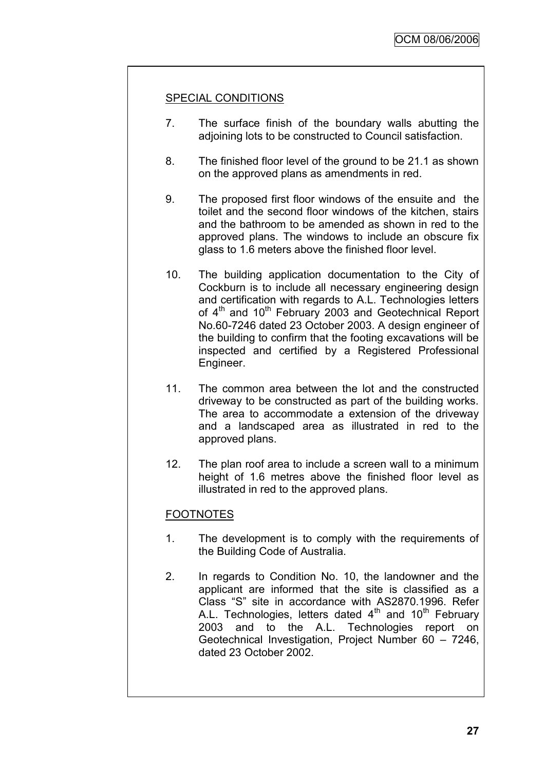SPECIAL CONDITIONS

7. The surface finish of the boundary walls abutting the adjoining lots to be constructed to Council satisfaction.

8. The finished floor level of the ground to be 21.1 as shown on the approved plans as amendments in red.

9. The proposed first floor windows of the ensuite and the toilet and the second floor windows of the kitchen, stairs and the bathroom to be amended as shown in red to the approved plans. The windows to include an obscure fix glass to 1.6 meters above the finished floor level.

10. The building application documentation to the City of Cockburn is to include all necessary engineering design and certification with regards to A.L. Technologies letters of 4th and 10th February 2003 and Geotechnical Report No.60-7246 dated 23 October 2003. A design engineer of the building to confirm that the footing excavations will be inspected and certified by a Registered Professional Engineer.

11. The common area between the lot and the constructed driveway to be constructed as part of the building works. The area to accommodate a extension of the driveway and a landscaped area as illustrated in red to the approved plans.

12. The plan roof area to include a screen wall to a minimum height of 1.6 metres above the finished floor level as illustrated in red to the approved plans.

FOOTNOTES

1. The development is to comply with the requirements of the Building Code of Australia.

2. In regards to Condition No. 10, the landowner and the applicant are informed that the site is classified as a Class "S" site in accordance with AS2870.1996. Refer A.L. Technologies, letters dated 4th and 10th February 2003 and to the A.L. Technologies report on Geotechnical Investigation, Project Number 60 – 7246, dated 23 October 2002.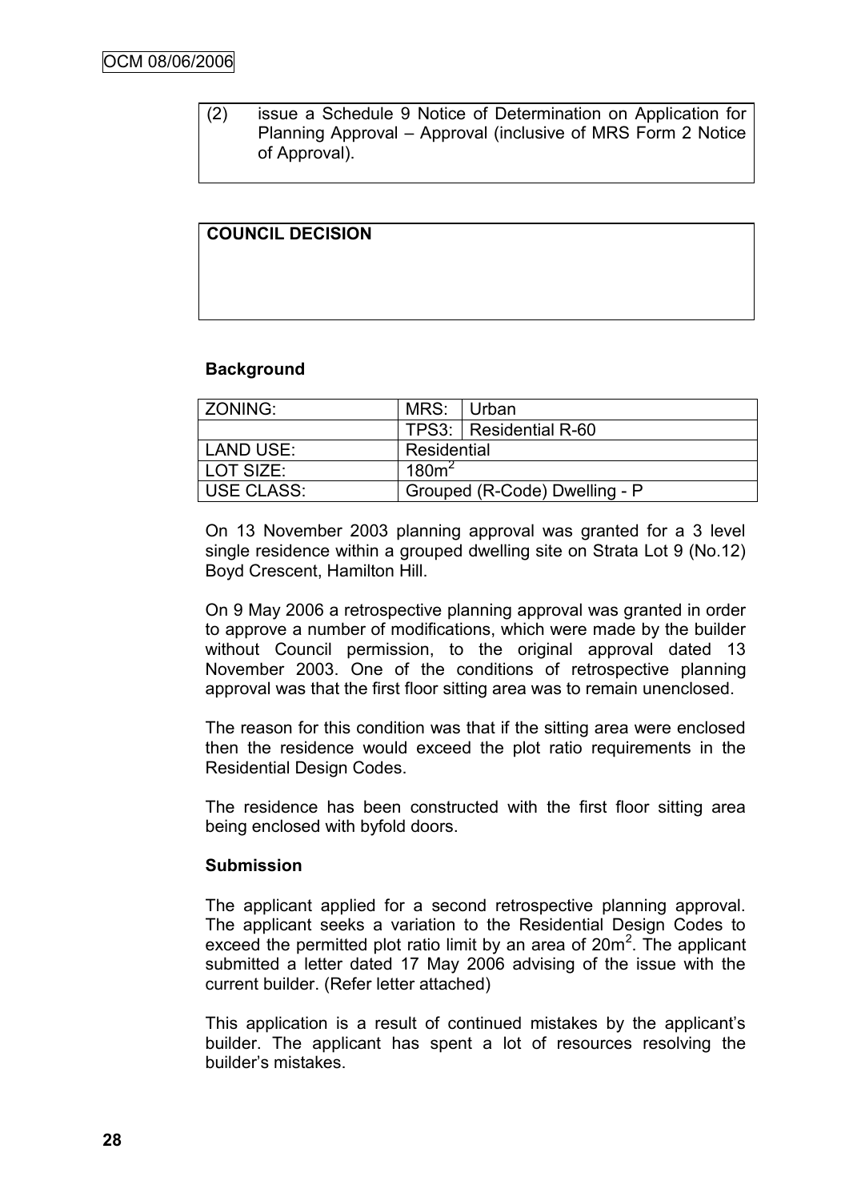(2) issue a Schedule 9 Notice of Determination on Application for Planning Approval – Approval (inclusive of MRS Form 2 Notice of Approval).

**COUNCIL DECISION**

### Background

| ZONING: | MRS: | Urban |
|---|---|---|
| | TPS3: | Residential R-60 |
| LAND USE: | Residential | |
| LOT SIZE: | 180m$^2$ | |
| USE CLASS: | Grouped (R-Code) Dwelling - P | |

On 13 November 2003 planning approval was granted for a 3 level single residence within a grouped dwelling site on Strata Lot 9 (No.12) Boyd Crescent, Hamilton Hill.

On 9 May 2006 a retrospective planning approval was granted in order to approve a number of modifications, which were made by the builder without Council permission, to the original approval dated 13 November 2003. One of the conditions of retrospective planning approval was that the first floor sitting area was to remain unenclosed.

The reason for this condition was that if the sitting area were enclosed then the residence would exceed the plot ratio requirements in the Residential Design Codes.

The residence has been constructed with the first floor sitting area being enclosed with byfold doors.

### Submission

The applicant applied for a second retrospective planning approval. The applicant seeks a variation to the Residential Design Codes to exceed the permitted plot ratio limit by an area of 20m$^2$. The applicant submitted a letter dated 17 May 2006 advising of the issue with the current builder. (Refer letter attached)

This application is a result of continued mistakes by the applicant's builder. The applicant has spent a lot of resources resolving the builder's mistakes.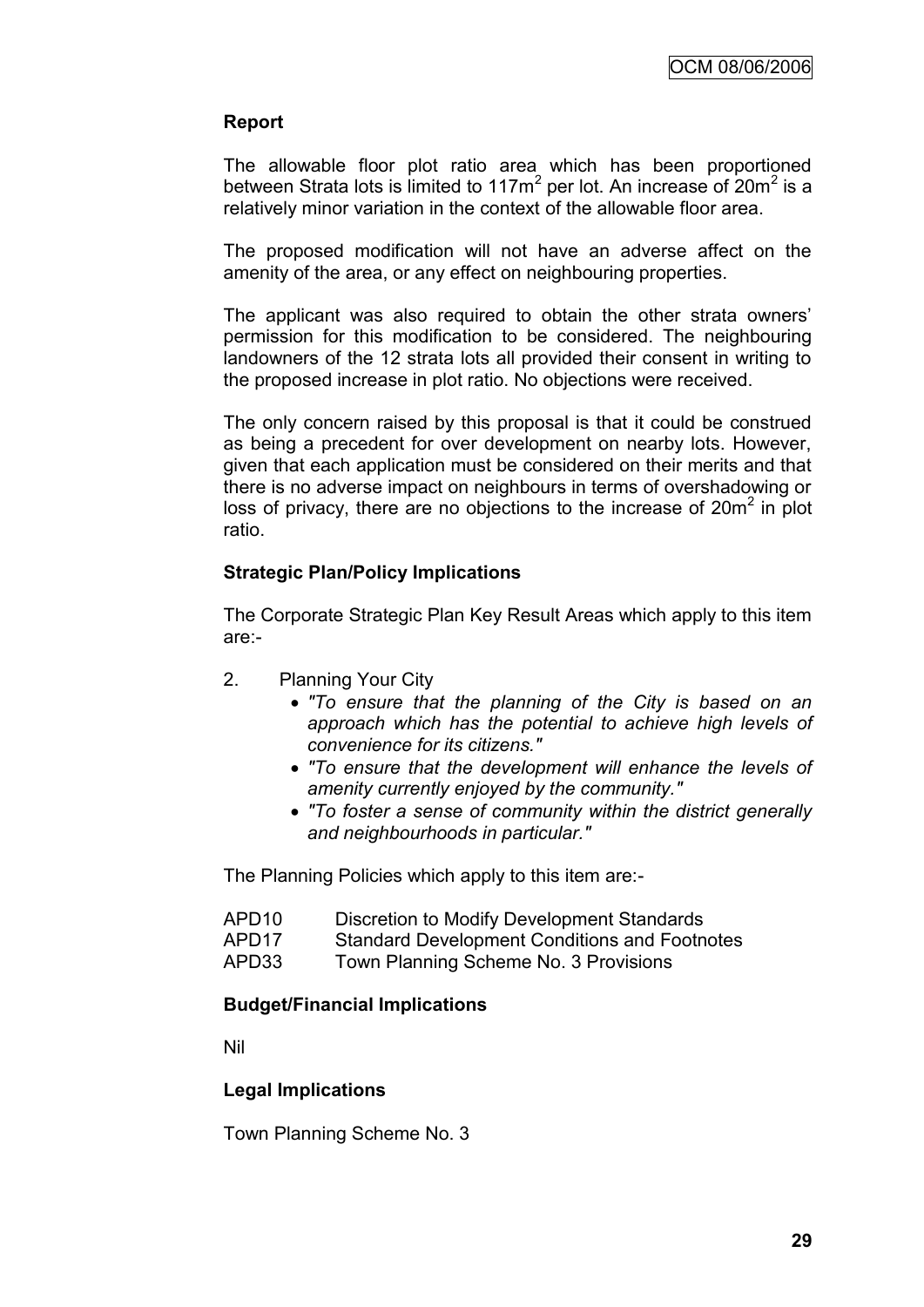## Report

The allowable floor plot ratio area which has been proportioned between Strata lots is limited to 117m$^2$ per lot. An increase of 20m$^2$ is a relatively minor variation in the context of the allowable floor area.

The proposed modification will not have an adverse affect on the amenity of the area, or any effect on neighbouring properties.

The applicant was also required to obtain the other strata owners' permission for this modification to be considered. The neighbouring landowners of the 12 strata lots all provided their consent in writing to the proposed increase in plot ratio. No objections were received.

The only concern raised by this proposal is that it could be construed as being a precedent for over development on nearby lots. However, given that each application must be considered on their merits and that there is no adverse impact on neighbours in terms of overshadowing or loss of privacy, there are no objections to the increase of 20m$^2$ in plot ratio.

## Strategic Plan/Policy Implications

The Corporate Strategic Plan Key Result Areas which apply to this item are:-

2. Planning Your City
   - *"To ensure that the planning of the City is based on an approach which has the potential to achieve high levels of convenience for its citizens."*
   - *"To ensure that the development will enhance the levels of amenity currently enjoyed by the community."*
   - *"To foster a sense of community within the district generally and neighbourhoods in particular."*

The Planning Policies which apply to this item are:-

APD10 Discretion to Modify Development Standards
APD17 Standard Development Conditions and Footnotes
APD33 Town Planning Scheme No. 3 Provisions

## Budget/Financial Implications

Nil

## Legal Implications

Town Planning Scheme No. 3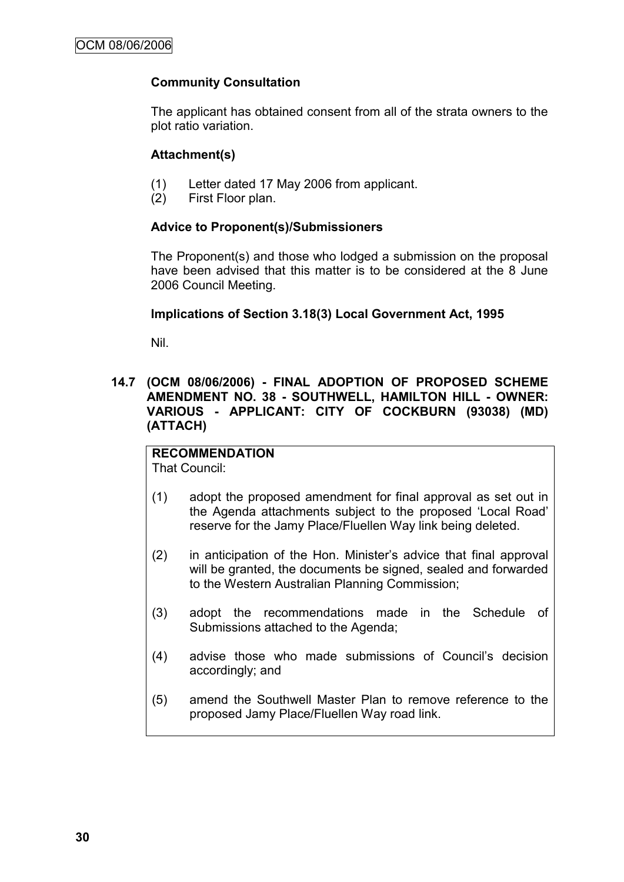### Community Consultation

The applicant has obtained consent from all of the strata owners to the plot ratio variation.

### Attachment(s)

(1) Letter dated 17 May 2006 from applicant.
(2) First Floor plan.

### Advice to Proponent(s)/Submissioners

The Proponent(s) and those who lodged a submission on the proposal have been advised that this matter is to be considered at the 8 June 2006 Council Meeting.

### Implications of Section 3.18(3) Local Government Act, 1995

Nil.

## 14.7 (OCM 08/06/2006) - FINAL ADOPTION OF PROPOSED SCHEME AMENDMENT NO. 38 - SOUTHWELL, HAMILTON HILL - OWNER: VARIOUS - APPLICANT: CITY OF COCKBURN (93038) (MD) (ATTACH)

**RECOMMENDATION**
That Council:

(1) adopt the proposed amendment for final approval as set out in the Agenda attachments subject to the proposed 'Local Road' reserve for the Jamy Place/Fluellen Way link being deleted.

(2) in anticipation of the Hon. Minister's advice that final approval will be granted, the documents be signed, sealed and forwarded to the Western Australian Planning Commission;

(3) adopt the recommendations made in the Schedule of Submissions attached to the Agenda;

(4) advise those who made submissions of Council's decision accordingly; and

(5) amend the Southwell Master Plan to remove reference to the proposed Jamy Place/Fluellen Way road link.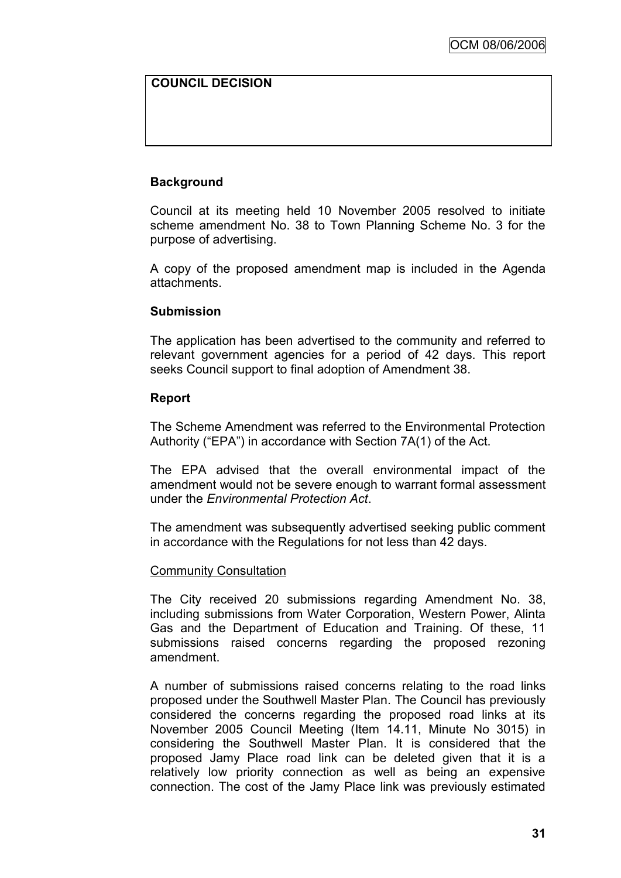**COUNCIL DECISION**

**Background**

Council at its meeting held 10 November 2005 resolved to initiate scheme amendment No. 38 to Town Planning Scheme No. 3 for the purpose of advertising.

A copy of the proposed amendment map is included in the Agenda attachments.

**Submission**

The application has been advertised to the community and referred to relevant government agencies for a period of 42 days. This report seeks Council support to final adoption of Amendment 38.

**Report**

The Scheme Amendment was referred to the Environmental Protection Authority ("EPA") in accordance with Section 7A(1) of the Act.

The EPA advised that the overall environmental impact of the amendment would not be severe enough to warrant formal assessment under the *Environmental Protection Act*.

The amendment was subsequently advertised seeking public comment in accordance with the Regulations for not less than 42 days.

Community Consultation

The City received 20 submissions regarding Amendment No. 38, including submissions from Water Corporation, Western Power, Alinta Gas and the Department of Education and Training. Of these, 11 submissions raised concerns regarding the proposed rezoning amendment.

A number of submissions raised concerns relating to the road links proposed under the Southwell Master Plan. The Council has previously considered the concerns regarding the proposed road links at its November 2005 Council Meeting (Item 14.11, Minute No 3015) in considering the Southwell Master Plan. It is considered that the proposed Jamy Place road link can be deleted given that it is a relatively low priority connection as well as being an expensive connection. The cost of the Jamy Place link was previously estimated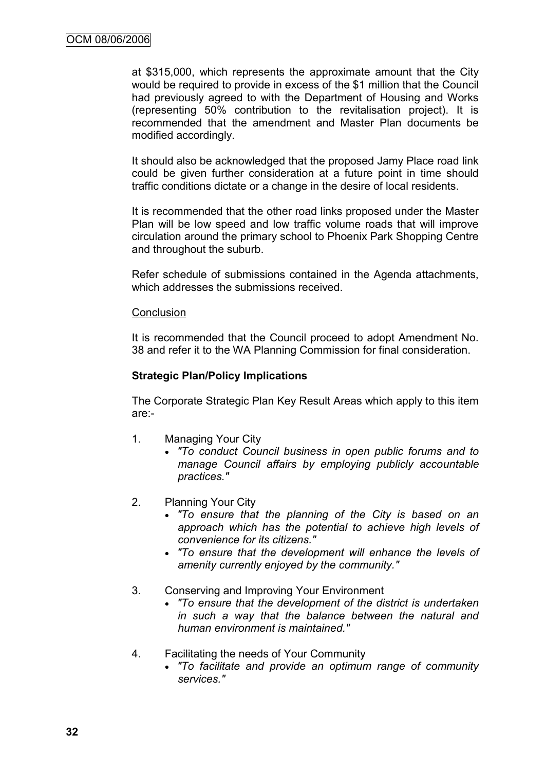at $315,000, which represents the approximate amount that the City would be required to provide in excess of the $1 million that the Council had previously agreed to with the Department of Housing and Works (representing 50% contribution to the revitalisation project). It is recommended that the amendment and Master Plan documents be modified accordingly.

It should also be acknowledged that the proposed Jamy Place road link could be given further consideration at a future point in time should traffic conditions dictate or a change in the desire of local residents.

It is recommended that the other road links proposed under the Master Plan will be low speed and low traffic volume roads that will improve circulation around the primary school to Phoenix Park Shopping Centre and throughout the suburb.

Refer schedule of submissions contained in the Agenda attachments, which addresses the submissions received.

Conclusion

It is recommended that the Council proceed to adopt Amendment No. 38 and refer it to the WA Planning Commission for final consideration.

**Strategic Plan/Policy Implications**

The Corporate Strategic Plan Key Result Areas which apply to this item are:-

1. Managing Your City
   - *"To conduct Council business in open public forums and to manage Council affairs by employing publicly accountable practices."*

2. Planning Your City
   - *"To ensure that the planning of the City is based on an approach which has the potential to achieve high levels of convenience for its citizens."*
   - *"To ensure that the development will enhance the levels of amenity currently enjoyed by the community."*

3. Conserving and Improving Your Environment
   - *"To ensure that the development of the district is undertaken in such a way that the balance between the natural and human environment is maintained."*

4. Facilitating the needs of Your Community
   - *"To facilitate and provide an optimum range of community services."*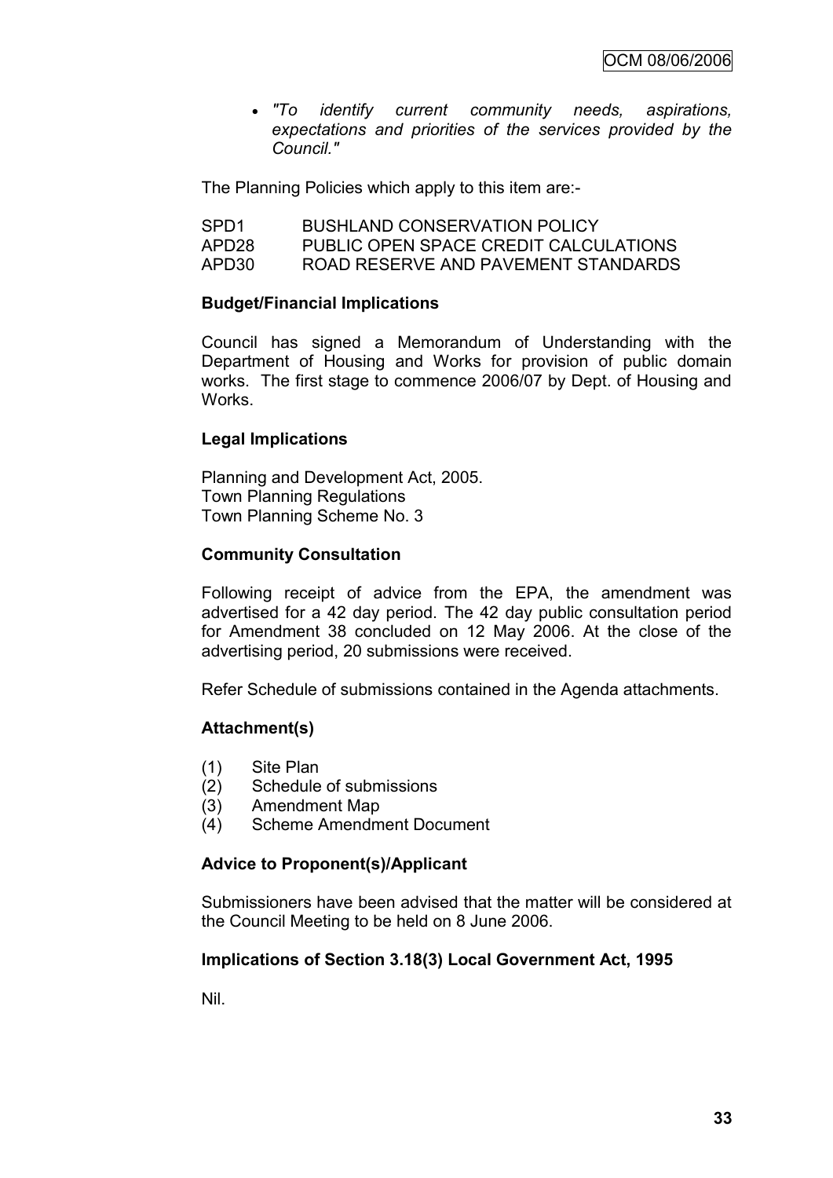- *"To identify current community needs, aspirations, expectations and priorities of the services provided by the Council."*

The Planning Policies which apply to this item are:-

| | |
|---|---|
| SPD1 | BUSHLAND CONSERVATION POLICY |
| APD28 | PUBLIC OPEN SPACE CREDIT CALCULATIONS |
| APD30 | ROAD RESERVE AND PAVEMENT STANDARDS |

**Budget/Financial Implications**

Council has signed a Memorandum of Understanding with the Department of Housing and Works for provision of public domain works. The first stage to commence 2006/07 by Dept. of Housing and Works.

**Legal Implications**

Planning and Development Act, 2005.
Town Planning Regulations
Town Planning Scheme No. 3

**Community Consultation**

Following receipt of advice from the EPA, the amendment was advertised for a 42 day period. The 42 day public consultation period for Amendment 38 concluded on 12 May 2006. At the close of the advertising period, 20 submissions were received.

Refer Schedule of submissions contained in the Agenda attachments.

**Attachment(s)**

(1) Site Plan
(2) Schedule of submissions
(3) Amendment Map
(4) Scheme Amendment Document

**Advice to Proponent(s)/Applicant**

Submissioners have been advised that the matter will be considered at the Council Meeting to be held on 8 June 2006.

**Implications of Section 3.18(3) Local Government Act, 1995**

Nil.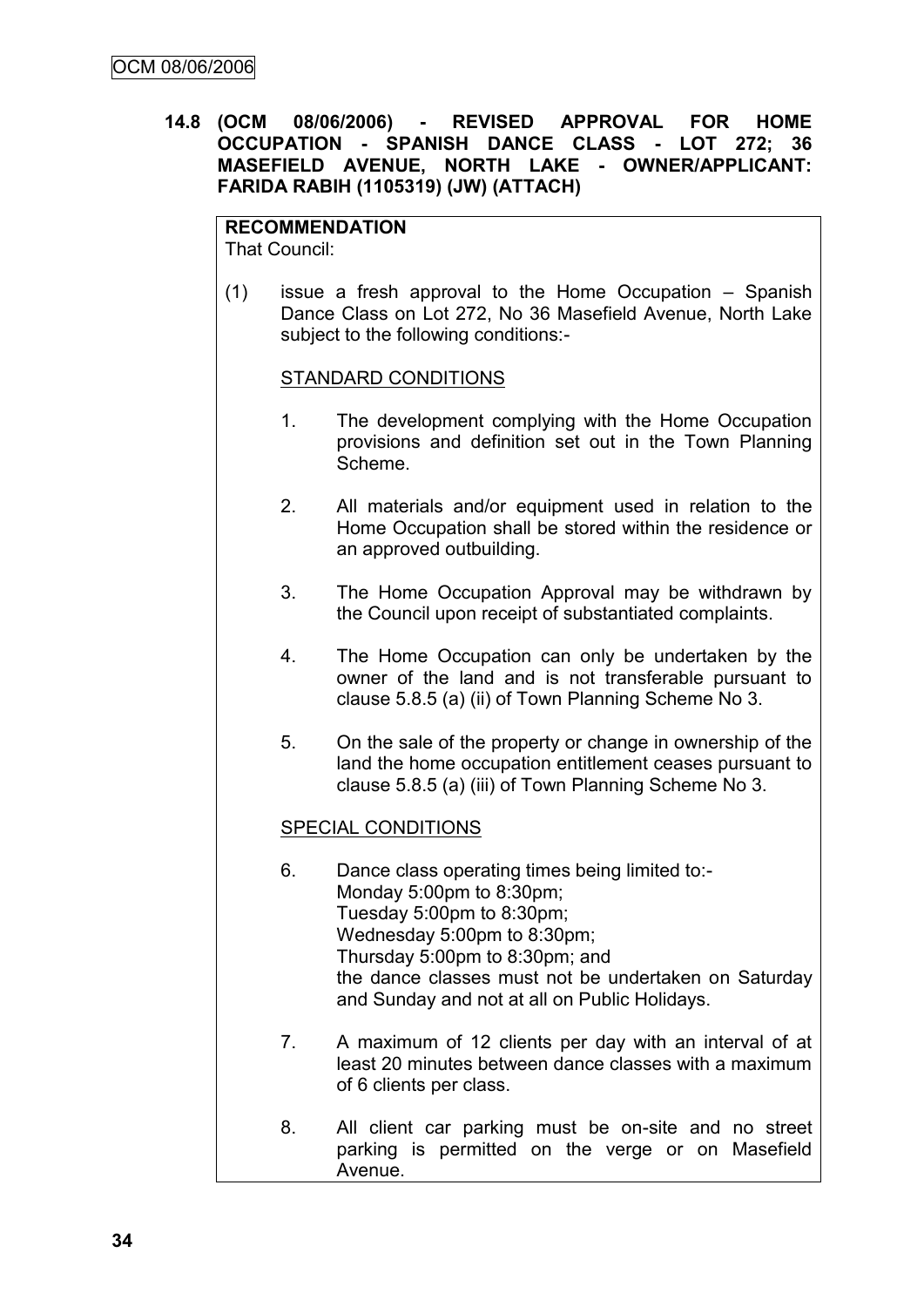**14.8 (OCM 08/06/2006) - REVISED APPROVAL FOR HOME OCCUPATION - SPANISH DANCE CLASS - LOT 272; 36 MASEFIELD AVENUE, NORTH LAKE - OWNER/APPLICANT: FARIDA RABIH (1105319) (JW) (ATTACH)**

**RECOMMENDATION**

That Council:

(1) issue a fresh approval to the Home Occupation – Spanish Dance Class on Lot 272, No 36 Masefield Avenue, North Lake subject to the following conditions:-

STANDARD CONDITIONS

1. The development complying with the Home Occupation provisions and definition set out in the Town Planning Scheme.

2. All materials and/or equipment used in relation to the Home Occupation shall be stored within the residence or an approved outbuilding.

3. The Home Occupation Approval may be withdrawn by the Council upon receipt of substantiated complaints.

4. The Home Occupation can only be undertaken by the owner of the land and is not transferable pursuant to clause 5.8.5 (a) (ii) of Town Planning Scheme No 3.

5. On the sale of the property or change in ownership of the land the home occupation entitlement ceases pursuant to clause 5.8.5 (a) (iii) of Town Planning Scheme No 3.

SPECIAL CONDITIONS

6. Dance class operating times being limited to:-
   Monday 5:00pm to 8:30pm;
   Tuesday 5:00pm to 8:30pm;
   Wednesday 5:00pm to 8:30pm;
   Thursday 5:00pm to 8:30pm; and
   the dance classes must not be undertaken on Saturday and Sunday and not at all on Public Holidays.

7. A maximum of 12 clients per day with an interval of at least 20 minutes between dance classes with a maximum of 6 clients per class.

8. All client car parking must be on-site and no street parking is permitted on the verge or on Masefield Avenue.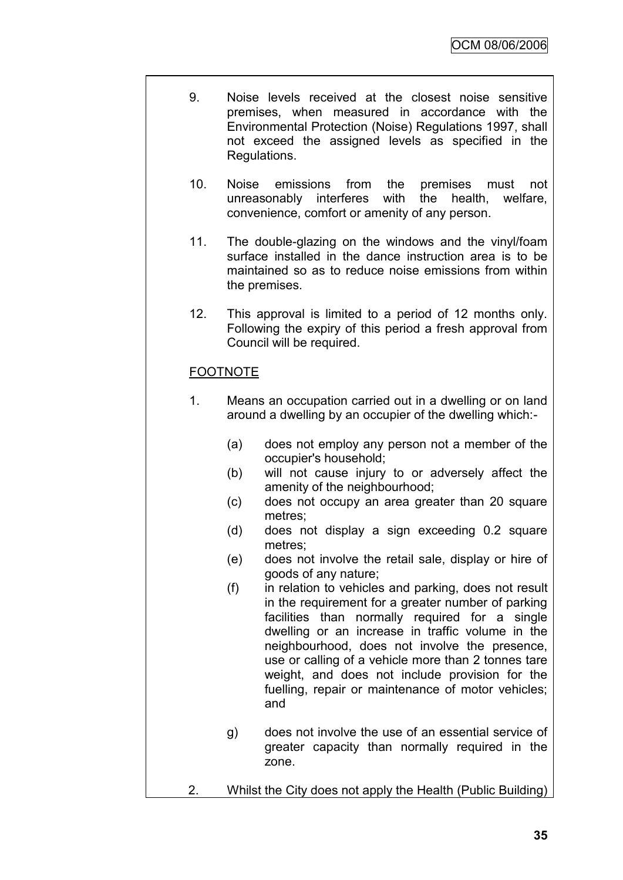9. Noise levels received at the closest noise sensitive premises, when measured in accordance with the Environmental Protection (Noise) Regulations 1997, shall not exceed the assigned levels as specified in the Regulations.

10. Noise emissions from the premises must not unreasonably interferes with the health, welfare, convenience, comfort or amenity of any person.

11. The double-glazing on the windows and the vinyl/foam surface installed in the dance instruction area is to be maintained so as to reduce noise emissions from within the premises.

12. This approval is limited to a period of 12 months only. Following the expiry of this period a fresh approval from Council will be required.

<u>FOOTNOTE</u>

1. Means an occupation carried out in a dwelling or on land around a dwelling by an occupier of the dwelling which:-

   (a) does not employ any person not a member of the occupier's household;
   (b) will not cause injury to or adversely affect the amenity of the neighbourhood;
   (c) does not occupy an area greater than 20 square metres;
   (d) does not display a sign exceeding 0.2 square metres;
   (e) does not involve the retail sale, display or hire of goods of any nature;
   (f) in relation to vehicles and parking, does not result in the requirement for a greater number of parking facilities than normally required for a single dwelling or an increase in traffic volume in the neighbourhood, does not involve the presence, use or calling of a vehicle more than 2 tonnes tare weight, and does not include provision for the fuelling, repair or maintenance of motor vehicles; and

   g) does not involve the use of an essential service of greater capacity than normally required in the zone.

2. Whilst the City does not apply the Health (Public Building)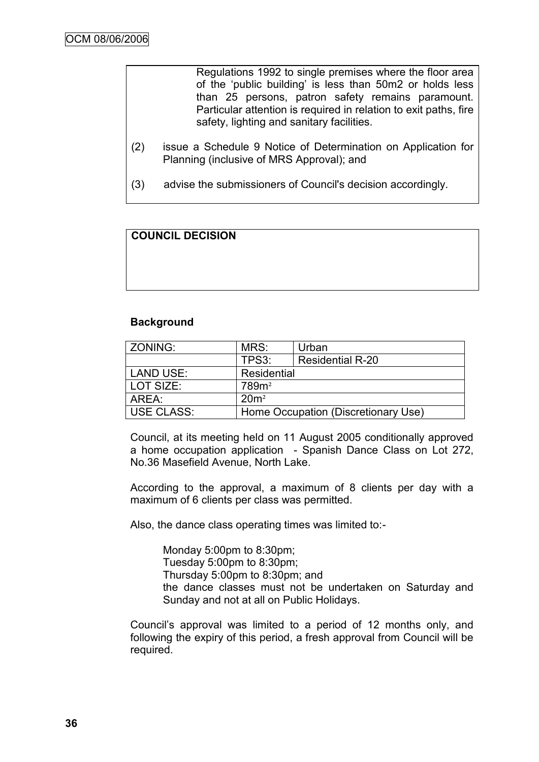Regulations 1992 to single premises where the floor area of the 'public building' is less than 50m2 or holds less than 25 persons, patron safety remains paramount. Particular attention is required in relation to exit paths, fire safety, lighting and sanitary facilities.

(2) issue a Schedule 9 Notice of Determination on Application for Planning (inclusive of MRS Approval); and

(3) advise the submissioners of Council's decision accordingly.

**COUNCIL DECISION**

**Background**

| ZONING: | MRS: | Urban |
|---|---|---|
| | TPS3: | Residential R-20 |
| LAND USE: | Residential | |
| LOT SIZE: | 789m² | |
| AREA: | 20m² | |
| USE CLASS: | Home Occupation (Discretionary Use) | |

Council, at its meeting held on 11 August 2005 conditionally approved a home occupation application - Spanish Dance Class on Lot 272, No.36 Masefield Avenue, North Lake.

According to the approval, a maximum of 8 clients per day with a maximum of 6 clients per class was permitted.

Also, the dance class operating times was limited to:-

Monday 5:00pm to 8:30pm;
Tuesday 5:00pm to 8:30pm;
Thursday 5:00pm to 8:30pm; and
the dance classes must not be undertaken on Saturday and Sunday and not at all on Public Holidays.

Council's approval was limited to a period of 12 months only, and following the expiry of this period, a fresh approval from Council will be required.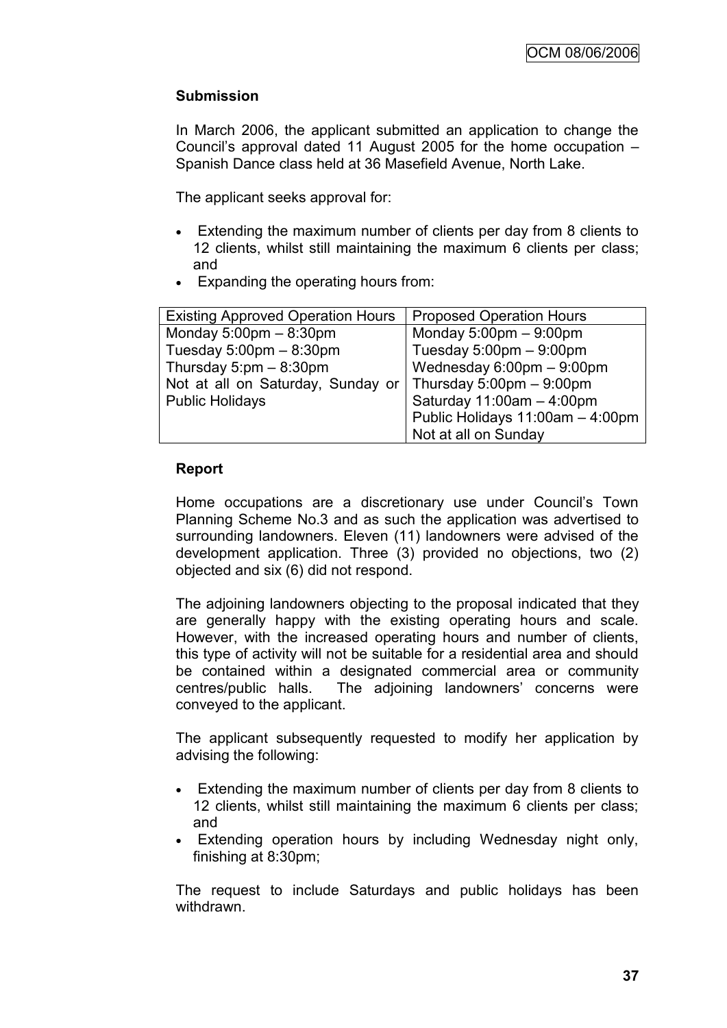**Submission**

In March 2006, the applicant submitted an application to change the Council's approval dated 11 August 2005 for the home occupation – Spanish Dance class held at 36 Masefield Avenue, North Lake.

The applicant seeks approval for:

- Extending the maximum number of clients per day from 8 clients to 12 clients, whilst still maintaining the maximum 6 clients per class; and
- Expanding the operating hours from:

| Existing Approved Operation Hours | Proposed Operation Hours |
|---|---|
| Monday 5:00pm – 8:30pm | Monday 5:00pm – 9:00pm |
| Tuesday 5:00pm – 8:30pm | Tuesday 5:00pm – 9:00pm |
| Thursday 5:pm – 8:30pm | Wednesday 6:00pm – 9:00pm |
| Not at all on Saturday, Sunday or Public Holidays | Thursday 5:00pm – 9:00pm |
| | Saturday 11:00am – 4:00pm |
| | Public Holidays 11:00am – 4:00pm |
| | Not at all on Sunday |

**Report**

Home occupations are a discretionary use under Council's Town Planning Scheme No.3 and as such the application was advertised to surrounding landowners. Eleven (11) landowners were advised of the development application. Three (3) provided no objections, two (2) objected and six (6) did not respond.

The adjoining landowners objecting to the proposal indicated that they are generally happy with the existing operating hours and scale. However, with the increased operating hours and number of clients, this type of activity will not be suitable for a residential area and should be contained within a designated commercial area or community centres/public halls. The adjoining landowners' concerns were conveyed to the applicant.

The applicant subsequently requested to modify her application by advising the following:

- Extending the maximum number of clients per day from 8 clients to 12 clients, whilst still maintaining the maximum 6 clients per class; and
- Extending operation hours by including Wednesday night only, finishing at 8:30pm;

The request to include Saturdays and public holidays has been withdrawn.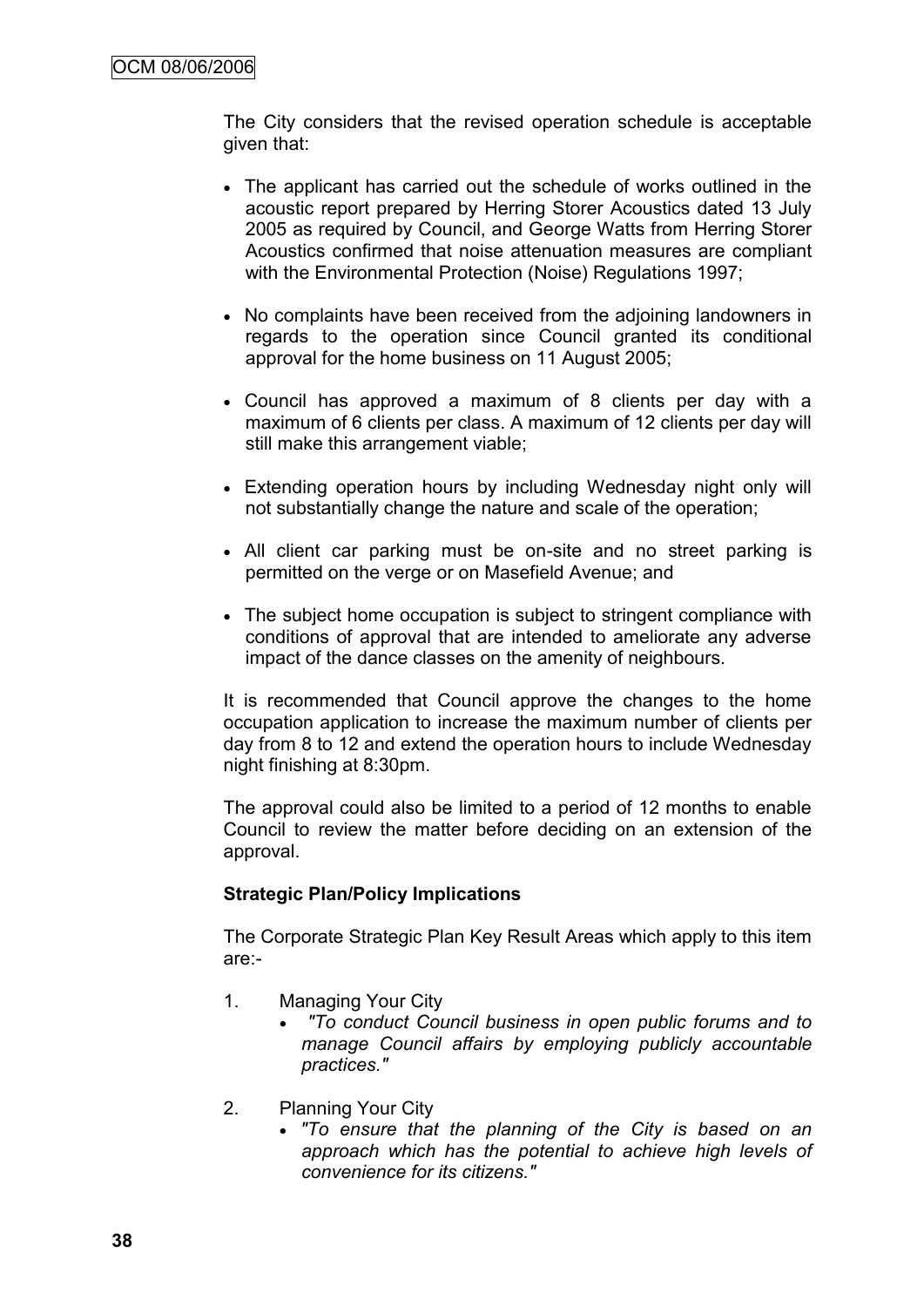The City considers that the revised operation schedule is acceptable given that:

- The applicant has carried out the schedule of works outlined in the acoustic report prepared by Herring Storer Acoustics dated 13 July 2005 as required by Council, and George Watts from Herring Storer Acoustics confirmed that noise attenuation measures are compliant with the Environmental Protection (Noise) Regulations 1997;
- No complaints have been received from the adjoining landowners in regards to the operation since Council granted its conditional approval for the home business on 11 August 2005;
- Council has approved a maximum of 8 clients per day with a maximum of 6 clients per class. A maximum of 12 clients per day will still make this arrangement viable;
- Extending operation hours by including Wednesday night only will not substantially change the nature and scale of the operation;
- All client car parking must be on-site and no street parking is permitted on the verge or on Masefield Avenue; and
- The subject home occupation is subject to stringent compliance with conditions of approval that are intended to ameliorate any adverse impact of the dance classes on the amenity of neighbours.

It is recommended that Council approve the changes to the home occupation application to increase the maximum number of clients per day from 8 to 12 and extend the operation hours to include Wednesday night finishing at 8:30pm.

The approval could also be limited to a period of 12 months to enable Council to review the matter before deciding on an extension of the approval.

**Strategic Plan/Policy Implications**

The Corporate Strategic Plan Key Result Areas which apply to this item are:-

1. Managing Your City
   - *"To conduct Council business in open public forums and to manage Council affairs by employing publicly accountable practices."*
2. Planning Your City
   - *"To ensure that the planning of the City is based on an approach which has the potential to achieve high levels of convenience for its citizens."*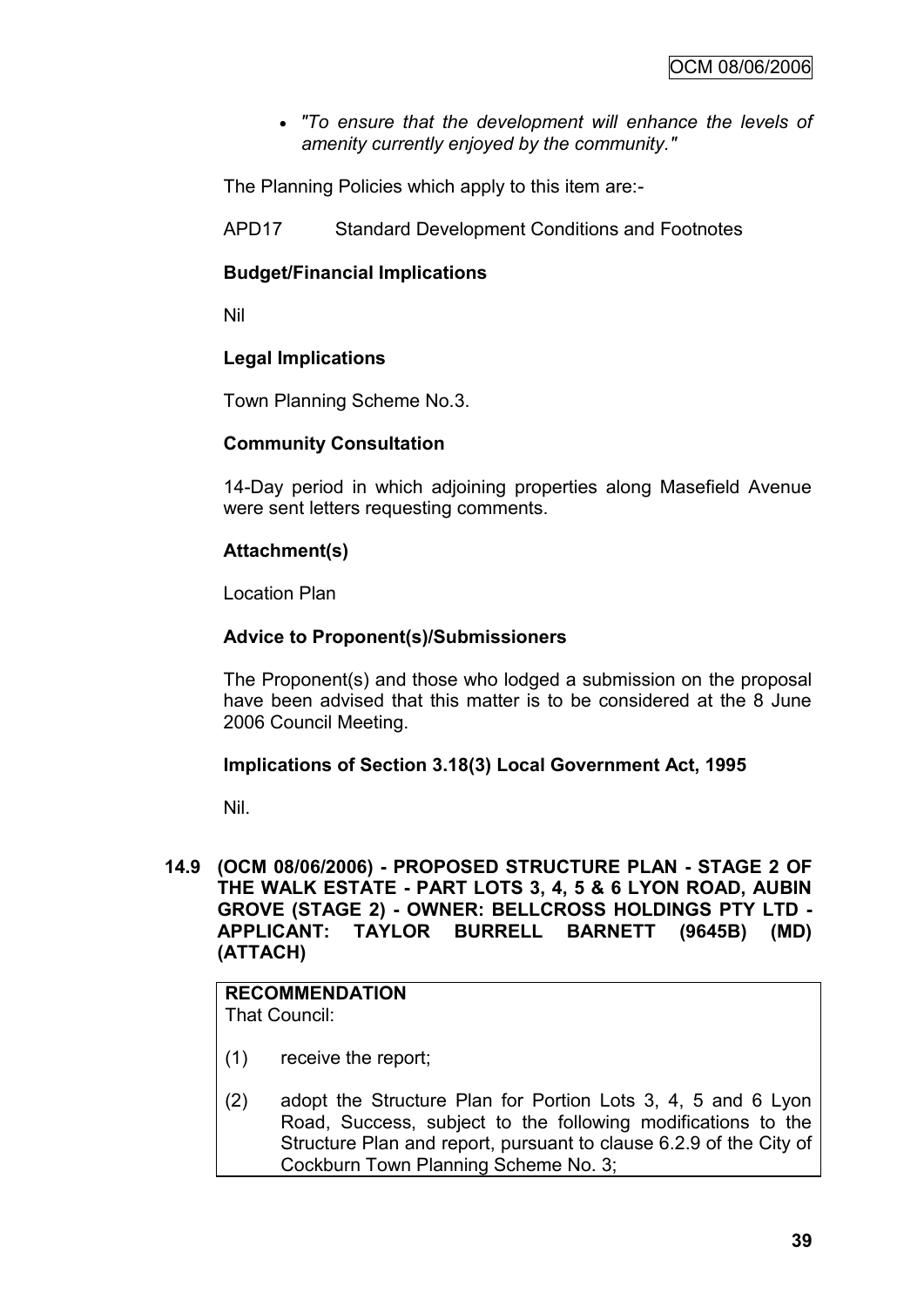- *"To ensure that the development will enhance the levels of amenity currently enjoyed by the community."*

The Planning Policies which apply to this item are:-

APD17 Standard Development Conditions and Footnotes

**Budget/Financial Implications**

Nil

**Legal Implications**

Town Planning Scheme No.3.

**Community Consultation**

14-Day period in which adjoining properties along Masefield Avenue were sent letters requesting comments.

**Attachment(s)**

Location Plan

**Advice to Proponent(s)/Submissioners**

The Proponent(s) and those who lodged a submission on the proposal have been advised that this matter is to be considered at the 8 June 2006 Council Meeting.

**Implications of Section 3.18(3) Local Government Act, 1995**

Nil.

**14.9 (OCM 08/06/2006) - PROPOSED STRUCTURE PLAN - STAGE 2 OF THE WALK ESTATE - PART LOTS 3, 4, 5 & 6 LYON ROAD, AUBIN GROVE (STAGE 2) - OWNER: BELLCROSS HOLDINGS PTY LTD - APPLICANT: TAYLOR BURRELL BARNETT (9645B) (MD) (ATTACH)**

**RECOMMENDATION**
That Council:

(1) receive the report;

(2) adopt the Structure Plan for Portion Lots 3, 4, 5 and 6 Lyon Road, Success, subject to the following modifications to the Structure Plan and report, pursuant to clause 6.2.9 of the City of Cockburn Town Planning Scheme No. 3;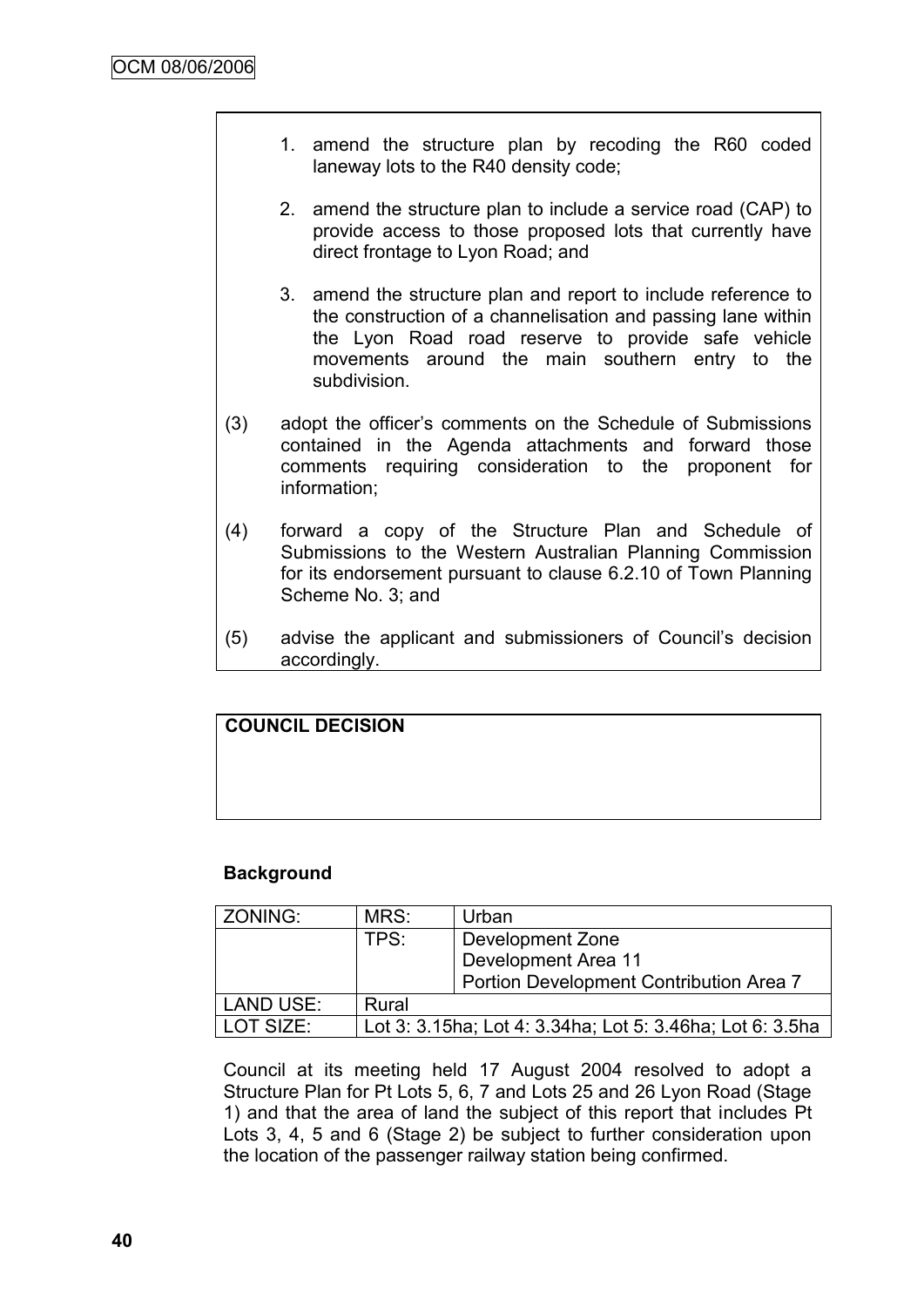1. amend the structure plan by recoding the R60 coded laneway lots to the R40 density code;

2. amend the structure plan to include a service road (CAP) to provide access to those proposed lots that currently have direct frontage to Lyon Road; and

3. amend the structure plan and report to include reference to the construction of a channelisation and passing lane within the Lyon Road road reserve to provide safe vehicle movements around the main southern entry to the subdivision.

(3) adopt the officer's comments on the Schedule of Submissions contained in the Agenda attachments and forward those comments requiring consideration to the proponent for information;

(4) forward a copy of the Structure Plan and Schedule of Submissions to the Western Australian Planning Commission for its endorsement pursuant to clause 6.2.10 of Town Planning Scheme No. 3; and

(5) advise the applicant and submissioners of Council's decision accordingly.

**COUNCIL DECISION**

### Background

| ZONING: | MRS: | Urban |
|---|---|---|
| | TPS: | Development Zone<br>Development Area 11<br>Portion Development Contribution Area 7 |
| LAND USE: | Rural | |
| LOT SIZE: | Lot 3: 3.15ha; Lot 4: 3.34ha; Lot 5: 3.46ha; Lot 6: 3.5ha | |

Council at its meeting held 17 August 2004 resolved to adopt a Structure Plan for Pt Lots 5, 6, 7 and Lots 25 and 26 Lyon Road (Stage 1) and that the area of land the subject of this report that includes Pt Lots 3, 4, 5 and 6 (Stage 2) be subject to further consideration upon the location of the passenger railway station being confirmed.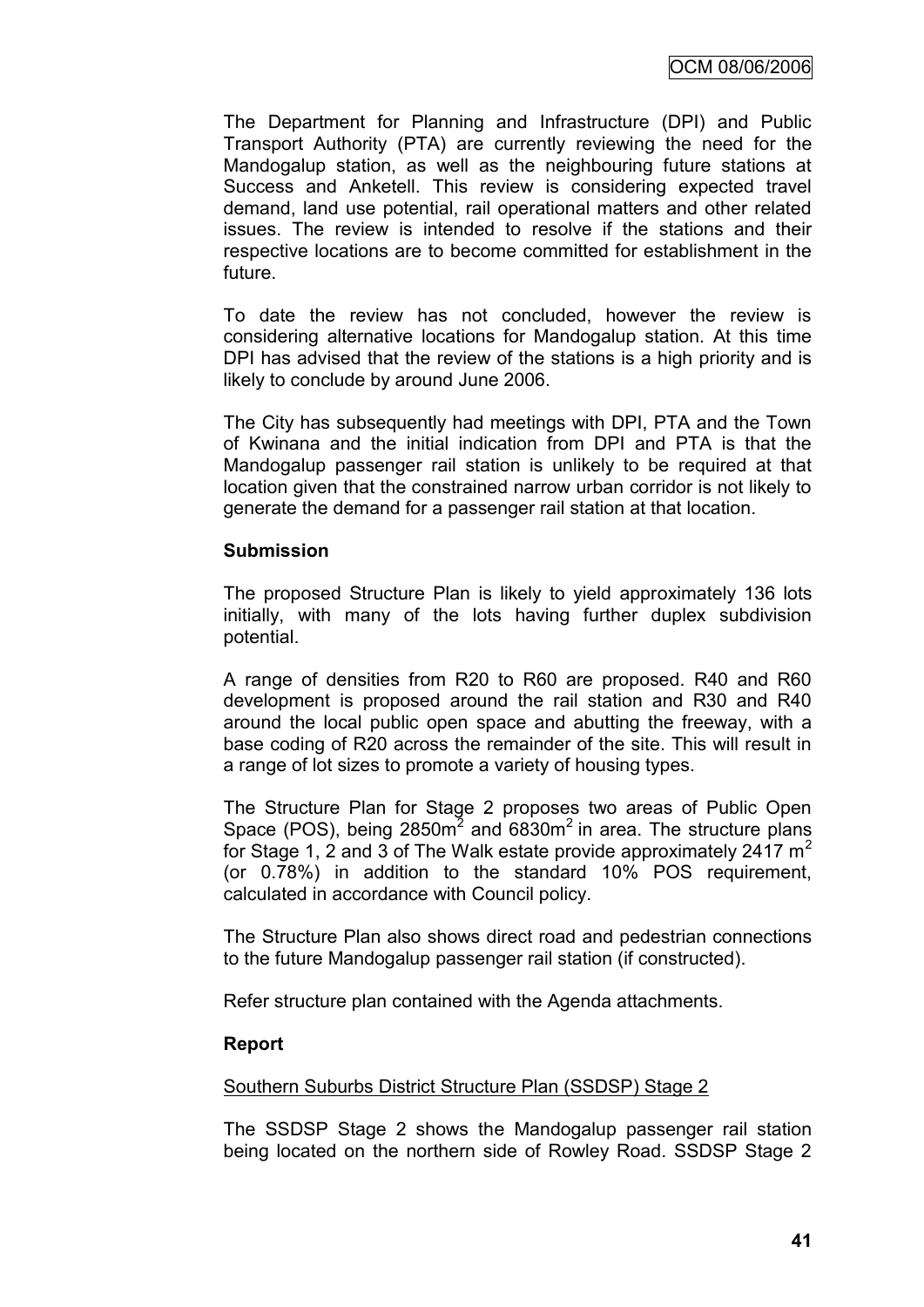The Department for Planning and Infrastructure (DPI) and Public Transport Authority (PTA) are currently reviewing the need for the Mandogalup station, as well as the neighbouring future stations at Success and Anketell. This review is considering expected travel demand, land use potential, rail operational matters and other related issues. The review is intended to resolve if the stations and their respective locations are to become committed for establishment in the future.

To date the review has not concluded, however the review is considering alternative locations for Mandogalup station. At this time DPI has advised that the review of the stations is a high priority and is likely to conclude by around June 2006.

The City has subsequently had meetings with DPI, PTA and the Town of Kwinana and the initial indication from DPI and PTA is that the Mandogalup passenger rail station is unlikely to be required at that location given that the constrained narrow urban corridor is not likely to generate the demand for a passenger rail station at that location.

**Submission**

The proposed Structure Plan is likely to yield approximately 136 lots initially, with many of the lots having further duplex subdivision potential.

A range of densities from R20 to R60 are proposed. R40 and R60 development is proposed around the rail station and R30 and R40 around the local public open space and abutting the freeway, with a base coding of R20 across the remainder of the site. This will result in a range of lot sizes to promote a variety of housing types.

The Structure Plan for Stage 2 proposes two areas of Public Open Space (POS), being 2850m$^2$ and 6830m$^2$ in area. The structure plans for Stage 1, 2 and 3 of The Walk estate provide approximately 2417 m$^2$ (or 0.78%) in addition to the standard 10% POS requirement, calculated in accordance with Council policy.

The Structure Plan also shows direct road and pedestrian connections to the future Mandogalup passenger rail station (if constructed).

Refer structure plan contained with the Agenda attachments.

**Report**

Southern Suburbs District Structure Plan (SSDSP) Stage 2

The SSDSP Stage 2 shows the Mandogalup passenger rail station being located on the northern side of Rowley Road. SSDSP Stage 2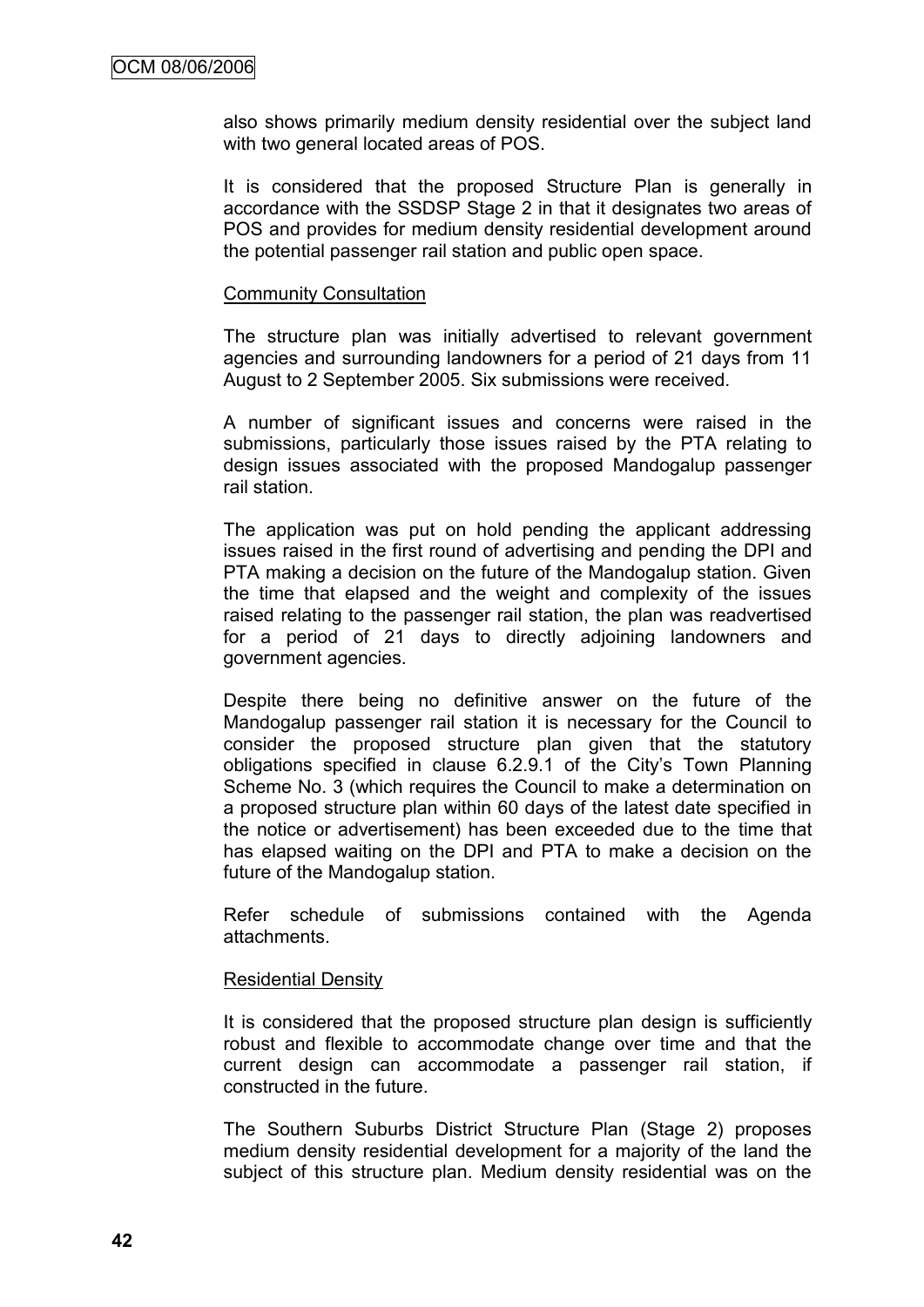also shows primarily medium density residential over the subject land with two general located areas of POS.

It is considered that the proposed Structure Plan is generally in accordance with the SSDSP Stage 2 in that it designates two areas of POS and provides for medium density residential development around the potential passenger rail station and public open space.

Community Consultation

The structure plan was initially advertised to relevant government agencies and surrounding landowners for a period of 21 days from 11 August to 2 September 2005. Six submissions were received.

A number of significant issues and concerns were raised in the submissions, particularly those issues raised by the PTA relating to design issues associated with the proposed Mandogalup passenger rail station.

The application was put on hold pending the applicant addressing issues raised in the first round of advertising and pending the DPI and PTA making a decision on the future of the Mandogalup station. Given the time that elapsed and the weight and complexity of the issues raised relating to the passenger rail station, the plan was readvertised for a period of 21 days to directly adjoining landowners and government agencies.

Despite there being no definitive answer on the future of the Mandogalup passenger rail station it is necessary for the Council to consider the proposed structure plan given that the statutory obligations specified in clause 6.2.9.1 of the City's Town Planning Scheme No. 3 (which requires the Council to make a determination on a proposed structure plan within 60 days of the latest date specified in the notice or advertisement) has been exceeded due to the time that has elapsed waiting on the DPI and PTA to make a decision on the future of the Mandogalup station.

Refer schedule of submissions contained with the Agenda attachments.

Residential Density

It is considered that the proposed structure plan design is sufficiently robust and flexible to accommodate change over time and that the current design can accommodate a passenger rail station, if constructed in the future.

The Southern Suburbs District Structure Plan (Stage 2) proposes medium density residential development for a majority of the land the subject of this structure plan. Medium density residential was on the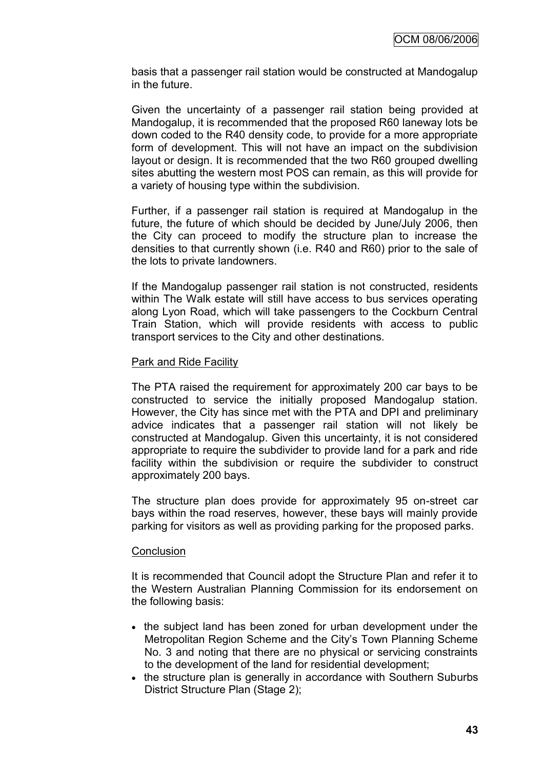basis that a passenger rail station would be constructed at Mandogalup in the future.

Given the uncertainty of a passenger rail station being provided at Mandogalup, it is recommended that the proposed R60 laneway lots be down coded to the R40 density code, to provide for a more appropriate form of development. This will not have an impact on the subdivision layout or design. It is recommended that the two R60 grouped dwelling sites abutting the western most POS can remain, as this will provide for a variety of housing type within the subdivision.

Further, if a passenger rail station is required at Mandogalup in the future, the future of which should be decided by June/July 2006, then the City can proceed to modify the structure plan to increase the densities to that currently shown (i.e. R40 and R60) prior to the sale of the lots to private landowners.

If the Mandogalup passenger rail station is not constructed, residents within The Walk estate will still have access to bus services operating along Lyon Road, which will take passengers to the Cockburn Central Train Station, which will provide residents with access to public transport services to the City and other destinations.

<u>Park and Ride Facility</u>

The PTA raised the requirement for approximately 200 car bays to be constructed to service the initially proposed Mandogalup station. However, the City has since met with the PTA and DPI and preliminary advice indicates that a passenger rail station will not likely be constructed at Mandogalup. Given this uncertainty, it is not considered appropriate to require the subdivider to provide land for a park and ride facility within the subdivision or require the subdivider to construct approximately 200 bays.

The structure plan does provide for approximately 95 on-street car bays within the road reserves, however, these bays will mainly provide parking for visitors as well as providing parking for the proposed parks.

<u>Conclusion</u>

It is recommended that Council adopt the Structure Plan and refer it to the Western Australian Planning Commission for its endorsement on the following basis:

- the subject land has been zoned for urban development under the Metropolitan Region Scheme and the City's Town Planning Scheme No. 3 and noting that there are no physical or servicing constraints to the development of the land for residential development;
- the structure plan is generally in accordance with Southern Suburbs District Structure Plan (Stage 2);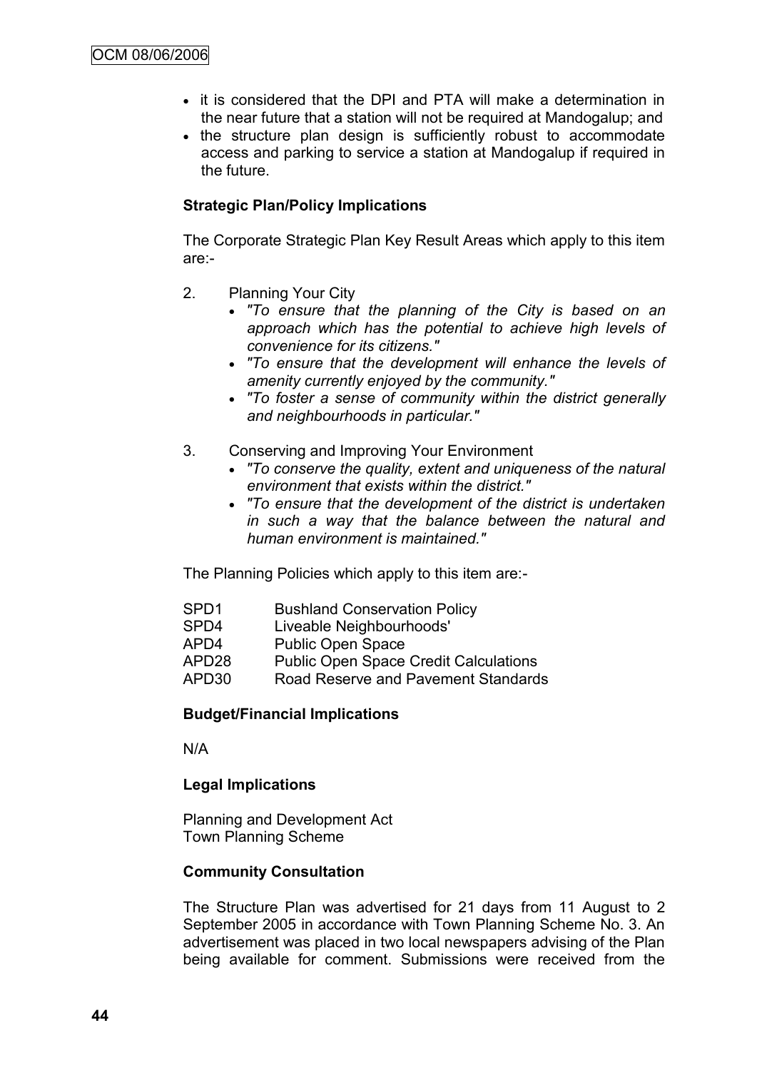- it is considered that the DPI and PTA will make a determination in the near future that a station will not be required at Mandogalup; and
- the structure plan design is sufficiently robust to accommodate access and parking to service a station at Mandogalup if required in the future.

**Strategic Plan/Policy Implications**

The Corporate Strategic Plan Key Result Areas which apply to this item are:-

2. Planning Your City
   - *"To ensure that the planning of the City is based on an approach which has the potential to achieve high levels of convenience for its citizens."*
   - *"To ensure that the development will enhance the levels of amenity currently enjoyed by the community."*
   - *"To foster a sense of community within the district generally and neighbourhoods in particular."*

3. Conserving and Improving Your Environment
   - *"To conserve the quality, extent and uniqueness of the natural environment that exists within the district."*
   - *"To ensure that the development of the district is undertaken in such a way that the balance between the natural and human environment is maintained."*

The Planning Policies which apply to this item are:-

| | |
|---|---|
| SPD1 | Bushland Conservation Policy |
| SPD4 | Liveable Neighbourhoods' |
| APD4 | Public Open Space |
| APD28 | Public Open Space Credit Calculations |
| APD30 | Road Reserve and Pavement Standards |

**Budget/Financial Implications**

N/A

**Legal Implications**

Planning and Development Act
Town Planning Scheme

**Community Consultation**

The Structure Plan was advertised for 21 days from 11 August to 2 September 2005 in accordance with Town Planning Scheme No. 3. An advertisement was placed in two local newspapers advising of the Plan being available for comment. Submissions were received from the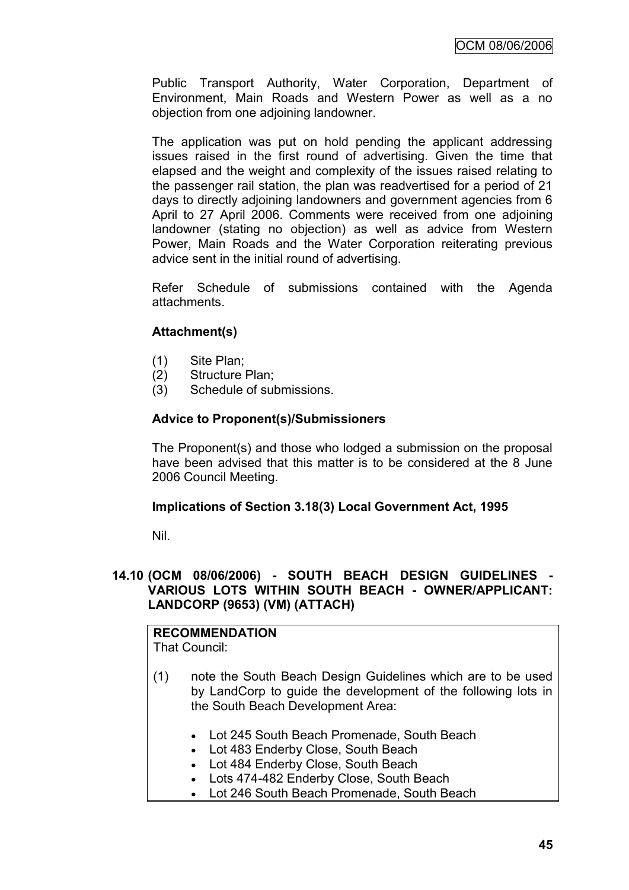Public Transport Authority, Water Corporation, Department of Environment, Main Roads and Western Power as well as a no objection from one adjoining landowner.

The application was put on hold pending the applicant addressing issues raised in the first round of advertising. Given the time that elapsed and the weight and complexity of the issues raised relating to the passenger rail station, the plan was readvertised for a period of 21 days to directly adjoining landowners and government agencies from 6 April to 27 April 2006. Comments were received from one adjoining landowner (stating no objection) as well as advice from Western Power, Main Roads and the Water Corporation reiterating previous advice sent in the initial round of advertising.

Refer Schedule of submissions contained with the Agenda attachments.

**Attachment(s)**

(1) Site Plan;
(2) Structure Plan;
(3) Schedule of submissions.

**Advice to Proponent(s)/Submissioners**

The Proponent(s) and those who lodged a submission on the proposal have been advised that this matter is to be considered at the 8 June 2006 Council Meeting.

**Implications of Section 3.18(3) Local Government Act, 1995**

Nil.

## 14.10 (OCM 08/06/2006) - SOUTH BEACH DESIGN GUIDELINES - VARIOUS LOTS WITHIN SOUTH BEACH - OWNER/APPLICANT: LANDCORP (9653) (VM) (ATTACH)

**RECOMMENDATION**
That Council:

(1) note the South Beach Design Guidelines which are to be used by LandCorp to guide the development of the following lots in the South Beach Development Area:

- Lot 245 South Beach Promenade, South Beach
- Lot 483 Enderby Close, South Beach
- Lot 484 Enderby Close, South Beach
- Lots 474-482 Enderby Close, South Beach
- Lot 246 South Beach Promenade, South Beach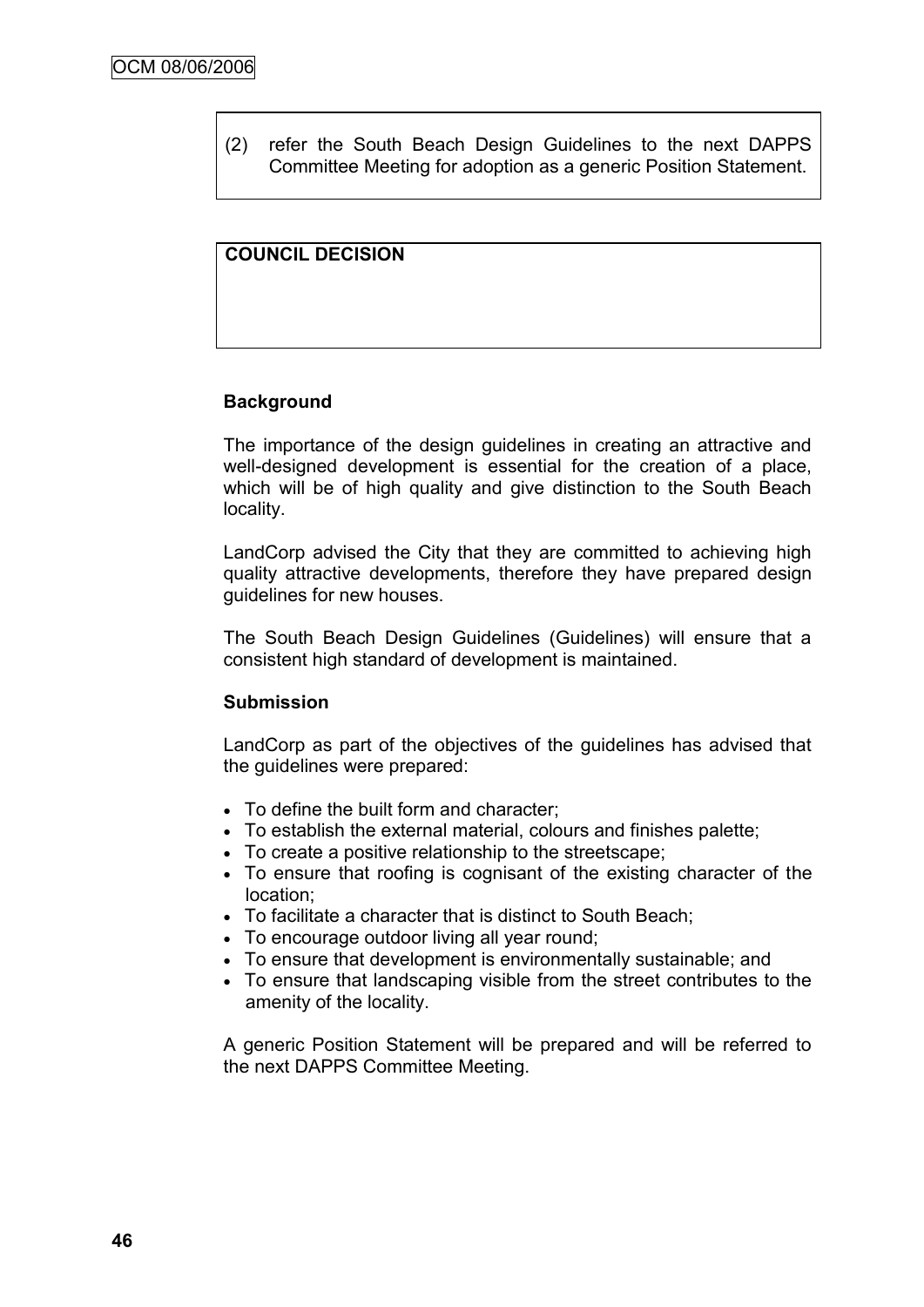(2) refer the South Beach Design Guidelines to the next DAPPS Committee Meeting for adoption as a generic Position Statement.

**COUNCIL DECISION**

**Background**

The importance of the design guidelines in creating an attractive and well-designed development is essential for the creation of a place, which will be of high quality and give distinction to the South Beach locality.

LandCorp advised the City that they are committed to achieving high quality attractive developments, therefore they have prepared design guidelines for new houses.

The South Beach Design Guidelines (Guidelines) will ensure that a consistent high standard of development is maintained.

**Submission**

LandCorp as part of the objectives of the guidelines has advised that the guidelines were prepared:

- To define the built form and character;
- To establish the external material, colours and finishes palette;
- To create a positive relationship to the streetscape;
- To ensure that roofing is cognisant of the existing character of the location;
- To facilitate a character that is distinct to South Beach;
- To encourage outdoor living all year round;
- To ensure that development is environmentally sustainable; and
- To ensure that landscaping visible from the street contributes to the amenity of the locality.

A generic Position Statement will be prepared and will be referred to the next DAPPS Committee Meeting.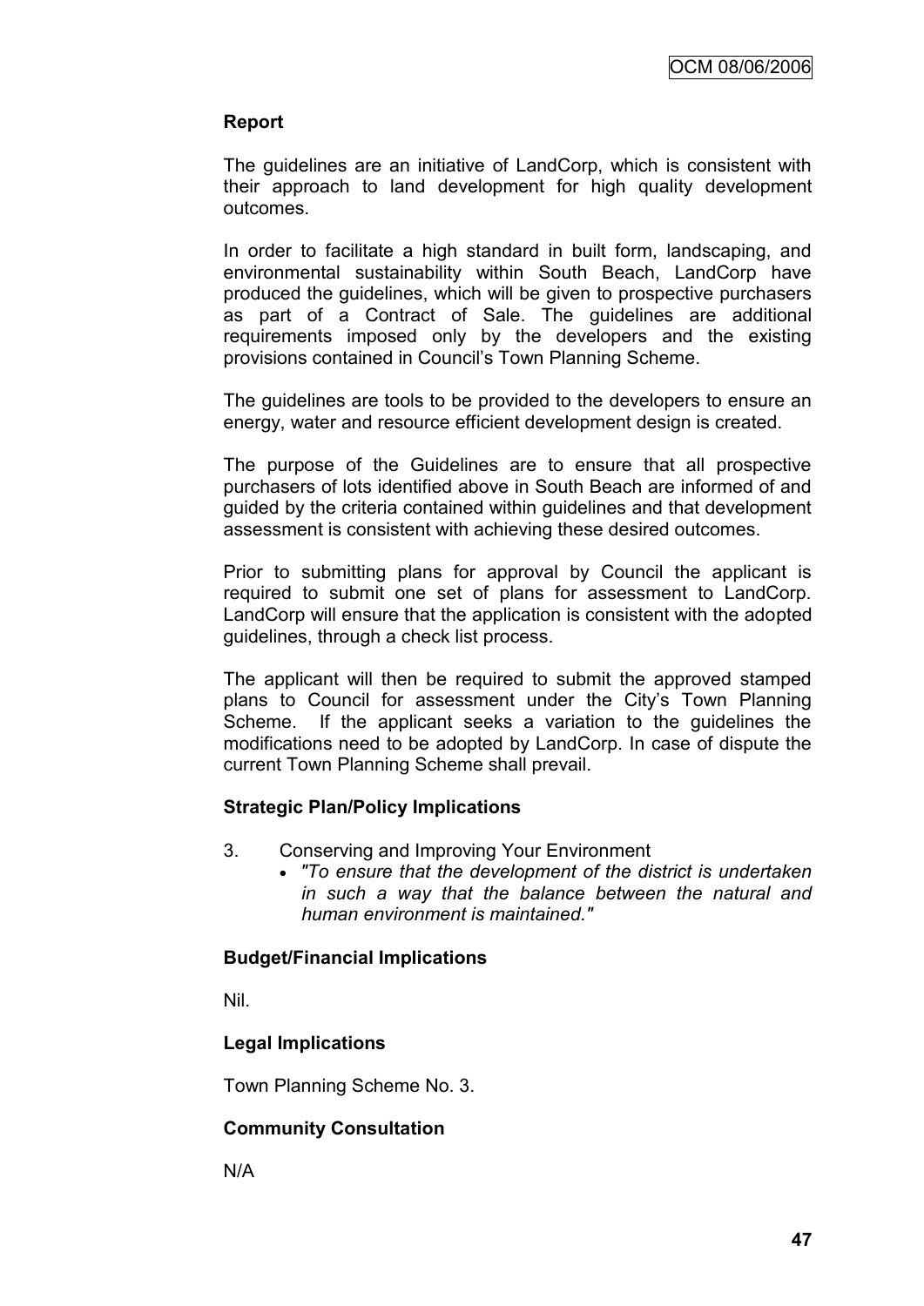**Report**

The guidelines are an initiative of LandCorp, which is consistent with their approach to land development for high quality development outcomes.

In order to facilitate a high standard in built form, landscaping, and environmental sustainability within South Beach, LandCorp have produced the guidelines, which will be given to prospective purchasers as part of a Contract of Sale. The guidelines are additional requirements imposed only by the developers and the existing provisions contained in Council's Town Planning Scheme.

The guidelines are tools to be provided to the developers to ensure an energy, water and resource efficient development design is created.

The purpose of the Guidelines are to ensure that all prospective purchasers of lots identified above in South Beach are informed of and guided by the criteria contained within guidelines and that development assessment is consistent with achieving these desired outcomes.

Prior to submitting plans for approval by Council the applicant is required to submit one set of plans for assessment to LandCorp. LandCorp will ensure that the application is consistent with the adopted guidelines, through a check list process.

The applicant will then be required to submit the approved stamped plans to Council for assessment under the City's Town Planning Scheme. If the applicant seeks a variation to the guidelines the modifications need to be adopted by LandCorp. In case of dispute the current Town Planning Scheme shall prevail.

**Strategic Plan/Policy Implications**

3. Conserving and Improving Your Environment
   - *"To ensure that the development of the district is undertaken in such a way that the balance between the natural and human environment is maintained."*

**Budget/Financial Implications**

Nil.

**Legal Implications**

Town Planning Scheme No. 3.

**Community Consultation**

N/A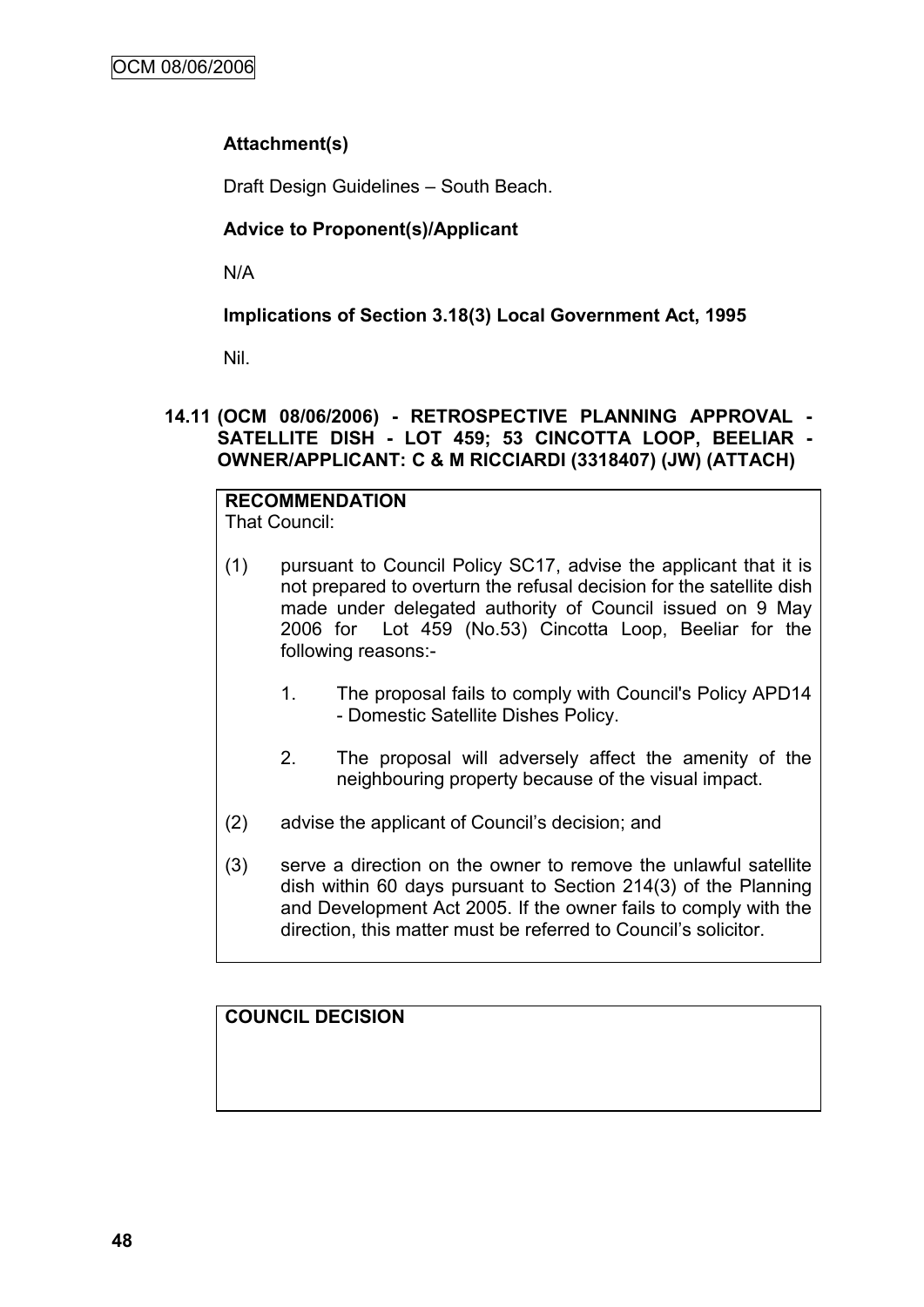**Attachment(s)**

Draft Design Guidelines – South Beach.

**Advice to Proponent(s)/Applicant**

N/A

**Implications of Section 3.18(3) Local Government Act, 1995**

Nil.

## 14.11 (OCM 08/06/2006) - RETROSPECTIVE PLANNING APPROVAL - SATELLITE DISH - LOT 459; 53 CINCOTTA LOOP, BEELIAR - OWNER/APPLICANT: C & M RICCIARDI (3318407) (JW) (ATTACH)

**RECOMMENDATION**
That Council:

(1) pursuant to Council Policy SC17, advise the applicant that it is not prepared to overturn the refusal decision for the satellite dish made under delegated authority of Council issued on 9 May 2006 for Lot 459 (No.53) Cincotta Loop, Beeliar for the following reasons:-

1. The proposal fails to comply with Council's Policy APD14 - Domestic Satellite Dishes Policy.

2. The proposal will adversely affect the amenity of the neighbouring property because of the visual impact.

(2) advise the applicant of Council's decision; and

(3) serve a direction on the owner to remove the unlawful satellite dish within 60 days pursuant to Section 214(3) of the Planning and Development Act 2005. If the owner fails to comply with the direction, this matter must be referred to Council's solicitor.

**COUNCIL DECISION**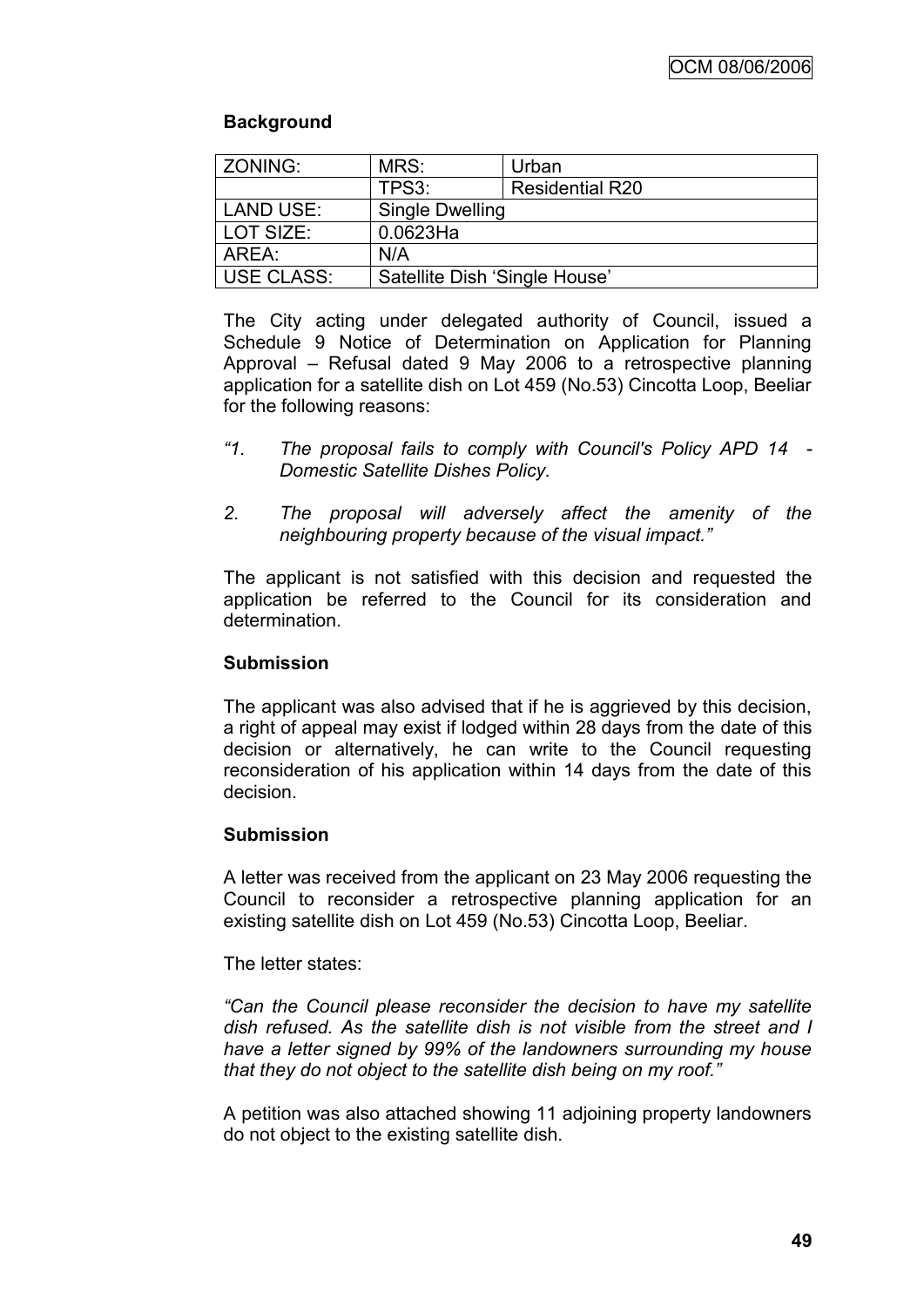**Background**

| ZONING: | MRS: | Urban |
|---|---|---|
| | TPS3: | Residential R20 |
| LAND USE: | Single Dwelling | |
| LOT SIZE: | 0.0623Ha | |
| AREA: | N/A | |
| USE CLASS: | Satellite Dish 'Single House' | |

The City acting under delegated authority of Council, issued a Schedule 9 Notice of Determination on Application for Planning Approval – Refusal dated 9 May 2006 to a retrospective planning application for a satellite dish on Lot 459 (No.53) Cincotta Loop, Beeliar for the following reasons:

*"1. The proposal fails to comply with Council's Policy APD 14 - Domestic Satellite Dishes Policy.*

*2. The proposal will adversely affect the amenity of the neighbouring property because of the visual impact."*

The applicant is not satisfied with this decision and requested the application be referred to the Council for its consideration and determination.

**Submission**

The applicant was also advised that if he is aggrieved by this decision, a right of appeal may exist if lodged within 28 days from the date of this decision or alternatively, he can write to the Council requesting reconsideration of his application within 14 days from the date of this decision.

**Submission**

A letter was received from the applicant on 23 May 2006 requesting the Council to reconsider a retrospective planning application for an existing satellite dish on Lot 459 (No.53) Cincotta Loop, Beeliar.

The letter states:

*"Can the Council please reconsider the decision to have my satellite dish refused. As the satellite dish is not visible from the street and I have a letter signed by 99% of the landowners surrounding my house that they do not object to the satellite dish being on my roof."*

A petition was also attached showing 11 adjoining property landowners do not object to the existing satellite dish.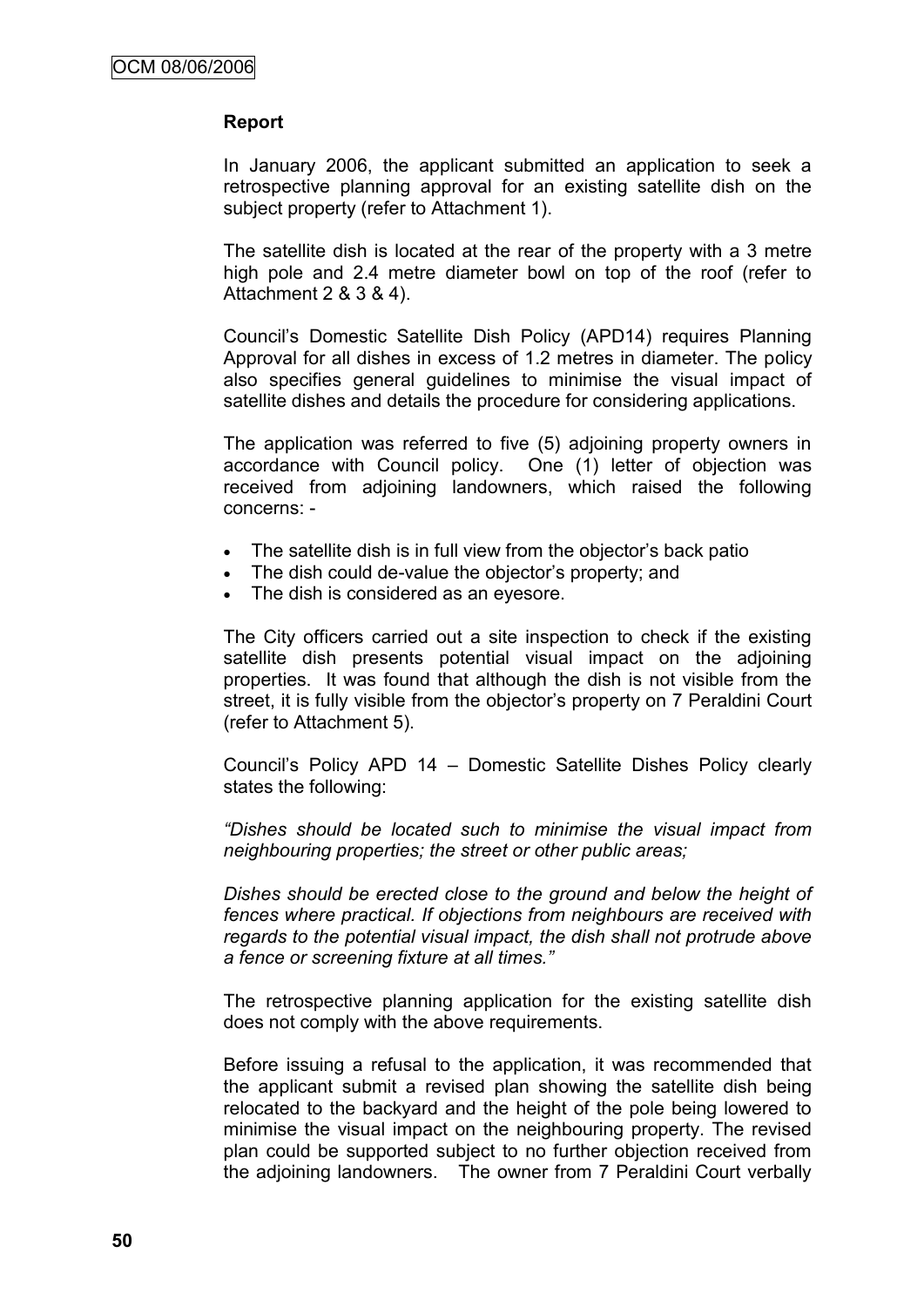**Report**

In January 2006, the applicant submitted an application to seek a retrospective planning approval for an existing satellite dish on the subject property (refer to Attachment 1).

The satellite dish is located at the rear of the property with a 3 metre high pole and 2.4 metre diameter bowl on top of the roof (refer to Attachment 2 & 3 & 4).

Council's Domestic Satellite Dish Policy (APD14) requires Planning Approval for all dishes in excess of 1.2 metres in diameter. The policy also specifies general guidelines to minimise the visual impact of satellite dishes and details the procedure for considering applications.

The application was referred to five (5) adjoining property owners in accordance with Council policy. One (1) letter of objection was received from adjoining landowners, which raised the following concerns: -

- The satellite dish is in full view from the objector's back patio
- The dish could de-value the objector's property; and
- The dish is considered as an eyesore.

The City officers carried out a site inspection to check if the existing satellite dish presents potential visual impact on the adjoining properties. It was found that although the dish is not visible from the street, it is fully visible from the objector's property on 7 Peraldini Court (refer to Attachment 5).

Council's Policy APD 14 – Domestic Satellite Dishes Policy clearly states the following:

*"Dishes should be located such to minimise the visual impact from neighbouring properties; the street or other public areas;*

*Dishes should be erected close to the ground and below the height of fences where practical. If objections from neighbours are received with regards to the potential visual impact, the dish shall not protrude above a fence or screening fixture at all times."*

The retrospective planning application for the existing satellite dish does not comply with the above requirements.

Before issuing a refusal to the application, it was recommended that the applicant submit a revised plan showing the satellite dish being relocated to the backyard and the height of the pole being lowered to minimise the visual impact on the neighbouring property. The revised plan could be supported subject to no further objection received from the adjoining landowners. The owner from 7 Peraldini Court verbally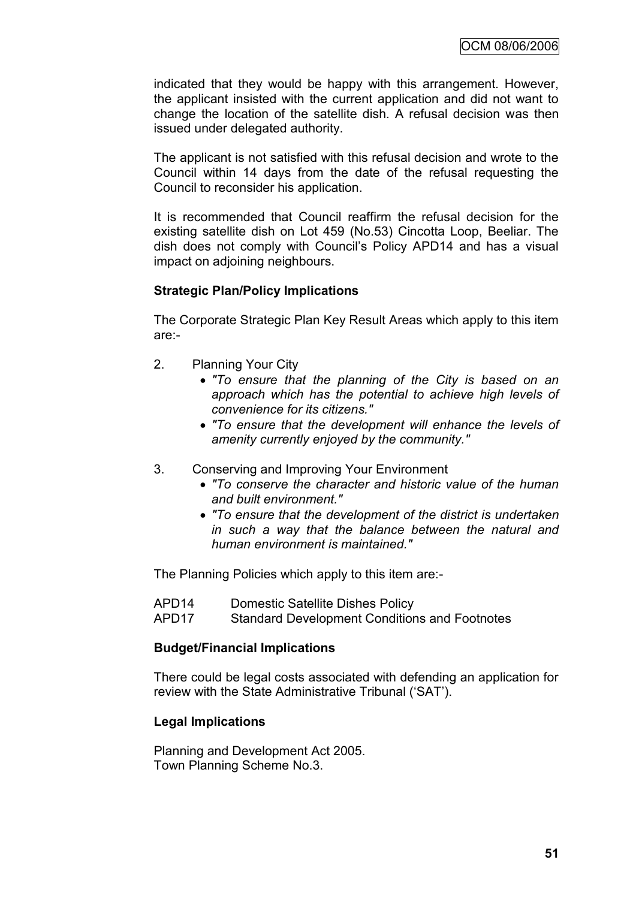indicated that they would be happy with this arrangement. However, the applicant insisted with the current application and did not want to change the location of the satellite dish. A refusal decision was then issued under delegated authority.

The applicant is not satisfied with this refusal decision and wrote to the Council within 14 days from the date of the refusal requesting the Council to reconsider his application.

It is recommended that Council reaffirm the refusal decision for the existing satellite dish on Lot 459 (No.53) Cincotta Loop, Beeliar. The dish does not comply with Council's Policy APD14 and has a visual impact on adjoining neighbours.

**Strategic Plan/Policy Implications**

The Corporate Strategic Plan Key Result Areas which apply to this item are:-

2. Planning Your City
   - *"To ensure that the planning of the City is based on an approach which has the potential to achieve high levels of convenience for its citizens."*
   - *"To ensure that the development will enhance the levels of amenity currently enjoyed by the community."*

3. Conserving and Improving Your Environment
   - *"To conserve the character and historic value of the human and built environment."*
   - *"To ensure that the development of the district is undertaken in such a way that the balance between the natural and human environment is maintained."*

The Planning Policies which apply to this item are:-

APD14 Domestic Satellite Dishes Policy
APD17 Standard Development Conditions and Footnotes

**Budget/Financial Implications**

There could be legal costs associated with defending an application for review with the State Administrative Tribunal ('SAT').

**Legal Implications**

Planning and Development Act 2005.
Town Planning Scheme No.3.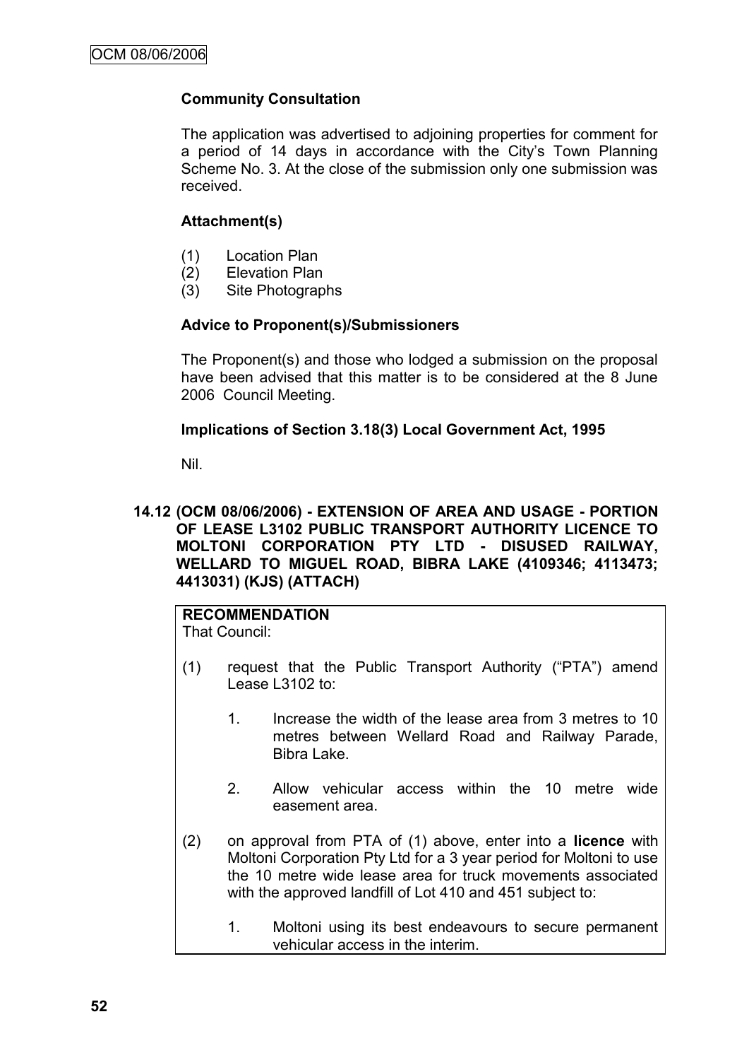**Community Consultation**

The application was advertised to adjoining properties for comment for a period of 14 days in accordance with the City's Town Planning Scheme No. 3. At the close of the submission only one submission was received.

**Attachment(s)**

(1) Location Plan
(2) Elevation Plan
(3) Site Photographs

**Advice to Proponent(s)/Submissioners**

The Proponent(s) and those who lodged a submission on the proposal have been advised that this matter is to be considered at the 8 June 2006 Council Meeting.

**Implications of Section 3.18(3) Local Government Act, 1995**

Nil.

## 14.12 (OCM 08/06/2006) - EXTENSION OF AREA AND USAGE - PORTION OF LEASE L3102 PUBLIC TRANSPORT AUTHORITY LICENCE TO MOLTONI CORPORATION PTY LTD - DISUSED RAILWAY, WELLARD TO MIGUEL ROAD, BIBRA LAKE (4109346; 4113473; 4413031) (KJS) (ATTACH)

**RECOMMENDATION**
That Council:

(1) request that the Public Transport Authority ("PTA") amend Lease L3102 to:

1. Increase the width of the lease area from 3 metres to 10 metres between Wellard Road and Railway Parade, Bibra Lake.

2. Allow vehicular access within the 10 metre wide easement area.

(2) on approval from PTA of (1) above, enter into a **licence** with Moltoni Corporation Pty Ltd for a 3 year period for Moltoni to use the 10 metre wide lease area for truck movements associated with the approved landfill of Lot 410 and 451 subject to:

1. Moltoni using its best endeavours to secure permanent vehicular access in the interim.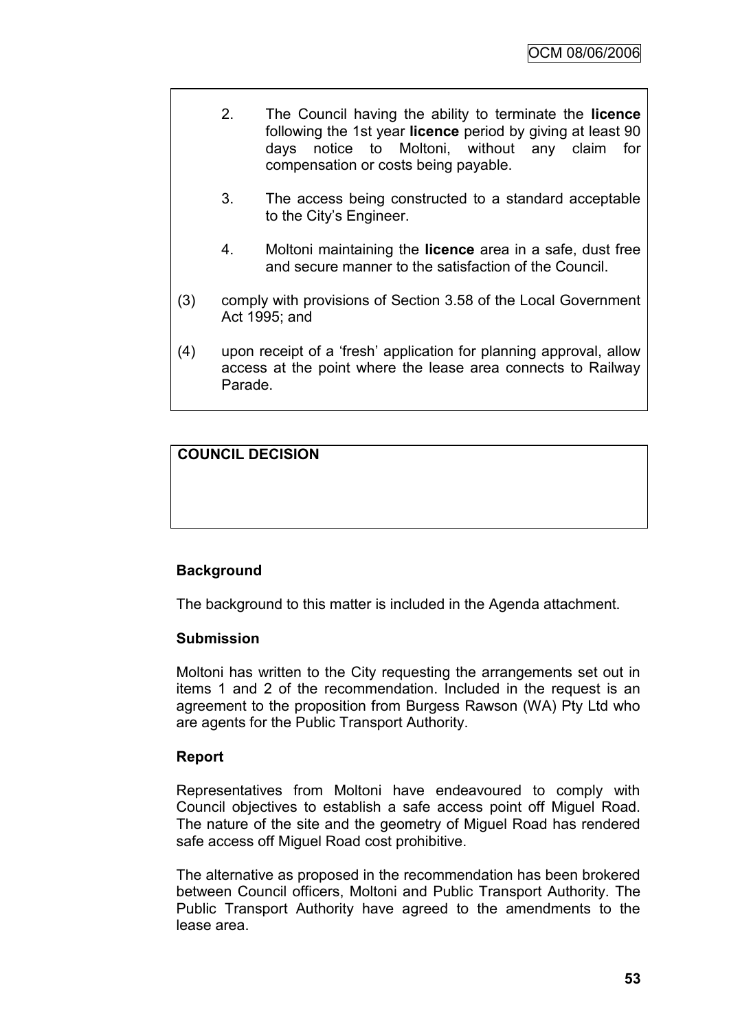2. The Council having the ability to terminate the **licence** following the 1st year **licence** period by giving at least 90 days notice to Moltoni, without any claim for compensation or costs being payable.

3. The access being constructed to a standard acceptable to the City's Engineer.

4. Moltoni maintaining the **licence** area in a safe, dust free and secure manner to the satisfaction of the Council.

(3) comply with provisions of Section 3.58 of the Local Government Act 1995; and

(4) upon receipt of a 'fresh' application for planning approval, allow access at the point where the lease area connects to Railway Parade.

**COUNCIL DECISION**

### Background

The background to this matter is included in the Agenda attachment.

### Submission

Moltoni has written to the City requesting the arrangements set out in items 1 and 2 of the recommendation. Included in the request is an agreement to the proposition from Burgess Rawson (WA) Pty Ltd who are agents for the Public Transport Authority.

### Report

Representatives from Moltoni have endeavoured to comply with Council objectives to establish a safe access point off Miguel Road. The nature of the site and the geometry of Miguel Road has rendered safe access off Miguel Road cost prohibitive.

The alternative as proposed in the recommendation has been brokered between Council officers, Moltoni and Public Transport Authority. The Public Transport Authority have agreed to the amendments to the lease area.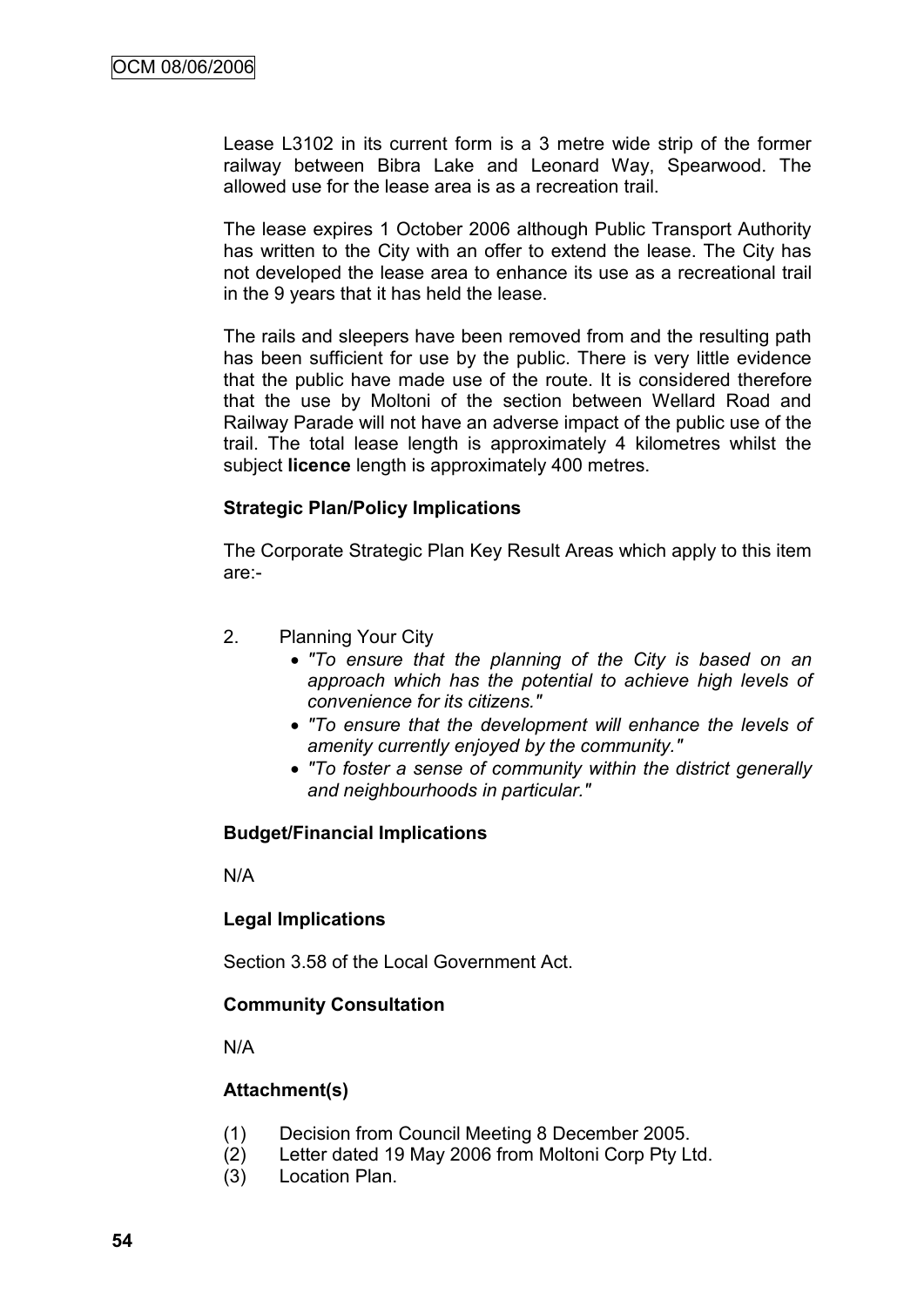Lease L3102 in its current form is a 3 metre wide strip of the former railway between Bibra Lake and Leonard Way, Spearwood. The allowed use for the lease area is as a recreation trail.

The lease expires 1 October 2006 although Public Transport Authority has written to the City with an offer to extend the lease. The City has not developed the lease area to enhance its use as a recreational trail in the 9 years that it has held the lease.

The rails and sleepers have been removed from and the resulting path has been sufficient for use by the public. There is very little evidence that the public have made use of the route. It is considered therefore that the use by Moltoni of the section between Wellard Road and Railway Parade will not have an adverse impact of the public use of the trail. The total lease length is approximately 4 kilometres whilst the subject **licence** length is approximately 400 metres.

### Strategic Plan/Policy Implications

The Corporate Strategic Plan Key Result Areas which apply to this item are:-

2. Planning Your City
   - *"To ensure that the planning of the City is based on an approach which has the potential to achieve high levels of convenience for its citizens."*
   - *"To ensure that the development will enhance the levels of amenity currently enjoyed by the community."*
   - *"To foster a sense of community within the district generally and neighbourhoods in particular."*

### Budget/Financial Implications

N/A

### Legal Implications

Section 3.58 of the Local Government Act.

### Community Consultation

N/A

### Attachment(s)

(1) Decision from Council Meeting 8 December 2005.
(2) Letter dated 19 May 2006 from Moltoni Corp Pty Ltd.
(3) Location Plan.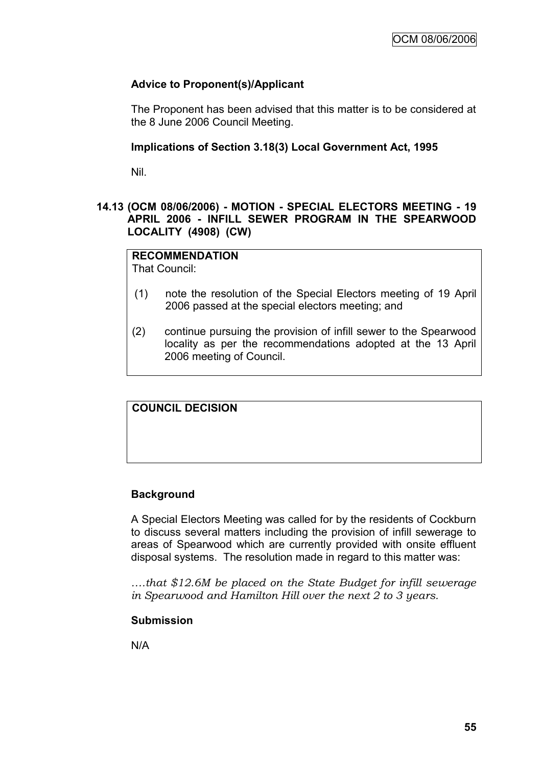### Advice to Proponent(s)/Applicant

The Proponent has been advised that this matter is to be considered at the 8 June 2006 Council Meeting.

### Implications of Section 3.18(3) Local Government Act, 1995

Nil.

## 14.13 (OCM 08/06/2006) - MOTION - SPECIAL ELECTORS MEETING - 19 APRIL 2006 - INFILL SEWER PROGRAM IN THE SPEARWOOD LOCALITY (4908) (CW)

**RECOMMENDATION**
That Council:

(1) note the resolution of the Special Electors meeting of 19 April 2006 passed at the special electors meeting; and

(2) continue pursuing the provision of infill sewer to the Spearwood locality as per the recommendations adopted at the 13 April 2006 meeting of Council.

**COUNCIL DECISION**

### Background

A Special Electors Meeting was called for by the residents of Cockburn to discuss several matters including the provision of infill sewerage to areas of Spearwood which are currently provided with onsite effluent disposal systems. The resolution made in regard to this matter was:

*….that $12.6M be placed on the State Budget for infill sewerage in Spearwood and Hamilton Hill over the next 2 to 3 years.*

### Submission

N/A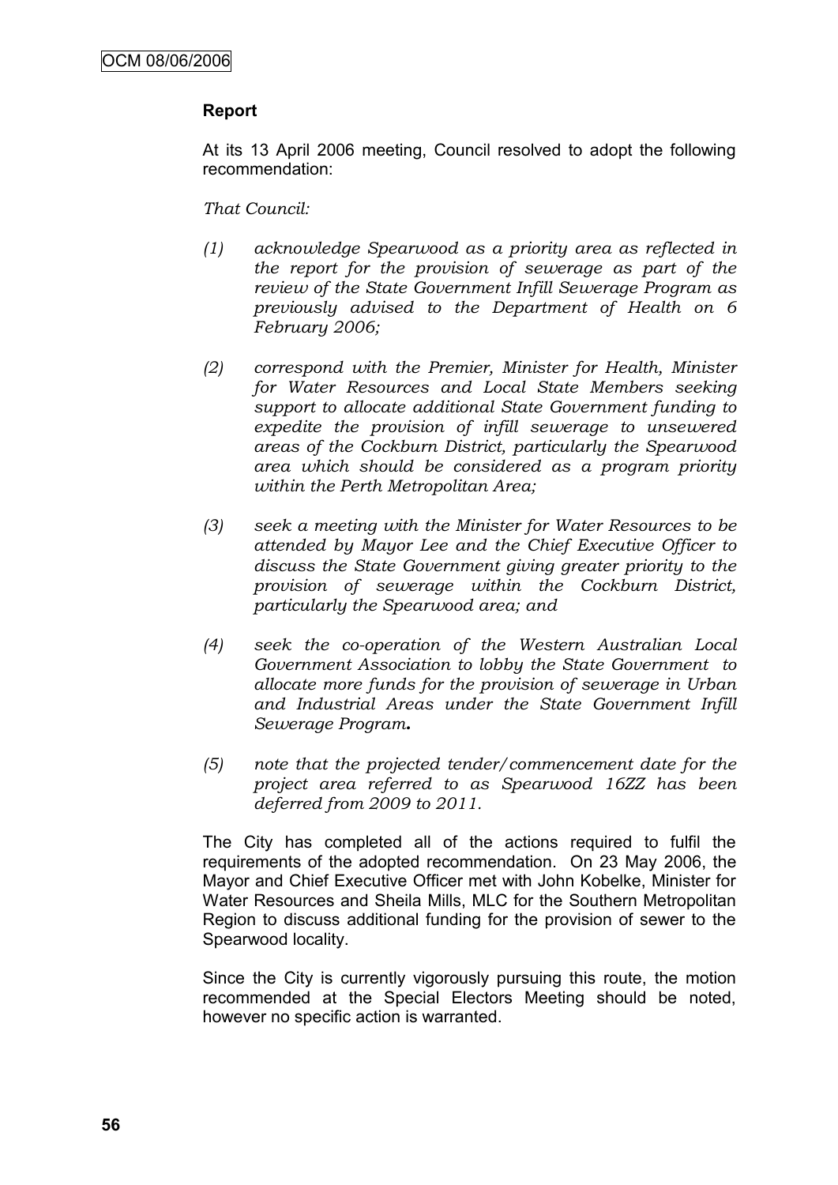**Report**

At its 13 April 2006 meeting, Council resolved to adopt the following recommendation:

*That Council:*

*(1) acknowledge Spearwood as a priority area as reflected in the report for the provision of sewerage as part of the review of the State Government Infill Sewerage Program as previously advised to the Department of Health on 6 February 2006;*

*(2) correspond with the Premier, Minister for Health, Minister for Water Resources and Local State Members seeking support to allocate additional State Government funding to expedite the provision of infill sewerage to unsewered areas of the Cockburn District, particularly the Spearwood area which should be considered as a program priority within the Perth Metropolitan Area;*

*(3) seek a meeting with the Minister for Water Resources to be attended by Mayor Lee and the Chief Executive Officer to discuss the State Government giving greater priority to the provision of sewerage within the Cockburn District, particularly the Spearwood area; and*

*(4) seek the co-operation of the Western Australian Local Government Association to lobby the State Government to allocate more funds for the provision of sewerage in Urban and Industrial Areas under the State Government Infill Sewerage Program.*

*(5) note that the projected tender/commencement date for the project area referred to as Spearwood 16ZZ has been deferred from 2009 to 2011.*

The City has completed all of the actions required to fulfil the requirements of the adopted recommendation. On 23 May 2006, the Mayor and Chief Executive Officer met with John Kobelke, Minister for Water Resources and Sheila Mills, MLC for the Southern Metropolitan Region to discuss additional funding for the provision of sewer to the Spearwood locality.

Since the City is currently vigorously pursuing this route, the motion recommended at the Special Electors Meeting should be noted, however no specific action is warranted.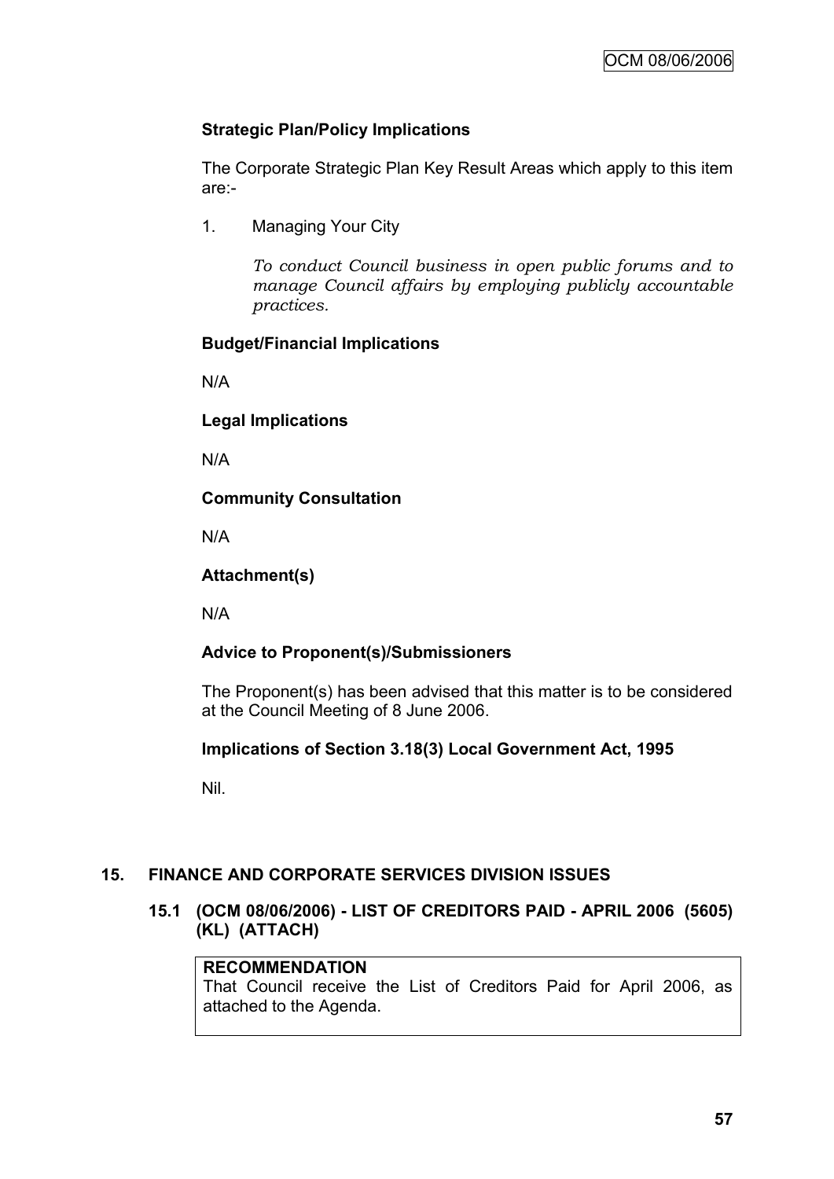**Strategic Plan/Policy Implications**

The Corporate Strategic Plan Key Result Areas which apply to this item are:-

1. Managing Your City

   *To conduct Council business in open public forums and to manage Council affairs by employing publicly accountable practices.*

**Budget/Financial Implications**

N/A

**Legal Implications**

N/A

**Community Consultation**

N/A

**Attachment(s)**

N/A

**Advice to Proponent(s)/Submissioners**

The Proponent(s) has been advised that this matter is to be considered at the Council Meeting of 8 June 2006.

**Implications of Section 3.18(3) Local Government Act, 1995**

Nil.

## 15. FINANCE AND CORPORATE SERVICES DIVISION ISSUES

### 15.1 (OCM 08/06/2006) - LIST OF CREDITORS PAID - APRIL 2006 (5605) (KL) (ATTACH)

**RECOMMENDATION**
That Council receive the List of Creditors Paid for April 2006, as attached to the Agenda.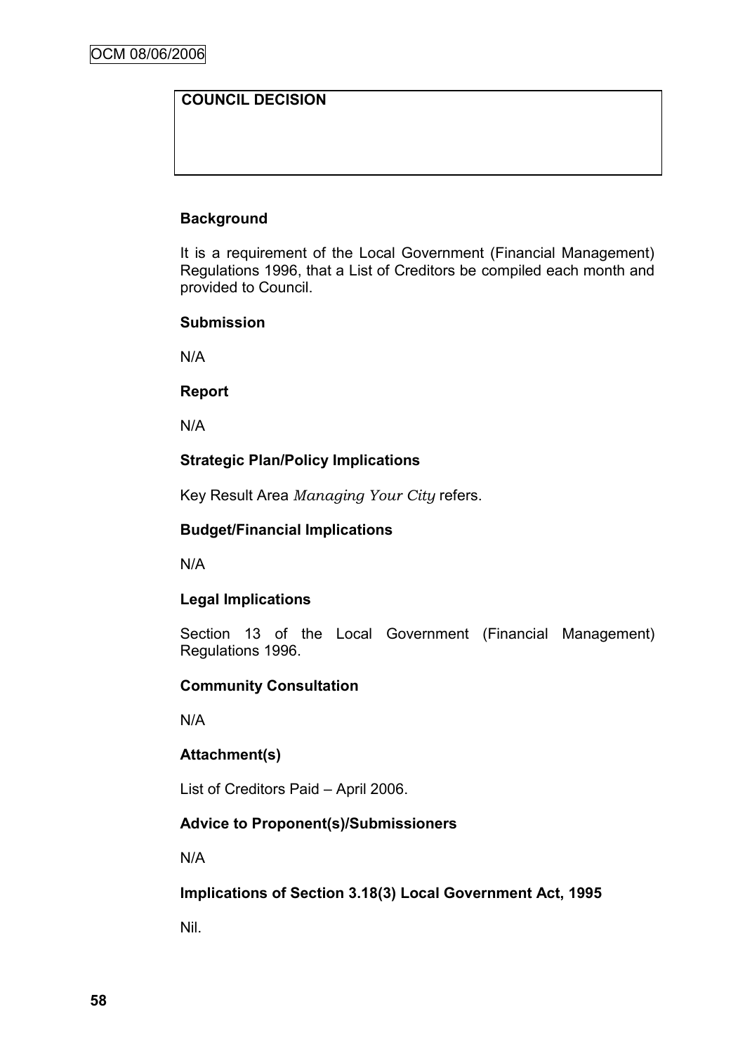**COUNCIL DECISION**

**Background**

It is a requirement of the Local Government (Financial Management) Regulations 1996, that a List of Creditors be compiled each month and provided to Council.

**Submission**

N/A

**Report**

N/A

**Strategic Plan/Policy Implications**

Key Result Area *Managing Your City* refers.

**Budget/Financial Implications**

N/A

**Legal Implications**

Section 13 of the Local Government (Financial Management) Regulations 1996.

**Community Consultation**

N/A

**Attachment(s)**

List of Creditors Paid – April 2006.

**Advice to Proponent(s)/Submissioners**

N/A

**Implications of Section 3.18(3) Local Government Act, 1995**

Nil.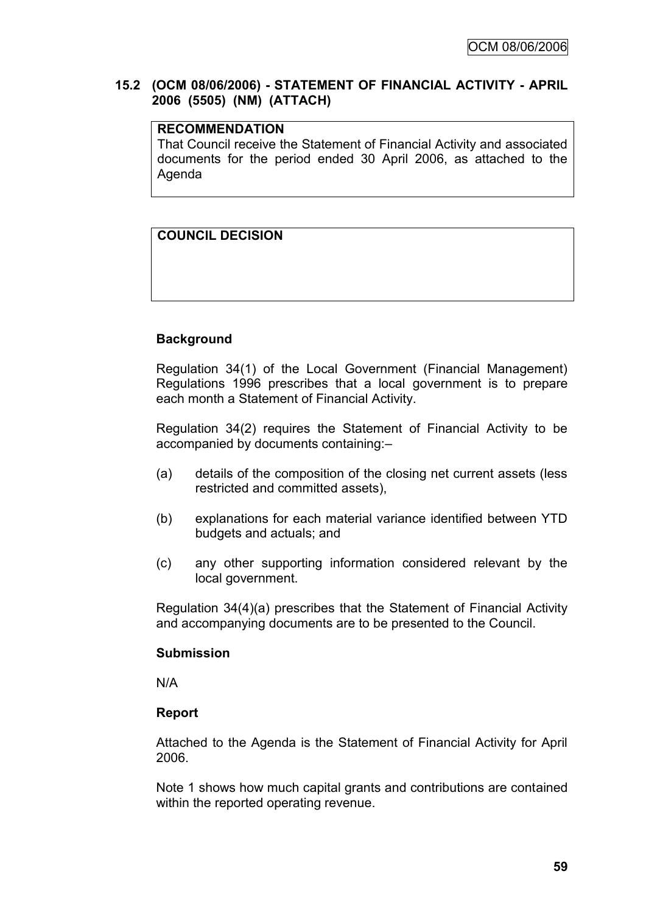## 15.2 (OCM 08/06/2006) - STATEMENT OF FINANCIAL ACTIVITY - APRIL 2006 (5505) (NM) (ATTACH)

| **RECOMMENDATION** |
| --- |
| That Council receive the Statement of Financial Activity and associated documents for the period ended 30 April 2006, as attached to the Agenda |

| **COUNCIL DECISION** |
| --- |
| |

### Background

Regulation 34(1) of the Local Government (Financial Management) Regulations 1996 prescribes that a local government is to prepare each month a Statement of Financial Activity.

Regulation 34(2) requires the Statement of Financial Activity to be accompanied by documents containing:–

(a) details of the composition of the closing net current assets (less restricted and committed assets),

(b) explanations for each material variance identified between YTD budgets and actuals; and

(c) any other supporting information considered relevant by the local government.

Regulation 34(4)(a) prescribes that the Statement of Financial Activity and accompanying documents are to be presented to the Council.

### Submission

N/A

### Report

Attached to the Agenda is the Statement of Financial Activity for April 2006.

Note 1 shows how much capital grants and contributions are contained within the reported operating revenue.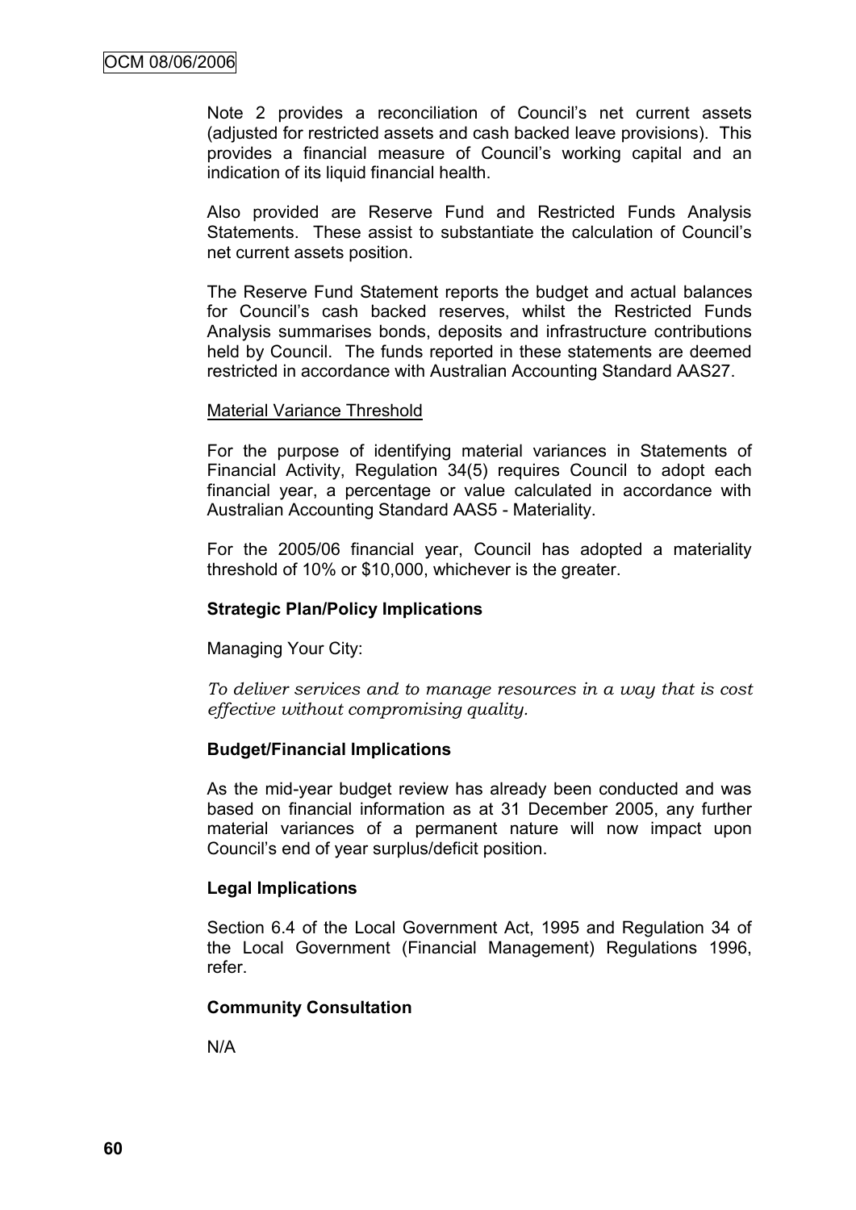Note 2 provides a reconciliation of Council's net current assets (adjusted for restricted assets and cash backed leave provisions). This provides a financial measure of Council's working capital and an indication of its liquid financial health.

Also provided are Reserve Fund and Restricted Funds Analysis Statements. These assist to substantiate the calculation of Council's net current assets position.

The Reserve Fund Statement reports the budget and actual balances for Council's cash backed reserves, whilst the Restricted Funds Analysis summarises bonds, deposits and infrastructure contributions held by Council. The funds reported in these statements are deemed restricted in accordance with Australian Accounting Standard AAS27.

Material Variance Threshold

For the purpose of identifying material variances in Statements of Financial Activity, Regulation 34(5) requires Council to adopt each financial year, a percentage or value calculated in accordance with Australian Accounting Standard AAS5 - Materiality.

For the 2005/06 financial year, Council has adopted a materiality threshold of 10% or $10,000, whichever is the greater.

**Strategic Plan/Policy Implications**

Managing Your City:

*To deliver services and to manage resources in a way that is cost effective without compromising quality.*

**Budget/Financial Implications**

As the mid-year budget review has already been conducted and was based on financial information as at 31 December 2005, any further material variances of a permanent nature will now impact upon Council's end of year surplus/deficit position.

**Legal Implications**

Section 6.4 of the Local Government Act, 1995 and Regulation 34 of the Local Government (Financial Management) Regulations 1996, refer.

**Community Consultation**

N/A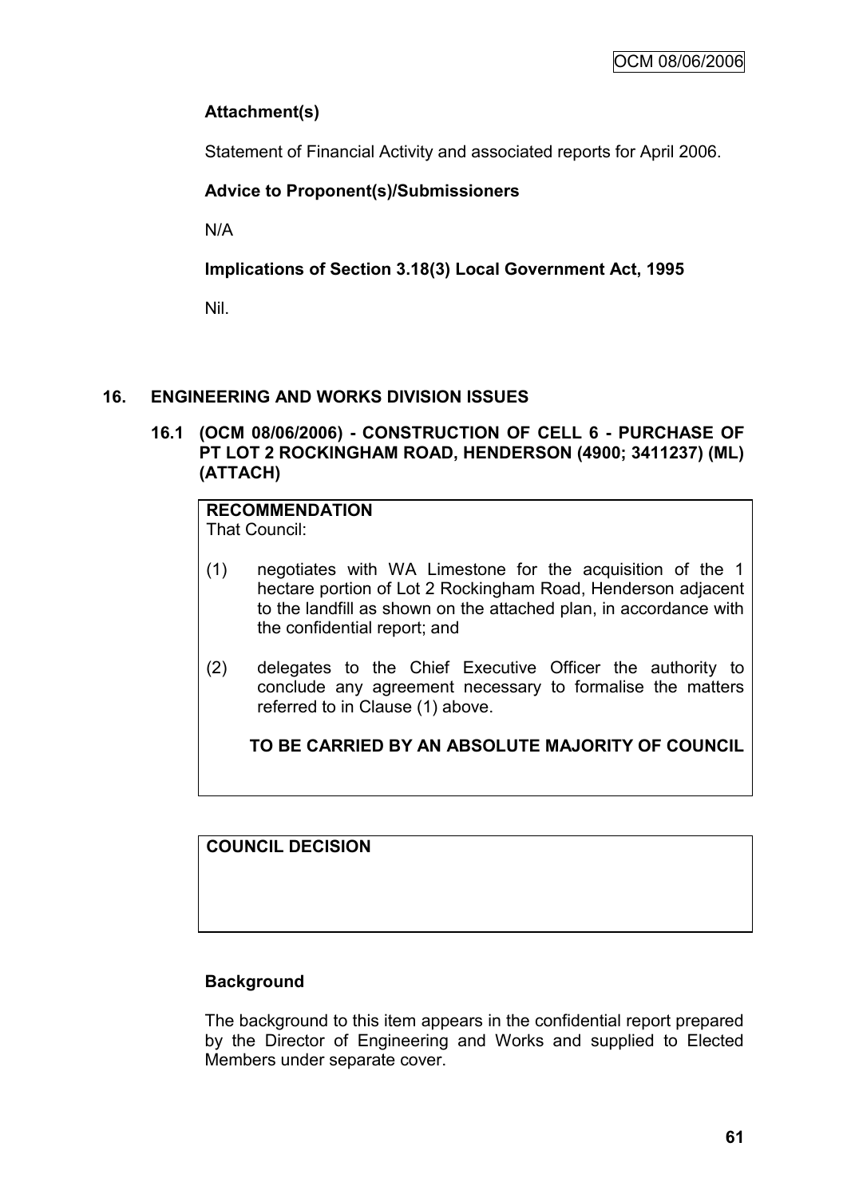**Attachment(s)**

Statement of Financial Activity and associated reports for April 2006.

**Advice to Proponent(s)/Submissioners**

N/A

**Implications of Section 3.18(3) Local Government Act, 1995**

Nil.

## 16. ENGINEERING AND WORKS DIVISION ISSUES

### 16.1 (OCM 08/06/2006) - CONSTRUCTION OF CELL 6 - PURCHASE OF PT LOT 2 ROCKINGHAM ROAD, HENDERSON (4900; 3411237) (ML) (ATTACH)

**RECOMMENDATION**

That Council:

(1) negotiates with WA Limestone for the acquisition of the 1 hectare portion of Lot 2 Rockingham Road, Henderson adjacent to the landfill as shown on the attached plan, in accordance with the confidential report; and

(2) delegates to the Chief Executive Officer the authority to conclude any agreement necessary to formalise the matters referred to in Clause (1) above.

**TO BE CARRIED BY AN ABSOLUTE MAJORITY OF COUNCIL**

**COUNCIL DECISION**

**Background**

The background to this item appears in the confidential report prepared by the Director of Engineering and Works and supplied to Elected Members under separate cover.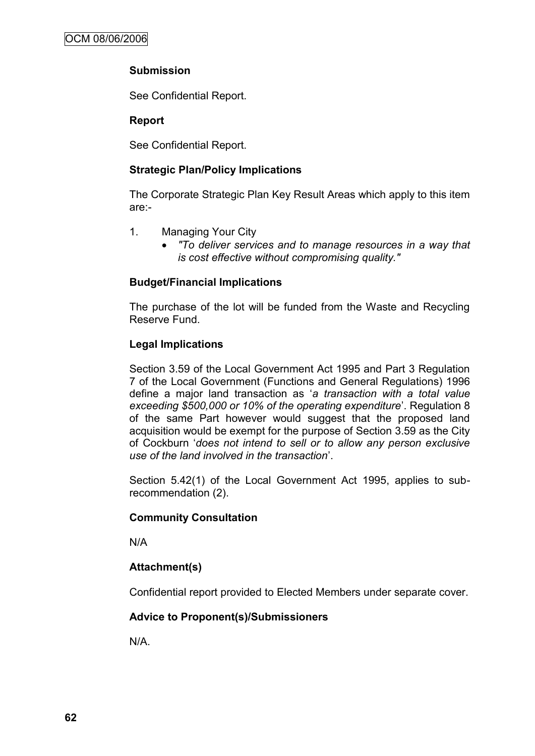### Submission

See Confidential Report.

### Report

See Confidential Report.

### Strategic Plan/Policy Implications

The Corporate Strategic Plan Key Result Areas which apply to this item are:-

1. Managing Your City
   - *"To deliver services and to manage resources in a way that is cost effective without compromising quality."*

### Budget/Financial Implications

The purchase of the lot will be funded from the Waste and Recycling Reserve Fund.

### Legal Implications

Section 3.59 of the Local Government Act 1995 and Part 3 Regulation 7 of the Local Government (Functions and General Regulations) 1996 define a major land transaction as '*a transaction with a total value exceeding $500,000 or 10% of the operating expenditure*'. Regulation 8 of the same Part however would suggest that the proposed land acquisition would be exempt for the purpose of Section 3.59 as the City of Cockburn '*does not intend to sell or to allow any person exclusive use of the land involved in the transaction*'.

Section 5.42(1) of the Local Government Act 1995, applies to sub-recommendation (2).

### Community Consultation

N/A

### Attachment(s)

Confidential report provided to Elected Members under separate cover.

### Advice to Proponent(s)/Submissioners

N/A.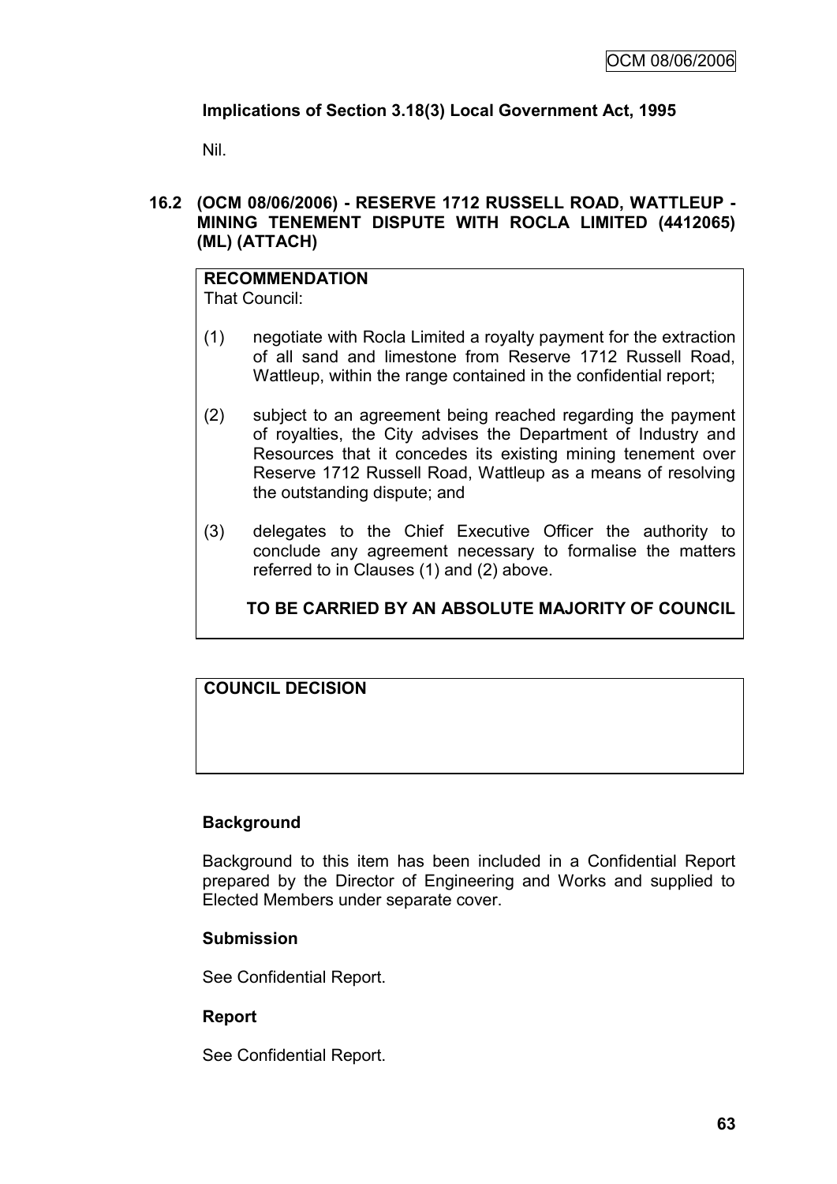**Implications of Section 3.18(3) Local Government Act, 1995**

Nil.

## 16.2 (OCM 08/06/2006) - RESERVE 1712 RUSSELL ROAD, WATTLEUP - MINING TENEMENT DISPUTE WITH ROCLA LIMITED (4412065) (ML) (ATTACH)

**RECOMMENDATION**

That Council:

(1) negotiate with Rocla Limited a royalty payment for the extraction of all sand and limestone from Reserve 1712 Russell Road, Wattleup, within the range contained in the confidential report;

(2) subject to an agreement being reached regarding the payment of royalties, the City advises the Department of Industry and Resources that it concedes its existing mining tenement over Reserve 1712 Russell Road, Wattleup as a means of resolving the outstanding dispute; and

(3) delegates to the Chief Executive Officer the authority to conclude any agreement necessary to formalise the matters referred to in Clauses (1) and (2) above.

**TO BE CARRIED BY AN ABSOLUTE MAJORITY OF COUNCIL**

**COUNCIL DECISION**

### Background

Background to this item has been included in a Confidential Report prepared by the Director of Engineering and Works and supplied to Elected Members under separate cover.

### Submission

See Confidential Report.

### Report

See Confidential Report.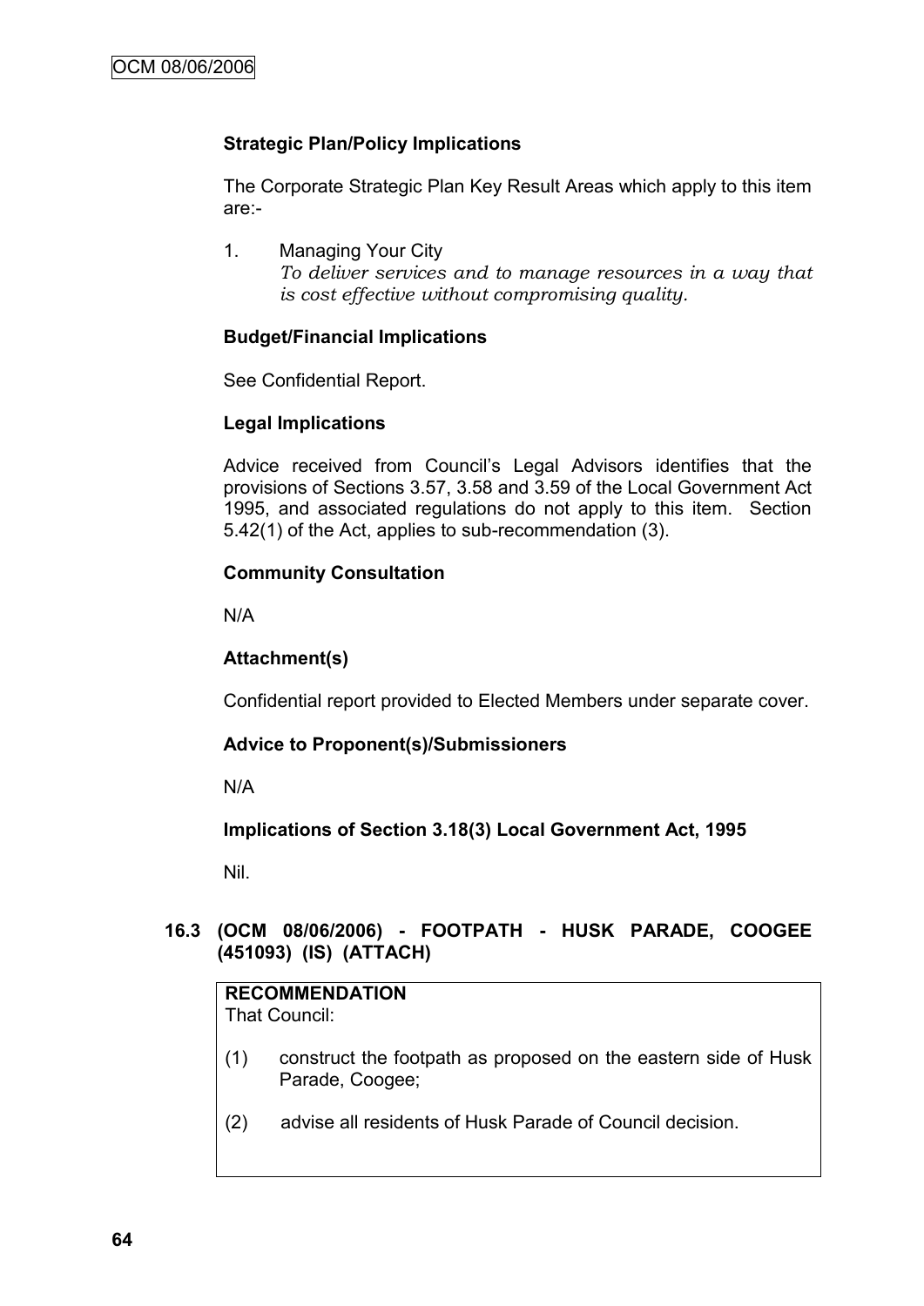**Strategic Plan/Policy Implications**

The Corporate Strategic Plan Key Result Areas which apply to this item are:-

1. Managing Your City
   *To deliver services and to manage resources in a way that is cost effective without compromising quality.*

**Budget/Financial Implications**

See Confidential Report.

**Legal Implications**

Advice received from Council's Legal Advisors identifies that the provisions of Sections 3.57, 3.58 and 3.59 of the Local Government Act 1995, and associated regulations do not apply to this item. Section 5.42(1) of the Act, applies to sub-recommendation (3).

**Community Consultation**

N/A

**Attachment(s)**

Confidential report provided to Elected Members under separate cover.

**Advice to Proponent(s)/Submissioners**

N/A

**Implications of Section 3.18(3) Local Government Act, 1995**

Nil.

## 16.3 (OCM 08/06/2006) - FOOTPATH - HUSK PARADE, COOGEE (451093) (IS) (ATTACH)

**RECOMMENDATION**
That Council:

(1) construct the footpath as proposed on the eastern side of Husk Parade, Coogee;

(2) advise all residents of Husk Parade of Council decision.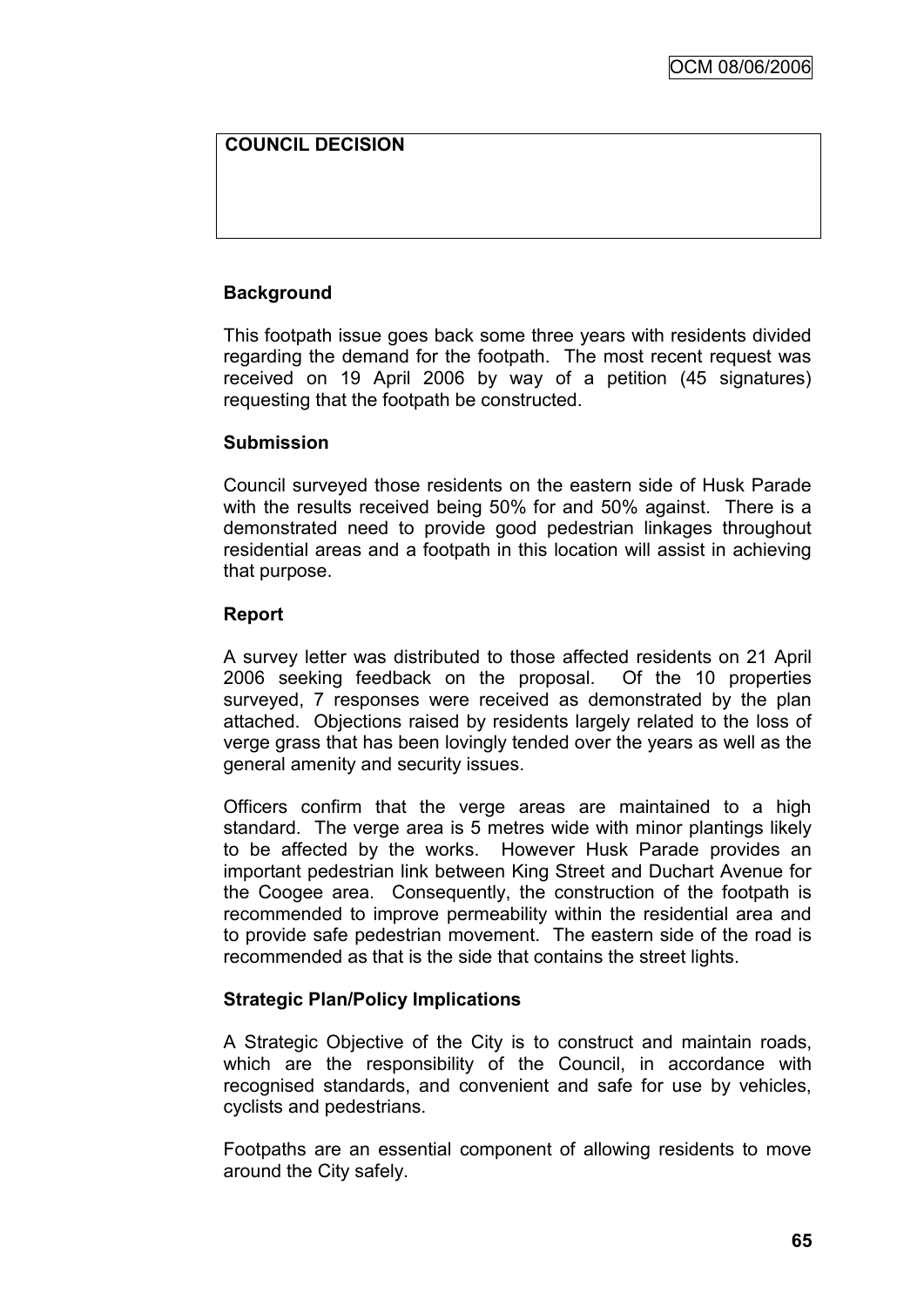**COUNCIL DECISION**

**Background**

This footpath issue goes back some three years with residents divided regarding the demand for the footpath. The most recent request was received on 19 April 2006 by way of a petition (45 signatures) requesting that the footpath be constructed.

**Submission**

Council surveyed those residents on the eastern side of Husk Parade with the results received being 50% for and 50% against. There is a demonstrated need to provide good pedestrian linkages throughout residential areas and a footpath in this location will assist in achieving that purpose.

**Report**

A survey letter was distributed to those affected residents on 21 April 2006 seeking feedback on the proposal. Of the 10 properties surveyed, 7 responses were received as demonstrated by the plan attached. Objections raised by residents largely related to the loss of verge grass that has been lovingly tended over the years as well as the general amenity and security issues.

Officers confirm that the verge areas are maintained to a high standard. The verge area is 5 metres wide with minor plantings likely to be affected by the works. However Husk Parade provides an important pedestrian link between King Street and Duchart Avenue for the Coogee area. Consequently, the construction of the footpath is recommended to improve permeability within the residential area and to provide safe pedestrian movement. The eastern side of the road is recommended as that is the side that contains the street lights.

**Strategic Plan/Policy Implications**

A Strategic Objective of the City is to construct and maintain roads, which are the responsibility of the Council, in accordance with recognised standards, and convenient and safe for use by vehicles, cyclists and pedestrians.

Footpaths are an essential component of allowing residents to move around the City safely.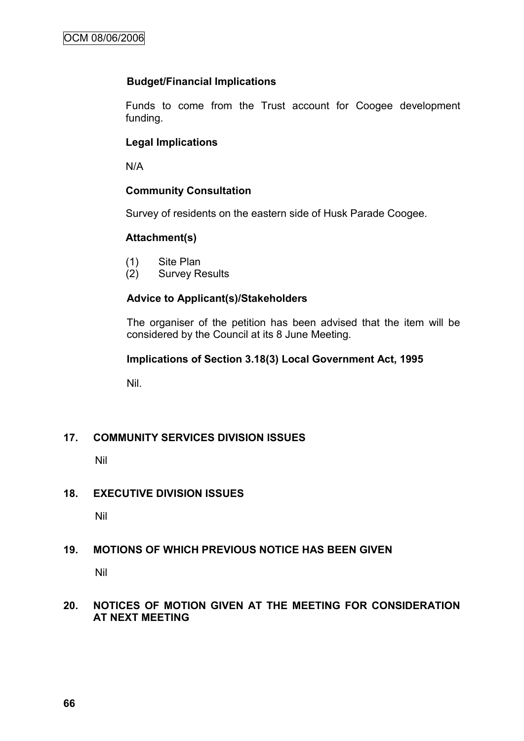**Budget/Financial Implications**

Funds to come from the Trust account for Coogee development funding.

**Legal Implications**

N/A

**Community Consultation**

Survey of residents on the eastern side of Husk Parade Coogee.

**Attachment(s)**

(1) Site Plan
(2) Survey Results

**Advice to Applicant(s)/Stakeholders**

The organiser of the petition has been advised that the item will be considered by the Council at its 8 June Meeting.

**Implications of Section 3.18(3) Local Government Act, 1995**

Nil.

## 17. COMMUNITY SERVICES DIVISION ISSUES

Nil

## 18. EXECUTIVE DIVISION ISSUES

Nil

## 19. MOTIONS OF WHICH PREVIOUS NOTICE HAS BEEN GIVEN

Nil

## 20. NOTICES OF MOTION GIVEN AT THE MEETING FOR CONSIDERATION AT NEXT MEETING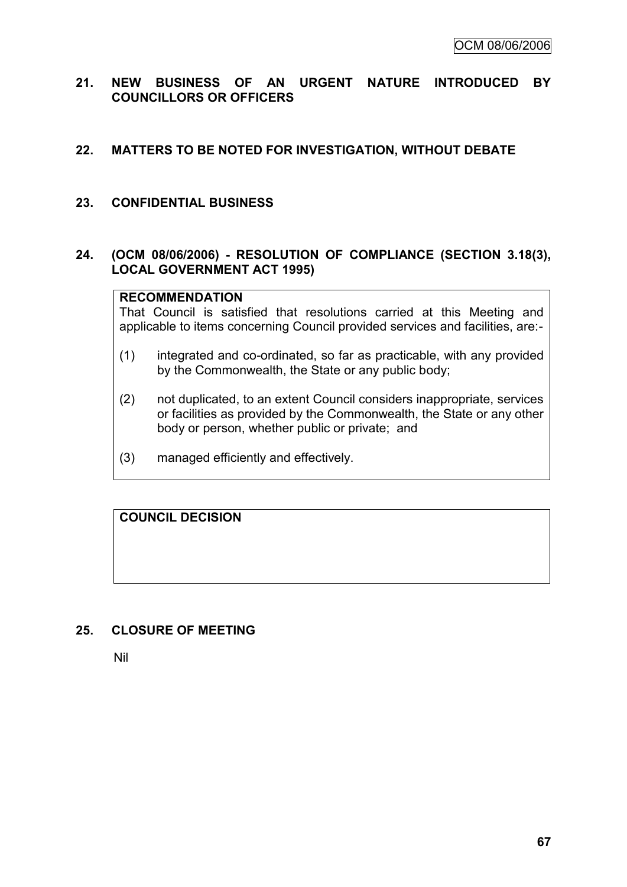## 21. NEW BUSINESS OF AN URGENT NATURE INTRODUCED BY COUNCILLORS OR OFFICERS

## 22. MATTERS TO BE NOTED FOR INVESTIGATION, WITHOUT DEBATE

## 23. CONFIDENTIAL BUSINESS

## 24. (OCM 08/06/2006) - RESOLUTION OF COMPLIANCE (SECTION 3.18(3), LOCAL GOVERNMENT ACT 1995)

**RECOMMENDATION**

That Council is satisfied that resolutions carried at this Meeting and applicable to items concerning Council provided services and facilities, are:-

(1) integrated and co-ordinated, so far as practicable, with any provided by the Commonwealth, the State or any public body;

(2) not duplicated, to an extent Council considers inappropriate, services or facilities as provided by the Commonwealth, the State or any other body or person, whether public or private; and

(3) managed efficiently and effectively.

**COUNCIL DECISION**

## 25. CLOSURE OF MEETING

Nil